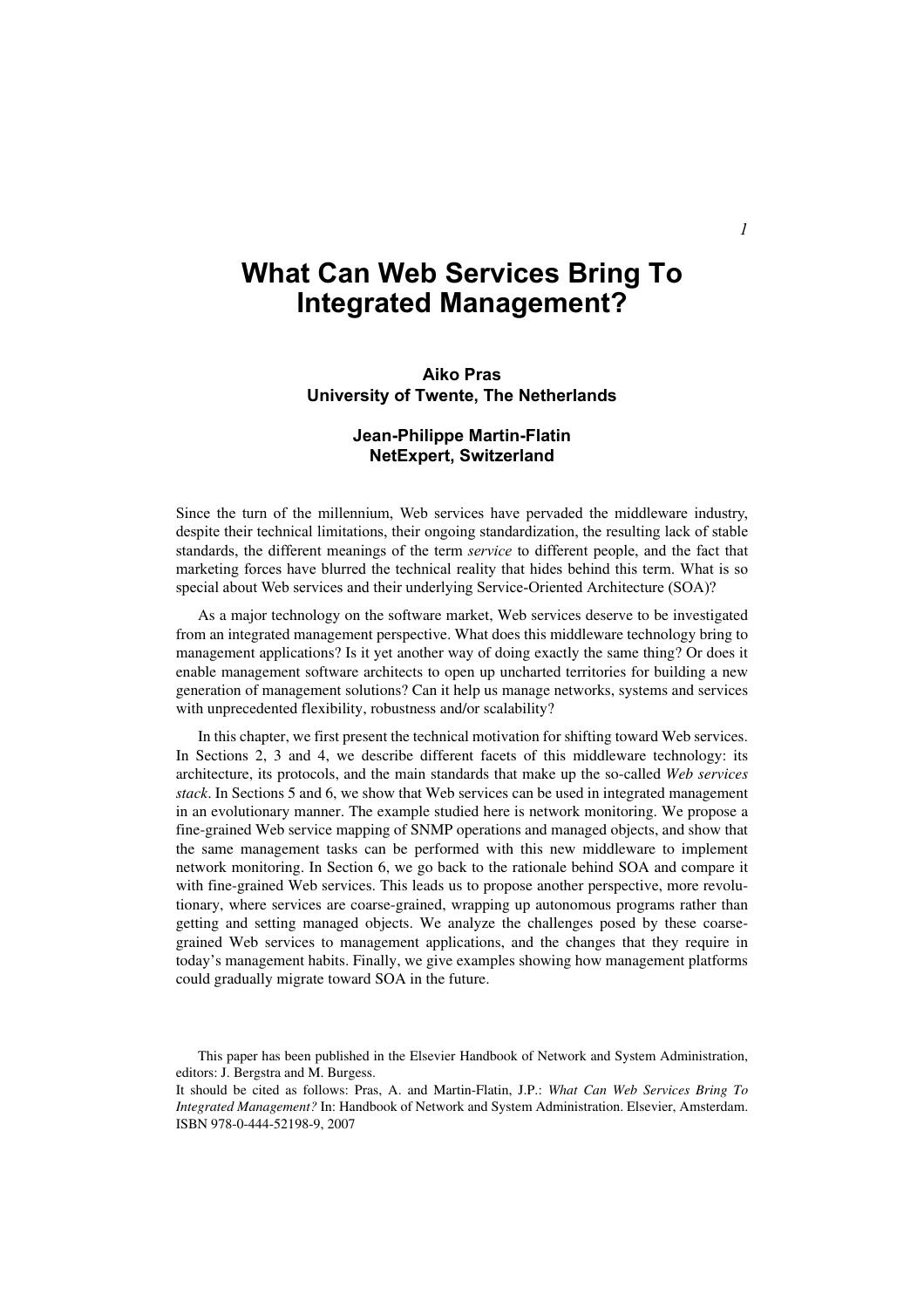# What Can Web Services Bring To Integrated Management?

**Aiko Pras**
**University of Twente, The Netherlands**

**Jean-Philippe Martin-Flatin**
**NetExpert, Switzerland**

Since the turn of the millennium, Web services have pervaded the middleware industry, despite their technical limitations, their ongoing standardization, the resulting lack of stable standards, the different meanings of the term *service* to different people, and the fact that marketing forces have blurred the technical reality that hides behind this term. What is so special about Web services and their underlying Service-Oriented Architecture (SOA)?

As a major technology on the software market, Web services deserve to be investigated from an integrated management perspective. What does this middleware technology bring to management applications? Is it yet another way of doing exactly the same thing? Or does it enable management software architects to open up uncharted territories for building a new generation of management solutions? Can it help us manage networks, systems and services with unprecedented flexibility, robustness and/or scalability?

In this chapter, we first present the technical motivation for shifting toward Web services. In Sections 2, 3 and 4, we describe different facets of this middleware technology: its architecture, its protocols, and the main standards that make up the so-called *Web services stack*. In Sections 5 and 6, we show that Web services can be used in integrated management in an evolutionary manner. The example studied here is network monitoring. We propose a fine-grained Web service mapping of SNMP operations and managed objects, and show that the same management tasks can be performed with this new middleware to implement network monitoring. In Section 6, we go back to the rationale behind SOA and compare it with fine-grained Web services. This leads us to propose another perspective, more revolutionary, where services are coarse-grained, wrapping up autonomous programs rather than getting and setting managed objects. We analyze the challenges posed by these coarse-grained Web services to management applications, and the changes that they require in today's management habits. Finally, we give examples showing how management platforms could gradually migrate toward SOA in the future.

This paper has been published in the Elsevier Handbook of Network and System Administration, editors: J. Bergstra and M. Burgess.
It should be cited as follows: Pras, A. and Martin-Flatin, J.P.: *What Can Web Services Bring To Integrated Management?* In: Handbook of Network and System Administration. Elsevier, Amsterdam. ISBN 978-0-444-52198-9, 2007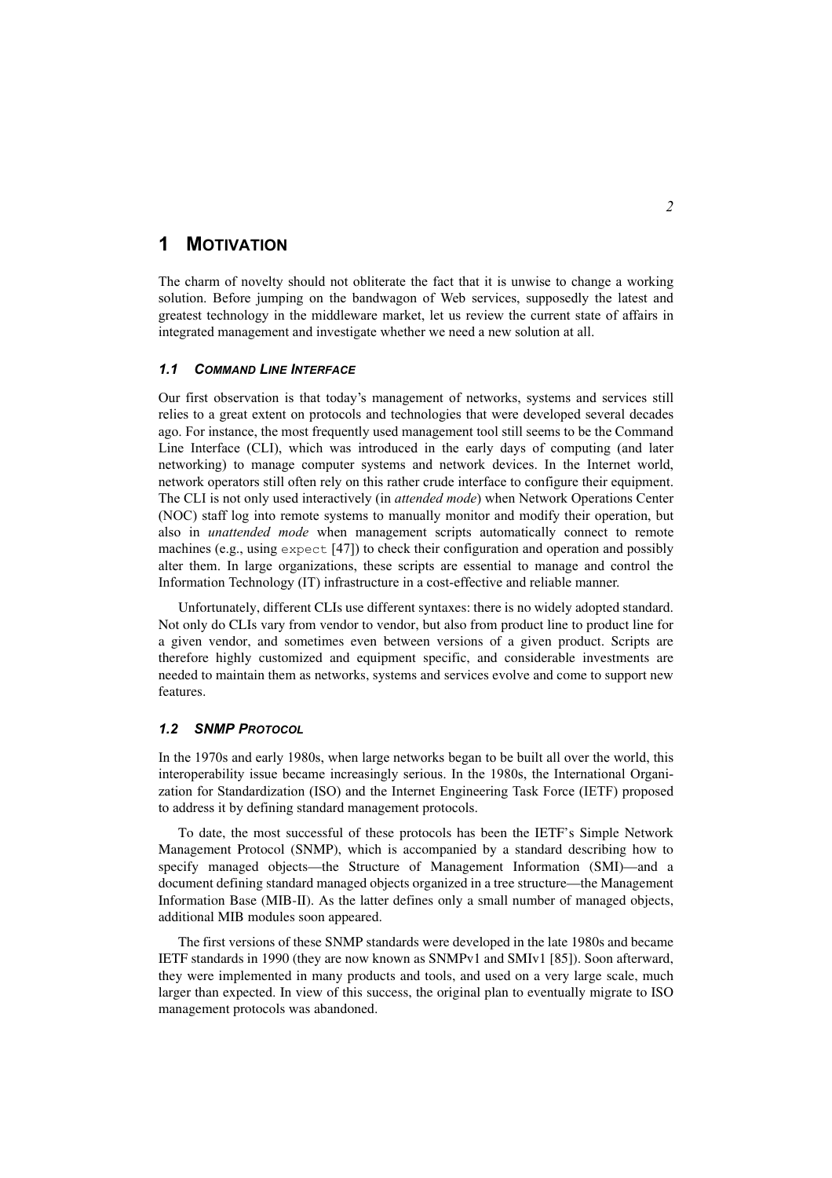# 1 MOTIVATION

The charm of novelty should not obliterate the fact that it is unwise to change a working solution. Before jumping on the bandwagon of Web services, supposedly the latest and greatest technology in the middleware market, let us review the current state of affairs in integrated management and investigate whether we need a new solution at all.

## 1.1 COMMAND LINE INTERFACE

Our first observation is that today's management of networks, systems and services still relies to a great extent on protocols and technologies that were developed several decades ago. For instance, the most frequently used management tool still seems to be the Command Line Interface (CLI), which was introduced in the early days of computing (and later networking) to manage computer systems and network devices. In the Internet world, network operators still often rely on this rather crude interface to configure their equipment. The CLI is not only used interactively (in *attended mode*) when Network Operations Center (NOC) staff log into remote systems to manually monitor and modify their operation, but also in *unattended mode* when management scripts automatically connect to remote machines (e.g., using `expect` [47]) to check their configuration and operation and possibly alter them. In large organizations, these scripts are essential to manage and control the Information Technology (IT) infrastructure in a cost-effective and reliable manner.

Unfortunately, different CLIs use different syntaxes: there is no widely adopted standard. Not only do CLIs vary from vendor to vendor, but also from product line to product line for a given vendor, and sometimes even between versions of a given product. Scripts are therefore highly customized and equipment specific, and considerable investments are needed to maintain them as networks, systems and services evolve and come to support new features.

## 1.2 SNMP PROTOCOL

In the 1970s and early 1980s, when large networks began to be built all over the world, this interoperability issue became increasingly serious. In the 1980s, the International Organization for Standardization (ISO) and the Internet Engineering Task Force (IETF) proposed to address it by defining standard management protocols.

To date, the most successful of these protocols has been the IETF's Simple Network Management Protocol (SNMP), which is accompanied by a standard describing how to specify managed objects—the Structure of Management Information (SMI)—and a document defining standard managed objects organized in a tree structure—the Management Information Base (MIB-II). As the latter defines only a small number of managed objects, additional MIB modules soon appeared.

The first versions of these SNMP standards were developed in the late 1980s and became IETF standards in 1990 (they are now known as SNMPv1 and SMIv1 [85]). Soon afterward, they were implemented in many products and tools, and used on a very large scale, much larger than expected. In view of this success, the original plan to eventually migrate to ISO management protocols was abandoned.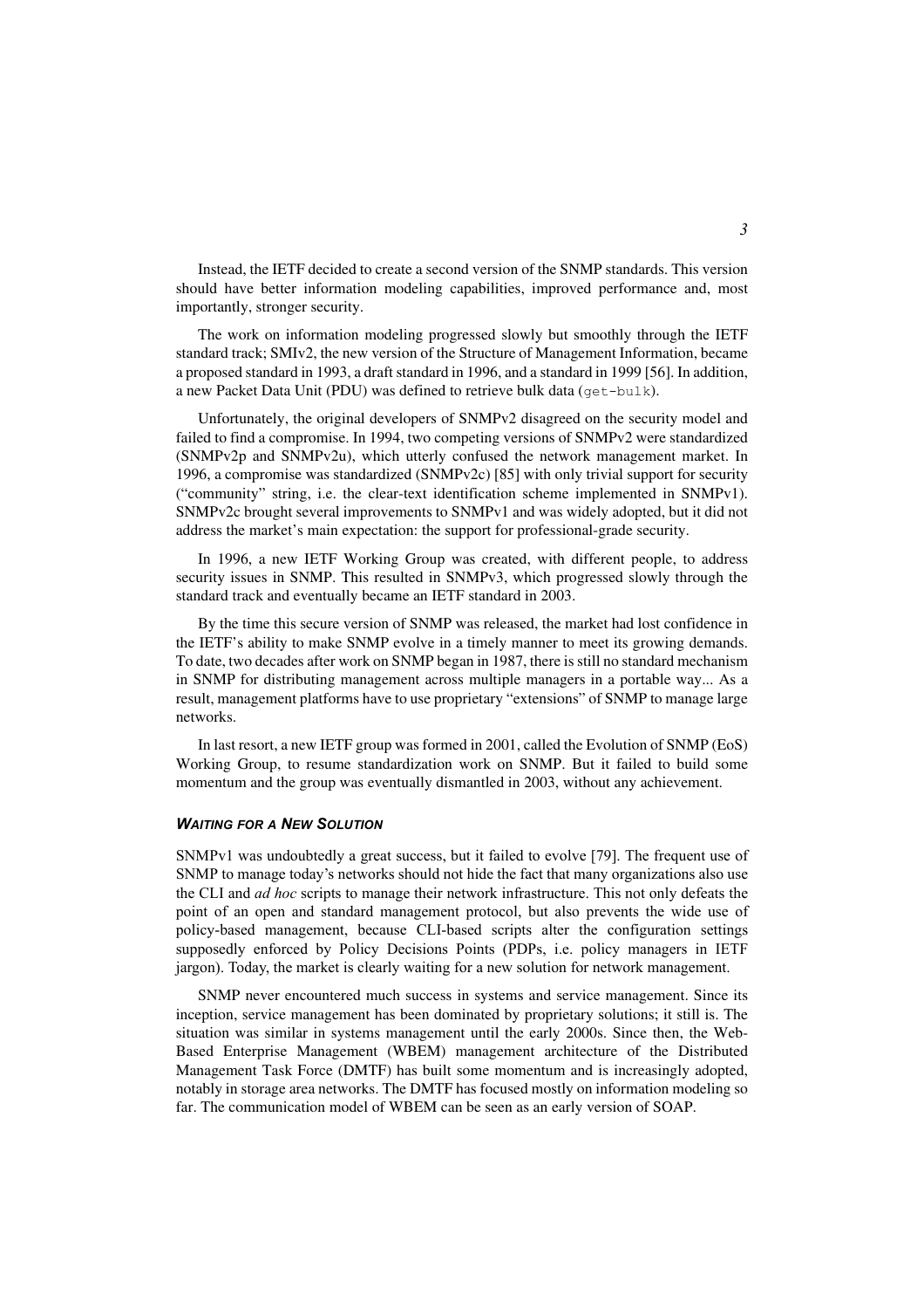Instead, the IETF decided to create a second version of the SNMP standards. This version should have better information modeling capabilities, improved performance and, most importantly, stronger security.

The work on information modeling progressed slowly but smoothly through the IETF standard track; SMIv2, the new version of the Structure of Management Information, became a proposed standard in 1993, a draft standard in 1996, and a standard in 1999 [56]. In addition, a new Packet Data Unit (PDU) was defined to retrieve bulk data (`get-bulk`).

Unfortunately, the original developers of SNMPv2 disagreed on the security model and failed to find a compromise. In 1994, two competing versions of SNMPv2 were standardized (SNMPv2p and SNMPv2u), which utterly confused the network management market. In 1996, a compromise was standardized (SNMPv2c) [85] with only trivial support for security ("community" string, i.e. the clear-text identification scheme implemented in SNMPv1). SNMPv2c brought several improvements to SNMPv1 and was widely adopted, but it did not address the market's main expectation: the support for professional-grade security.

In 1996, a new IETF Working Group was created, with different people, to address security issues in SNMP. This resulted in SNMPv3, which progressed slowly through the standard track and eventually became an IETF standard in 2003.

By the time this secure version of SNMP was released, the market had lost confidence in the IETF's ability to make SNMP evolve in a timely manner to meet its growing demands. To date, two decades after work on SNMP began in 1987, there is still no standard mechanism in SNMP for distributing management across multiple managers in a portable way... As a result, management platforms have to use proprietary "extensions" of SNMP to manage large networks.

In last resort, a new IETF group was formed in 2001, called the Evolution of SNMP (EoS) Working Group, to resume standardization work on SNMP. But it failed to build some momentum and the group was eventually dismantled in 2003, without any achievement.

#### ***WAITING FOR A NEW SOLUTION***

SNMPv1 was undoubtedly a great success, but it failed to evolve [79]. The frequent use of SNMP to manage today's networks should not hide the fact that many organizations also use the CLI and *ad hoc* scripts to manage their network infrastructure. This not only defeats the point of an open and standard management protocol, but also prevents the wide use of policy-based management, because CLI-based scripts alter the configuration settings supposedly enforced by Policy Decisions Points (PDPs, i.e. policy managers in IETF jargon). Today, the market is clearly waiting for a new solution for network management.

SNMP never encountered much success in systems and service management. Since its inception, service management has been dominated by proprietary solutions; it still is. The situation was similar in systems management until the early 2000s. Since then, the Web-Based Enterprise Management (WBEM) management architecture of the Distributed Management Task Force (DMTF) has built some momentum and is increasingly adopted, notably in storage area networks. The DMTF has focused mostly on information modeling so far. The communication model of WBEM can be seen as an early version of SOAP.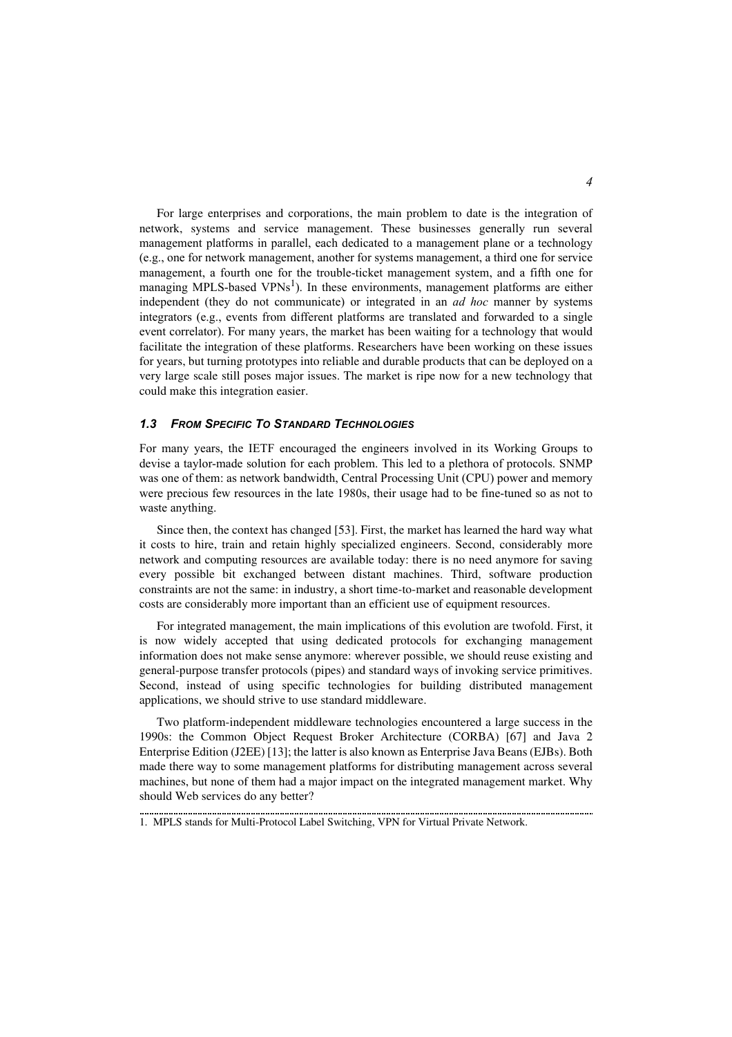For large enterprises and corporations, the main problem to date is the integration of network, systems and service management. These businesses generally run several management platforms in parallel, each dedicated to a management plane or a technology (e.g., one for network management, another for systems management, a third one for service management, a fourth one for the trouble-ticket management system, and a fifth one for managing MPLS-based VPNs[1]). In these environments, management platforms are either independent (they do not communicate) or integrated in an *ad hoc* manner by systems integrators (e.g., events from different platforms are translated and forwarded to a single event correlator). For many years, the market has been waiting for a technology that would facilitate the integration of these platforms. Researchers have been working on these issues for years, but turning prototypes into reliable and durable products that can be deployed on a very large scale still poses major issues. The market is ripe now for a new technology that could make this integration easier.

### 1.3 From Specific To Standard Technologies

For many years, the IETF encouraged the engineers involved in its Working Groups to devise a taylor-made solution for each problem. This led to a plethora of protocols. SNMP was one of them: as network bandwidth, Central Processing Unit (CPU) power and memory were precious few resources in the late 1980s, their usage had to be fine-tuned so as not to waste anything.

Since then, the context has changed [53]. First, the market has learned the hard way what it costs to hire, train and retain highly specialized engineers. Second, considerably more network and computing resources are available today: there is no need anymore for saving every possible bit exchanged between distant machines. Third, software production constraints are not the same: in industry, a short time-to-market and reasonable development costs are considerably more important than an efficient use of equipment resources.

For integrated management, the main implications of this evolution are twofold. First, it is now widely accepted that using dedicated protocols for exchanging management information does not make sense anymore: wherever possible, we should reuse existing and general-purpose transfer protocols (pipes) and standard ways of invoking service primitives. Second, instead of using specific technologies for building distributed management applications, we should strive to use standard middleware.

Two platform-independent middleware technologies encountered a large success in the 1990s: the Common Object Request Broker Architecture (CORBA) [67] and Java 2 Enterprise Edition (J2EE) [13]; the latter is also known as Enterprise Java Beans (EJBs). Both made there way to some management platforms for distributing management across several machines, but none of them had a major impact on the integrated management market. Why should Web services do any better?

---

1. MPLS stands for Multi-Protocol Label Switching, VPN for Virtual Private Network.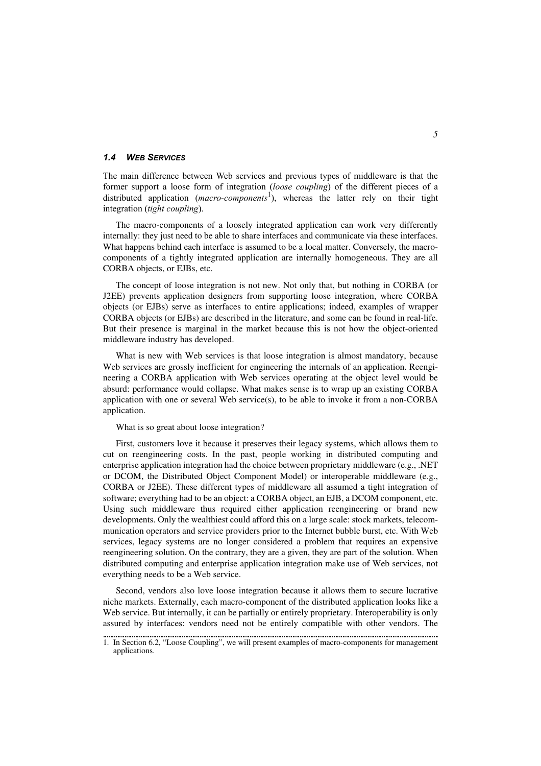### *1.4 Web Services*

The main difference between Web services and previous types of middleware is that the former support a loose form of integration (*loose coupling*) of the different pieces of a distributed application (*macro-components*[1]), whereas the latter rely on their tight integration (*tight coupling*).

The macro-components of a loosely integrated application can work very differently internally: they just need to be able to share interfaces and communicate via these interfaces. What happens behind each interface is assumed to be a local matter. Conversely, the macro-components of a tightly integrated application are internally homogeneous. They are all CORBA objects, or EJBs, etc.

The concept of loose integration is not new. Not only that, but nothing in CORBA (or J2EE) prevents application designers from supporting loose integration, where CORBA objects (or EJBs) serve as interfaces to entire applications; indeed, examples of wrapper CORBA objects (or EJBs) are described in the literature, and some can be found in real-life. But their presence is marginal in the market because this is not how the object-oriented middleware industry has developed.

What is new with Web services is that loose integration is almost mandatory, because Web services are grossly inefficient for engineering the internals of an application. Reengineering a CORBA application with Web services operating at the object level would be absurd: performance would collapse. What makes sense is to wrap up an existing CORBA application with one or several Web service(s), to be able to invoke it from a non-CORBA application.

What is so great about loose integration?

First, customers love it because it preserves their legacy systems, which allows them to cut on reengineering costs. In the past, people working in distributed computing and enterprise application integration had the choice between proprietary middleware (e.g., .NET or DCOM, the Distributed Object Component Model) or interoperable middleware (e.g., CORBA or J2EE). These different types of middleware all assumed a tight integration of software; everything had to be an object: a CORBA object, an EJB, a DCOM component, etc. Using such middleware thus required either application reengineering or brand new developments. Only the wealthiest could afford this on a large scale: stock markets, telecommunication operators and service providers prior to the Internet bubble burst, etc. With Web services, legacy systems are no longer considered a problem that requires an expensive reengineering solution. On the contrary, they are a given, they are part of the solution. When distributed computing and enterprise application integration make use of Web services, not everything needs to be a Web service.

Second, vendors also love loose integration because it allows them to secure lucrative niche markets. Externally, each macro-component of the distributed application looks like a Web service. But internally, it can be partially or entirely proprietary. Interoperability is only assured by interfaces: vendors need not be entirely compatible with other vendors. The

---

1. In Section 6.2, "Loose Coupling", we will present examples of macro-components for management applications.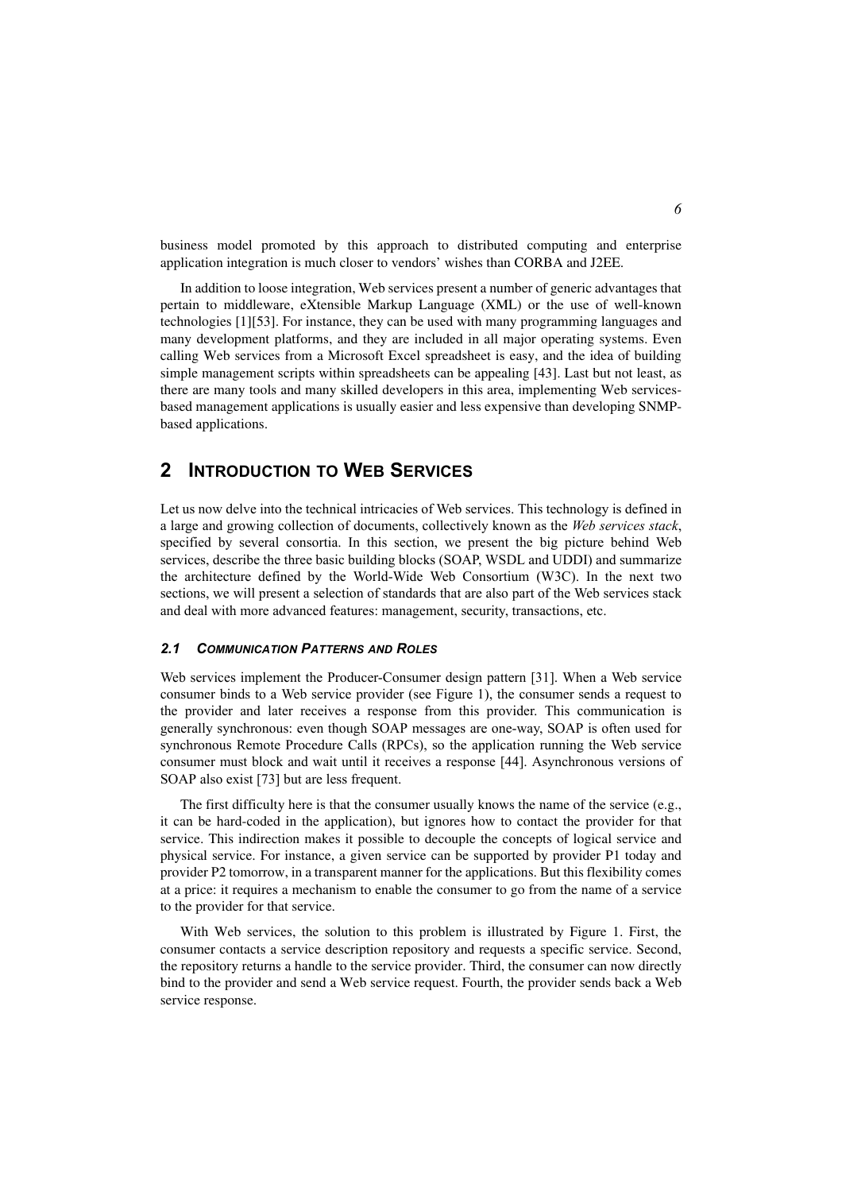business model promoted by this approach to distributed computing and enterprise application integration is much closer to vendors' wishes than CORBA and J2EE.

In addition to loose integration, Web services present a number of generic advantages that pertain to middleware, eXtensible Markup Language (XML) or the use of well-known technologies [1][53]. For instance, they can be used with many programming languages and many development platforms, and they are included in all major operating systems. Even calling Web services from a Microsoft Excel spreadsheet is easy, and the idea of building simple management scripts within spreadsheets can be appealing [43]. Last but not least, as there are many tools and many skilled developers in this area, implementing Web services-based management applications is usually easier and less expensive than developing SNMP-based applications.

# 2 Introduction to Web Services

Let us now delve into the technical intricacies of Web services. This technology is defined in a large and growing collection of documents, collectively known as the *Web services stack*, specified by several consortia. In this section, we present the big picture behind Web services, describe the three basic building blocks (SOAP, WSDL and UDDI) and summarize the architecture defined by the World-Wide Web Consortium (W3C). In the next two sections, we will present a selection of standards that are also part of the Web services stack and deal with more advanced features: management, security, transactions, etc.

## 2.1 Communication Patterns and Roles

Web services implement the Producer-Consumer design pattern [31]. When a Web service consumer binds to a Web service provider (see Figure 1), the consumer sends a request to the provider and later receives a response from this provider. This communication is generally synchronous: even though SOAP messages are one-way, SOAP is often used for synchronous Remote Procedure Calls (RPCs), so the application running the Web service consumer must block and wait until it receives a response [44]. Asynchronous versions of SOAP also exist [73] but are less frequent.

The first difficulty here is that the consumer usually knows the name of the service (e.g., it can be hard-coded in the application), but ignores how to contact the provider for that service. This indirection makes it possible to decouple the concepts of logical service and physical service. For instance, a given service can be supported by provider P1 today and provider P2 tomorrow, in a transparent manner for the applications. But this flexibility comes at a price: it requires a mechanism to enable the consumer to go from the name of a service to the provider for that service.

With Web services, the solution to this problem is illustrated by Figure 1. First, the consumer contacts a service description repository and requests a specific service. Second, the repository returns a handle to the service provider. Third, the consumer can now directly bind to the provider and send a Web service request. Fourth, the provider sends back a Web service response.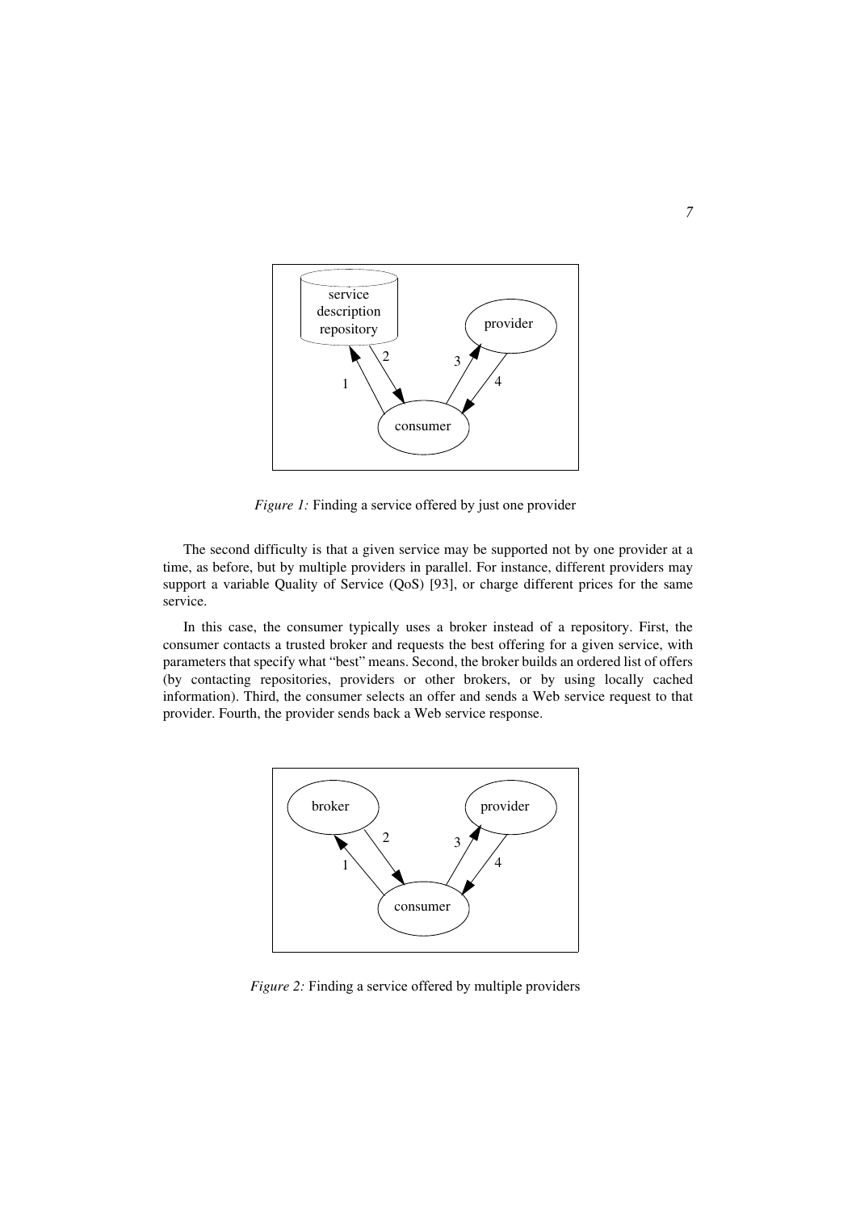*Figure 1:* Finding a service offered by just one provider

The second difficulty is that a given service may be supported not by one provider at a time, as before, but by multiple providers in parallel. For instance, different providers may support a variable Quality of Service (QoS) [93], or charge different prices for the same service.

In this case, the consumer typically uses a broker instead of a repository. First, the consumer contacts a trusted broker and requests the best offering for a given service, with parameters that specify what "best" means. Second, the broker builds an ordered list of offers (by contacting repositories, providers or other brokers, or by using locally cached information). Third, the consumer selects an offer and sends a Web service request to that provider. Fourth, the provider sends back a Web service response.

*Figure 2:* Finding a service offered by multiple providers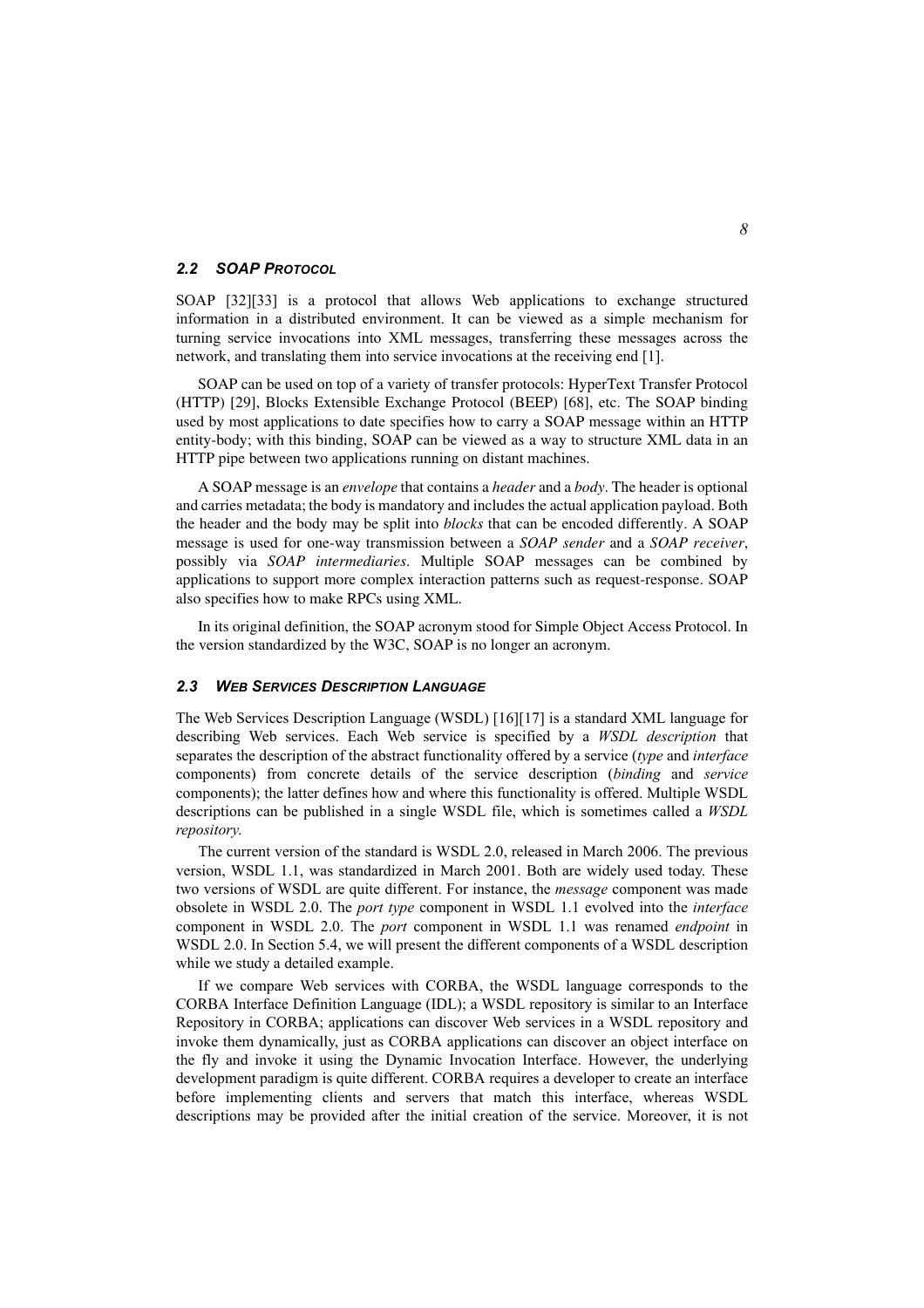## 2.2 SOAP PROTOCOL

SOAP [32][33] is a protocol that allows Web applications to exchange structured information in a distributed environment. It can be viewed as a simple mechanism for turning service invocations into XML messages, transferring these messages across the network, and translating them into service invocations at the receiving end [1].

SOAP can be used on top of a variety of transfer protocols: HyperText Transfer Protocol (HTTP) [29], Blocks Extensible Exchange Protocol (BEEP) [68], etc. The SOAP binding used by most applications to date specifies how to carry a SOAP message within an HTTP entity-body; with this binding, SOAP can be viewed as a way to structure XML data in an HTTP pipe between two applications running on distant machines.

A SOAP message is an *envelope* that contains a *header* and a *body*. The header is optional and carries metadata; the body is mandatory and includes the actual application payload. Both the header and the body may be split into *blocks* that can be encoded differently. A SOAP message is used for one-way transmission between a *SOAP sender* and a *SOAP receiver*, possibly via *SOAP intermediaries*. Multiple SOAP messages can be combined by applications to support more complex interaction patterns such as request-response. SOAP also specifies how to make RPCs using XML.

In its original definition, the SOAP acronym stood for Simple Object Access Protocol. In the version standardized by the W3C, SOAP is no longer an acronym.

## 2.3 WEB SERVICES DESCRIPTION LANGUAGE

The Web Services Description Language (WSDL) [16][17] is a standard XML language for describing Web services. Each Web service is specified by a *WSDL description* that separates the description of the abstract functionality offered by a service (*type* and *interface* components) from concrete details of the service description (*binding* and *service* components); the latter defines how and where this functionality is offered. Multiple WSDL descriptions can be published in a single WSDL file, which is sometimes called a *WSDL repository*.

The current version of the standard is WSDL 2.0, released in March 2006. The previous version, WSDL 1.1, was standardized in March 2001. Both are widely used today. These two versions of WSDL are quite different. For instance, the *message* component was made obsolete in WSDL 2.0. The *port type* component in WSDL 1.1 evolved into the *interface* component in WSDL 2.0. The *port* component in WSDL 1.1 was renamed *endpoint* in WSDL 2.0. In Section 5.4, we will present the different components of a WSDL description while we study a detailed example.

If we compare Web services with CORBA, the WSDL language corresponds to the CORBA Interface Definition Language (IDL); a WSDL repository is similar to an Interface Repository in CORBA; applications can discover Web services in a WSDL repository and invoke them dynamically, just as CORBA applications can discover an object interface on the fly and invoke it using the Dynamic Invocation Interface. However, the underlying development paradigm is quite different. CORBA requires a developer to create an interface before implementing clients and servers that match this interface, whereas WSDL descriptions may be provided after the initial creation of the service. Moreover, it is not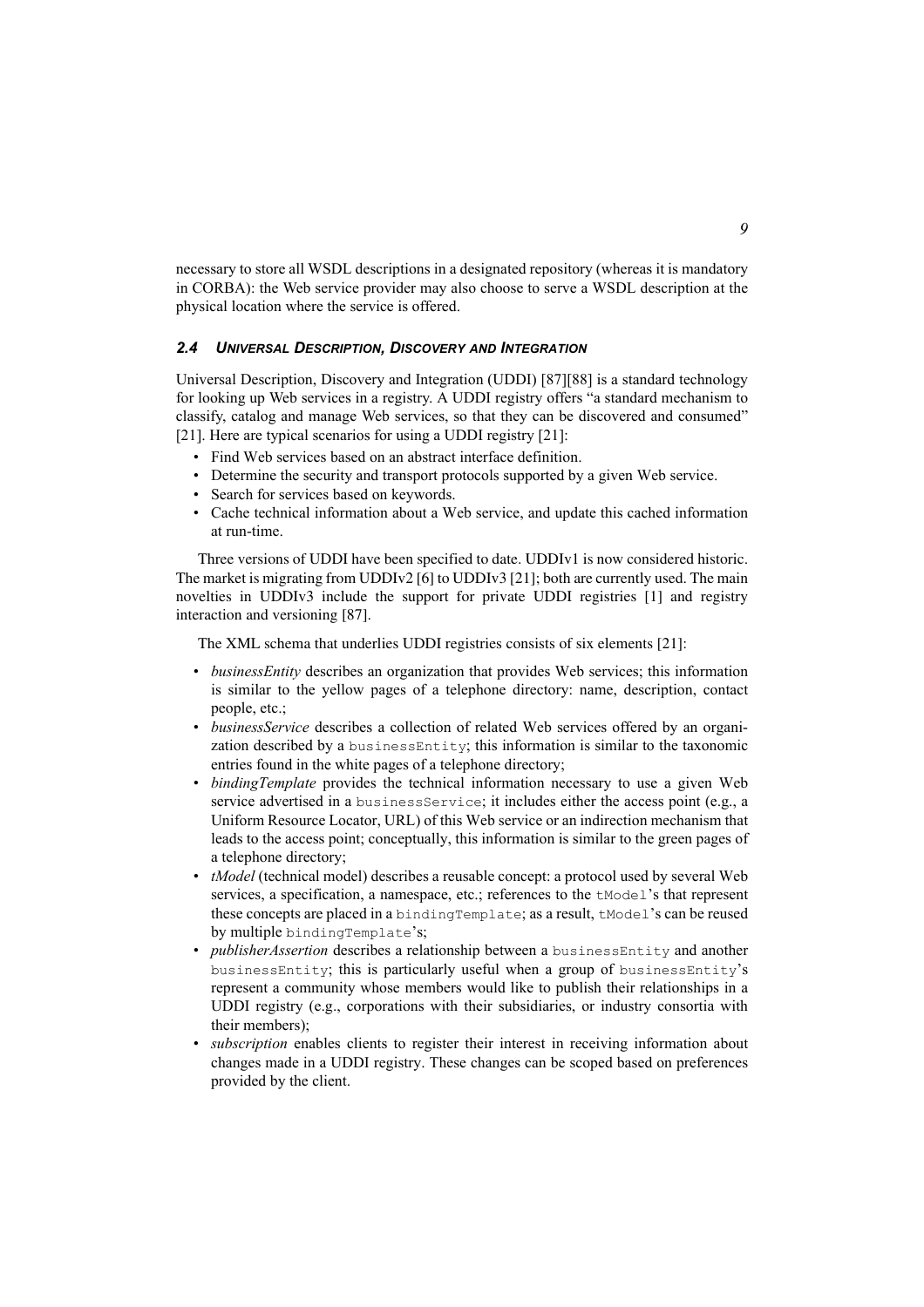necessary to store all WSDL descriptions in a designated repository (whereas it is mandatory in CORBA): the Web service provider may also choose to serve a WSDL description at the physical location where the service is offered.

### 2.4 Universal Description, Discovery and Integration

Universal Description, Discovery and Integration (UDDI) [87][88] is a standard technology for looking up Web services in a registry. A UDDI registry offers "a standard mechanism to classify, catalog and manage Web services, so that they can be discovered and consumed" [21]. Here are typical scenarios for using a UDDI registry [21]:

- Find Web services based on an abstract interface definition.
- Determine the security and transport protocols supported by a given Web service.
- Search for services based on keywords.
- Cache technical information about a Web service, and update this cached information at run-time.

Three versions of UDDI have been specified to date. UDDIv1 is now considered historic. The market is migrating from UDDIv2 [6] to UDDIv3 [21]; both are currently used. The main novelties in UDDIv3 include the support for private UDDI registries [1] and registry interaction and versioning [87].

The XML schema that underlies UDDI registries consists of six elements [21]:

- *businessEntity* describes an organization that provides Web services; this information is similar to the yellow pages of a telephone directory: name, description, contact people, etc.;
- *businessService* describes a collection of related Web services offered by an organization described by a `businessEntity`; this information is similar to the taxonomic entries found in the white pages of a telephone directory;
- *bindingTemplate* provides the technical information necessary to use a given Web service advertised in a `businessService`; it includes either the access point (e.g., a Uniform Resource Locator, URL) of this Web service or an indirection mechanism that leads to the access point; conceptually, this information is similar to the green pages of a telephone directory;
- *tModel* (technical model) describes a reusable concept: a protocol used by several Web services, a specification, a namespace, etc.; references to the `tModel`'s that represent these concepts are placed in a `bindingTemplate`; as a result, `tModel`'s can be reused by multiple `bindingTemplate`'s;
- *publisherAssertion* describes a relationship between a `businessEntity` and another `businessEntity`; this is particularly useful when a group of `businessEntity`'s represent a community whose members would like to publish their relationships in a UDDI registry (e.g., corporations with their subsidiaries, or industry consortia with their members);
- *subscription* enables clients to register their interest in receiving information about changes made in a UDDI registry. These changes can be scoped based on preferences provided by the client.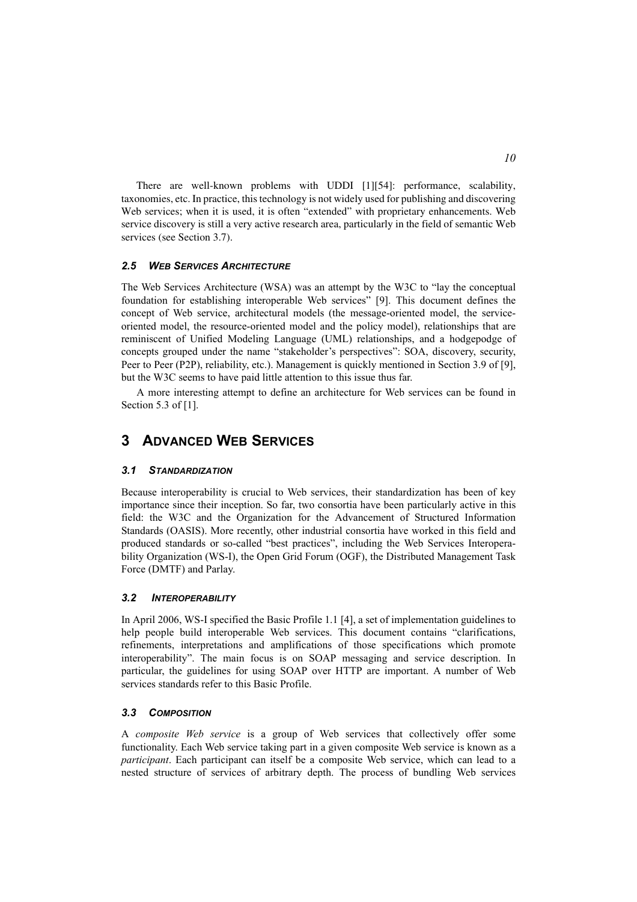There are well-known problems with UDDI [1][54]: performance, scalability, taxonomies, etc. In practice, this technology is not widely used for publishing and discovering Web services; when it is used, it is often "extended" with proprietary enhancements. Web service discovery is still a very active research area, particularly in the field of semantic Web services (see Section 3.7).

### 2.5 Web Services Architecture

The Web Services Architecture (WSA) was an attempt by the W3C to "lay the conceptual foundation for establishing interoperable Web services" [9]. This document defines the concept of Web service, architectural models (the message-oriented model, the service-oriented model, the resource-oriented model and the policy model), relationships that are reminiscent of Unified Modeling Language (UML) relationships, and a hodgepodge of concepts grouped under the name "stakeholder's perspectives": SOA, discovery, security, Peer to Peer (P2P), reliability, etc.). Management is quickly mentioned in Section 3.9 of [9], but the W3C seems to have paid little attention to this issue thus far.

A more interesting attempt to define an architecture for Web services can be found in Section 5.3 of [1].

## 3 Advanced Web Services

### 3.1 Standardization

Because interoperability is crucial to Web services, their standardization has been of key importance since their inception. So far, two consortia have been particularly active in this field: the W3C and the Organization for the Advancement of Structured Information Standards (OASIS). More recently, other industrial consortia have worked in this field and produced standards or so-called "best practices", including the Web Services Interoperability Organization (WS-I), the Open Grid Forum (OGF), the Distributed Management Task Force (DMTF) and Parlay.

### 3.2 Interoperability

In April 2006, WS-I specified the Basic Profile 1.1 [4], a set of implementation guidelines to help people build interoperable Web services. This document contains "clarifications, refinements, interpretations and amplifications of those specifications which promote interoperability". The main focus is on SOAP messaging and service description. In particular, the guidelines for using SOAP over HTTP are important. A number of Web services standards refer to this Basic Profile.

### 3.3 Composition

A *composite Web service* is a group of Web services that collectively offer some functionality. Each Web service taking part in a given composite Web service is known as a *participant*. Each participant can itself be a composite Web service, which can lead to a nested structure of services of arbitrary depth. The process of bundling Web services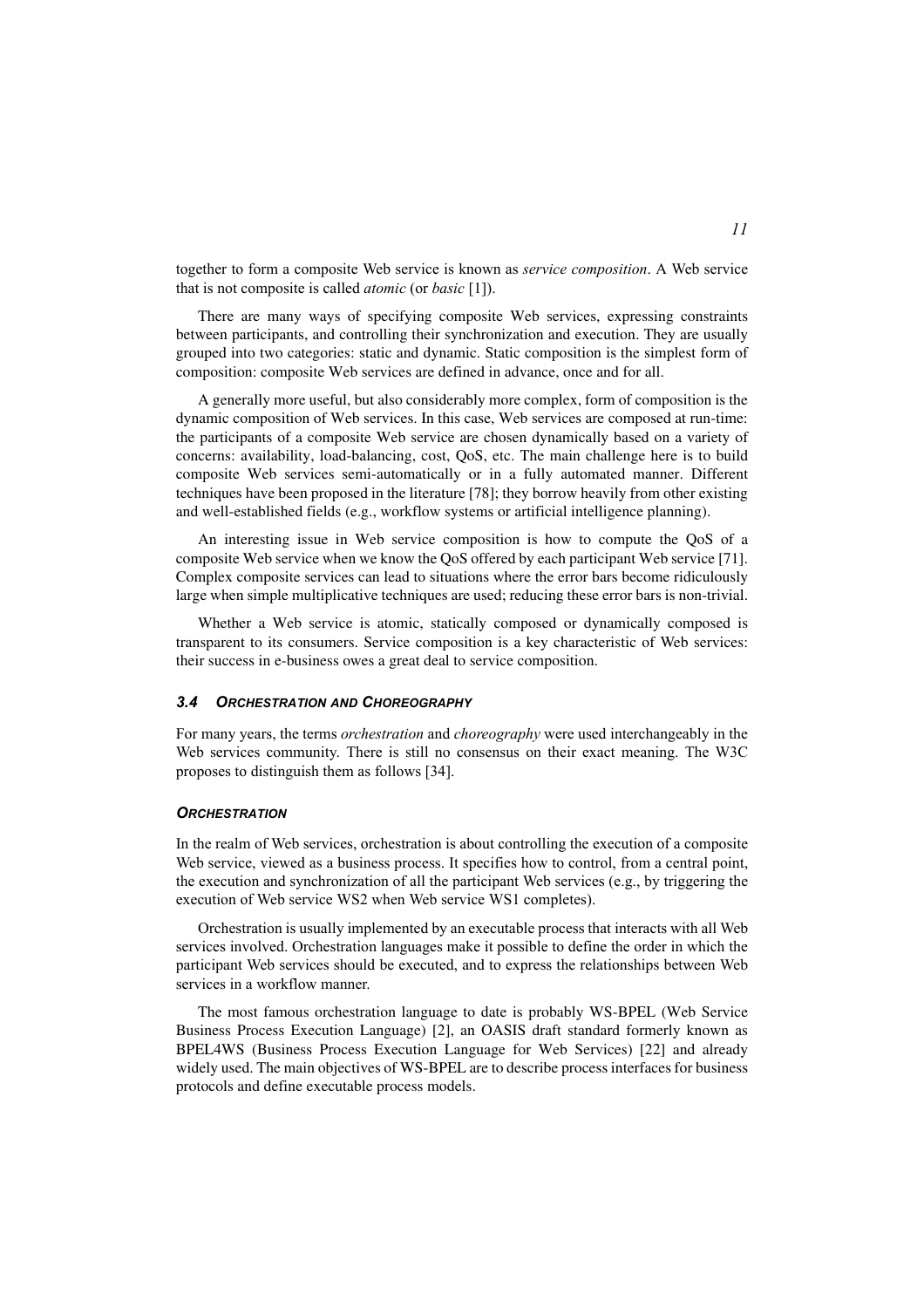together to form a composite Web service is known as *service composition*. A Web service that is not composite is called *atomic* (or *basic* [1]).

There are many ways of specifying composite Web services, expressing constraints between participants, and controlling their synchronization and execution. They are usually grouped into two categories: static and dynamic. Static composition is the simplest form of composition: composite Web services are defined in advance, once and for all.

A generally more useful, but also considerably more complex, form of composition is the dynamic composition of Web services. In this case, Web services are composed at run-time: the participants of a composite Web service are chosen dynamically based on a variety of concerns: availability, load-balancing, cost, QoS, etc. The main challenge here is to build composite Web services semi-automatically or in a fully automated manner. Different techniques have been proposed in the literature [78]; they borrow heavily from other existing and well-established fields (e.g., workflow systems or artificial intelligence planning).

An interesting issue in Web service composition is how to compute the QoS of a composite Web service when we know the QoS offered by each participant Web service [71]. Complex composite services can lead to situations where the error bars become ridiculously large when simple multiplicative techniques are used; reducing these error bars is non-trivial.

Whether a Web service is atomic, statically composed or dynamically composed is transparent to its consumers. Service composition is a key characteristic of Web services: their success in e-business owes a great deal to service composition.

### 3.4 Orchestration and Choreography

For many years, the terms *orchestration* and *choreography* were used interchangeably in the Web services community. There is still no consensus on their exact meaning. The W3C proposes to distinguish them as follows [34].

#### Orchestration

In the realm of Web services, orchestration is about controlling the execution of a composite Web service, viewed as a business process. It specifies how to control, from a central point, the execution and synchronization of all the participant Web services (e.g., by triggering the execution of Web service WS2 when Web service WS1 completes).

Orchestration is usually implemented by an executable process that interacts with all Web services involved. Orchestration languages make it possible to define the order in which the participant Web services should be executed, and to express the relationships between Web services in a workflow manner.

The most famous orchestration language to date is probably WS-BPEL (Web Service Business Process Execution Language) [2], an OASIS draft standard formerly known as BPEL4WS (Business Process Execution Language for Web Services) [22] and already widely used. The main objectives of WS-BPEL are to describe process interfaces for business protocols and define executable process models.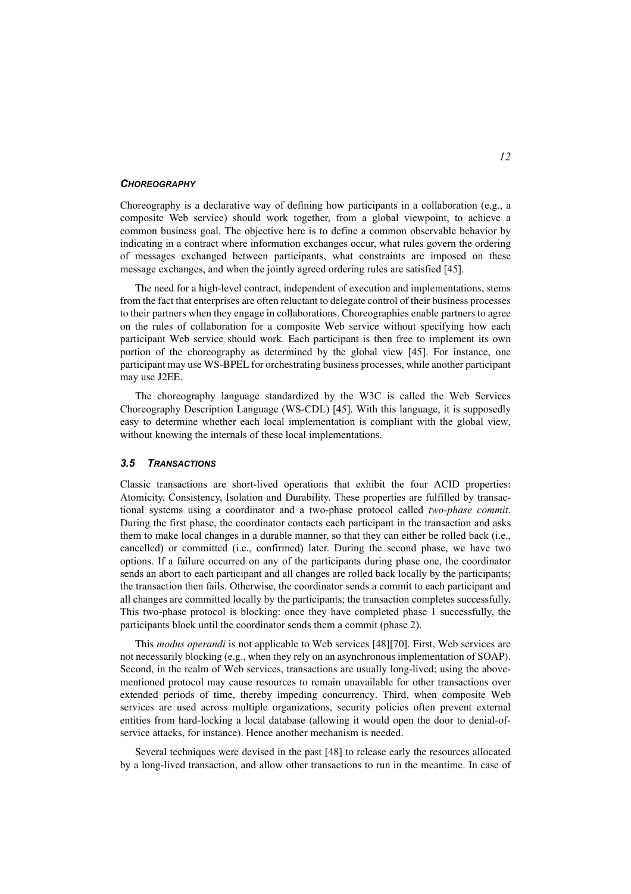#### *CHOREOGRAPHY*

Choreography is a declarative way of defining how participants in a collaboration (e.g., a composite Web service) should work together, from a global viewpoint, to achieve a common business goal. The objective here is to define a common observable behavior by indicating in a contract where information exchanges occur, what rules govern the ordering of messages exchanged between participants, what constraints are imposed on these message exchanges, and when the jointly agreed ordering rules are satisfied [45].

The need for a high-level contract, independent of execution and implementations, stems from the fact that enterprises are often reluctant to delegate control of their business processes to their partners when they engage in collaborations. Choreographies enable partners to agree on the rules of collaboration for a composite Web service without specifying how each participant Web service should work. Each participant is then free to implement its own portion of the choreography as determined by the global view [45]. For instance, one participant may use WS-BPEL for orchestrating business processes, while another participant may use J2EE.

The choreography language standardized by the W3C is called the Web Services Choreography Description Language (WS-CDL) [45]. With this language, it is supposedly easy to determine whether each local implementation is compliant with the global view, without knowing the internals of these local implementations.

### *3.5 TRANSACTIONS*

Classic transactions are short-lived operations that exhibit the four ACID properties: Atomicity, Consistency, Isolation and Durability. These properties are fulfilled by transactional systems using a coordinator and a two-phase protocol called *two-phase commit*. During the first phase, the coordinator contacts each participant in the transaction and asks them to make local changes in a durable manner, so that they can either be rolled back (i.e., cancelled) or committed (i.e., confirmed) later. During the second phase, we have two options. If a failure occurred on any of the participants during phase one, the coordinator sends an abort to each participant and all changes are rolled back locally by the participants; the transaction then fails. Otherwise, the coordinator sends a commit to each participant and all changes are committed locally by the participants; the transaction completes successfully. This two-phase protocol is blocking: once they have completed phase 1 successfully, the participants block until the coordinator sends them a commit (phase 2).

This *modus operandi* is not applicable to Web services [48][70]. First, Web services are not necessarily blocking (e.g., when they rely on an asynchronous implementation of SOAP). Second, in the realm of Web services, transactions are usually long-lived; using the above-mentioned protocol may cause resources to remain unavailable for other transactions over extended periods of time, thereby impeding concurrency. Third, when composite Web services are used across multiple organizations, security policies often prevent external entities from hard-locking a local database (allowing it would open the door to denial-of-service attacks, for instance). Hence another mechanism is needed.

Several techniques were devised in the past [48] to release early the resources allocated by a long-lived transaction, and allow other transactions to run in the meantime. In case of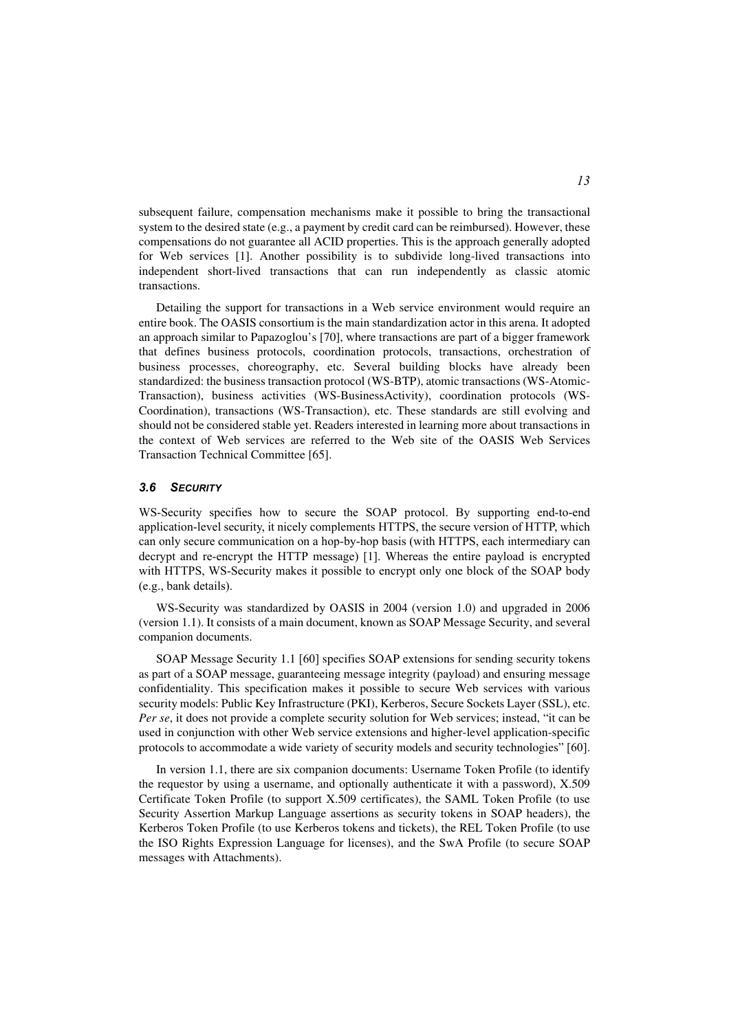subsequent failure, compensation mechanisms make it possible to bring the transactional system to the desired state (e.g., a payment by credit card can be reimbursed). However, these compensations do not guarantee all ACID properties. This is the approach generally adopted for Web services [1]. Another possibility is to subdivide long-lived transactions into independent short-lived transactions that can run independently as classic atomic transactions.

Detailing the support for transactions in a Web service environment would require an entire book. The OASIS consortium is the main standardization actor in this arena. It adopted an approach similar to Papazoglou's [70], where transactions are part of a bigger framework that defines business protocols, coordination protocols, transactions, orchestration of business processes, choreography, etc. Several building blocks have already been standardized: the business transaction protocol (WS-BTP), atomic transactions (WS-AtomicTransaction), business activities (WS-BusinessActivity), coordination protocols (WS-Coordination), transactions (WS-Transaction), etc. These standards are still evolving and should not be considered stable yet. Readers interested in learning more about transactions in the context of Web services are referred to the Web site of the OASIS Web Services Transaction Technical Committee [65].

### 3.6 Security

WS-Security specifies how to secure the SOAP protocol. By supporting end-to-end application-level security, it nicely complements HTTPS, the secure version of HTTP, which can only secure communication on a hop-by-hop basis (with HTTPS, each intermediary can decrypt and re-encrypt the HTTP message) [1]. Whereas the entire payload is encrypted with HTTPS, WS-Security makes it possible to encrypt only one block of the SOAP body (e.g., bank details).

WS-Security was standardized by OASIS in 2004 (version 1.0) and upgraded in 2006 (version 1.1). It consists of a main document, known as SOAP Message Security, and several companion documents.

SOAP Message Security 1.1 [60] specifies SOAP extensions for sending security tokens as part of a SOAP message, guaranteeing message integrity (payload) and ensuring message confidentiality. This specification makes it possible to secure Web services with various security models: Public Key Infrastructure (PKI), Kerberos, Secure Sockets Layer (SSL), etc. *Per se*, it does not provide a complete security solution for Web services; instead, "it can be used in conjunction with other Web service extensions and higher-level application-specific protocols to accommodate a wide variety of security models and security technologies" [60].

In version 1.1, there are six companion documents: Username Token Profile (to identify the requestor by using a username, and optionally authenticate it with a password), X.509 Certificate Token Profile (to support X.509 certificates), the SAML Token Profile (to use Security Assertion Markup Language assertions as security tokens in SOAP headers), the Kerberos Token Profile (to use Kerberos tokens and tickets), the REL Token Profile (to use the ISO Rights Expression Language for licenses), and the SwA Profile (to secure SOAP messages with Attachments).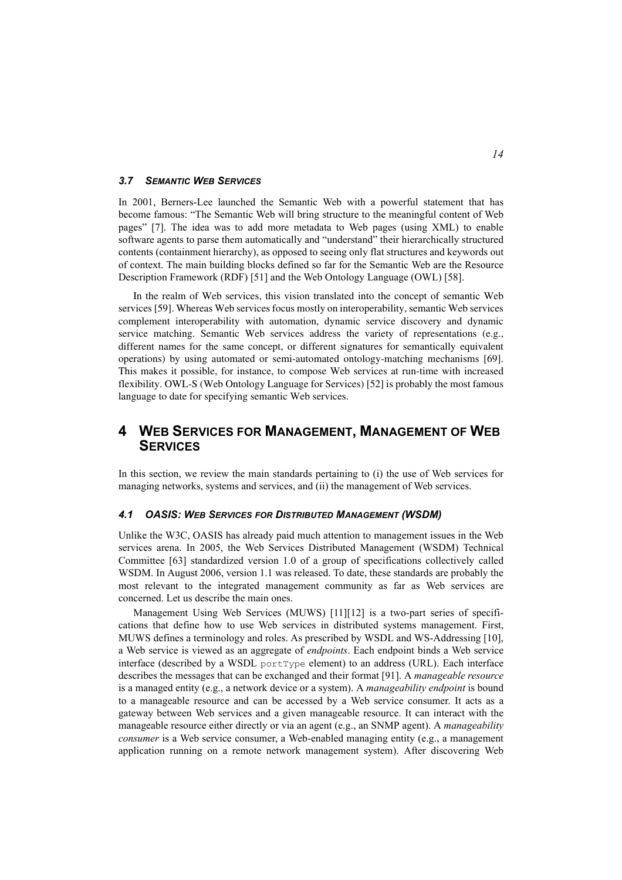### 3.7 Semantic Web Services

In 2001, Berners-Lee launched the Semantic Web with a powerful statement that has become famous: "The Semantic Web will bring structure to the meaningful content of Web pages" [7]. The idea was to add more metadata to Web pages (using XML) to enable software agents to parse them automatically and "understand" their hierarchically structured contents (containment hierarchy), as opposed to seeing only flat structures and keywords out of context. The main building blocks defined so far for the Semantic Web are the Resource Description Framework (RDF) [51] and the Web Ontology Language (OWL) [58].

In the realm of Web services, this vision translated into the concept of semantic Web services [59]. Whereas Web services focus mostly on interoperability, semantic Web services complement interoperability with automation, dynamic service discovery and dynamic service matching. Semantic Web services address the variety of representations (e.g., different names for the same concept, or different signatures for semantically equivalent operations) by using automated or semi-automated ontology-matching mechanisms [69]. This makes it possible, for instance, to compose Web services at run-time with increased flexibility. OWL-S (Web Ontology Language for Services) [52] is probably the most famous language to date for specifying semantic Web services.

## 4 Web Services for Management, Management of Web Services

In this section, we review the main standards pertaining to (i) the use of Web services for managing networks, systems and services, and (ii) the management of Web services.

### 4.1 OASIS: Web Services for Distributed Management (WSDM)

Unlike the W3C, OASIS has already paid much attention to management issues in the Web services arena. In 2005, the Web Services Distributed Management (WSDM) Technical Committee [63] standardized version 1.0 of a group of specifications collectively called WSDM. In August 2006, version 1.1 was released. To date, these standards are probably the most relevant to the integrated management community as far as Web services are concerned. Let us describe the main ones.

Management Using Web Services (MUWS) [11][12] is a two-part series of specifications that define how to use Web services in distributed systems management. First, MUWS defines a terminology and roles. As prescribed by WSDL and WS-Addressing [10], a Web service is viewed as an aggregate of *endpoints*. Each endpoint binds a Web service interface (described by a WSDL `portType` element) to an address (URL). Each interface describes the messages that can be exchanged and their format [91]. A *manageable resource* is a managed entity (e.g., a network device or a system). A *manageability endpoint* is bound to a manageable resource and can be accessed by a Web service consumer. It acts as a gateway between Web services and a given manageable resource. It can interact with the manageable resource either directly or via an agent (e.g., an SNMP agent). A *manageability consumer* is a Web service consumer, a Web-enabled managing entity (e.g., a management application running on a remote network management system). After discovering Web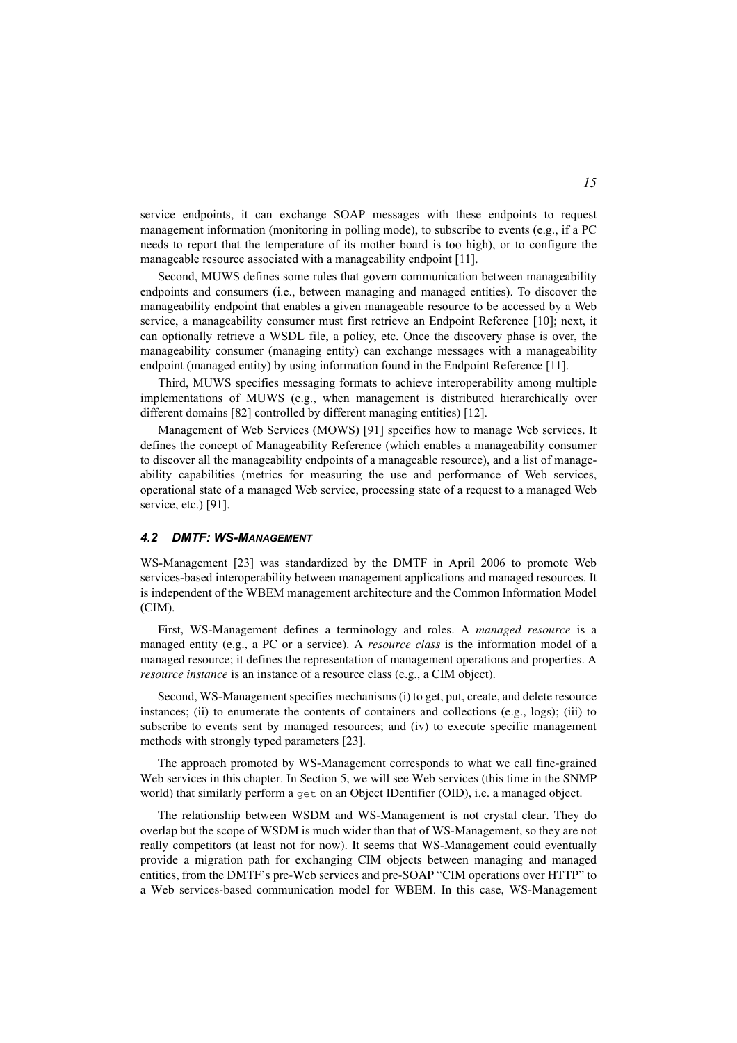service endpoints, it can exchange SOAP messages with these endpoints to request management information (monitoring in polling mode), to subscribe to events (e.g., if a PC needs to report that the temperature of its mother board is too high), or to configure the manageable resource associated with a manageability endpoint [11].

Second, MUWS defines some rules that govern communication between manageability endpoints and consumers (i.e., between managing and managed entities). To discover the manageability endpoint that enables a given manageable resource to be accessed by a Web service, a manageability consumer must first retrieve an Endpoint Reference [10]; next, it can optionally retrieve a WSDL file, a policy, etc. Once the discovery phase is over, the manageability consumer (managing entity) can exchange messages with a manageability endpoint (managed entity) by using information found in the Endpoint Reference [11].

Third, MUWS specifies messaging formats to achieve interoperability among multiple implementations of MUWS (e.g., when management is distributed hierarchically over different domains [82] controlled by different managing entities) [12].

Management of Web Services (MOWS) [91] specifies how to manage Web services. It defines the concept of Manageability Reference (which enables a manageability consumer to discover all the manageability endpoints of a manageable resource), and a list of manageability capabilities (metrics for measuring the use and performance of Web services, operational state of a managed Web service, processing state of a request to a managed Web service, etc.) [91].

### 4.2 DMTF: WS-MANAGEMENT

WS-Management [23] was standardized by the DMTF in April 2006 to promote Web services-based interoperability between management applications and managed resources. It is independent of the WBEM management architecture and the Common Information Model (CIM).

First, WS-Management defines a terminology and roles. A *managed resource* is a managed entity (e.g., a PC or a service). A *resource class* is the information model of a managed resource; it defines the representation of management operations and properties. A *resource instance* is an instance of a resource class (e.g., a CIM object).

Second, WS-Management specifies mechanisms (i) to get, put, create, and delete resource instances; (ii) to enumerate the contents of containers and collections (e.g., logs); (iii) to subscribe to events sent by managed resources; and (iv) to execute specific management methods with strongly typed parameters [23].

The approach promoted by WS-Management corresponds to what we call fine-grained Web services in this chapter. In Section 5, we will see Web services (this time in the SNMP world) that similarly perform a `get` on an Object IDentifier (OID), i.e. a managed object.

The relationship between WSDM and WS-Management is not crystal clear. They do overlap but the scope of WSDM is much wider than that of WS-Management, so they are not really competitors (at least not for now). It seems that WS-Management could eventually provide a migration path for exchanging CIM objects between managing and managed entities, from the DMTF's pre-Web services and pre-SOAP "CIM operations over HTTP" to a Web services-based communication model for WBEM. In this case, WS-Management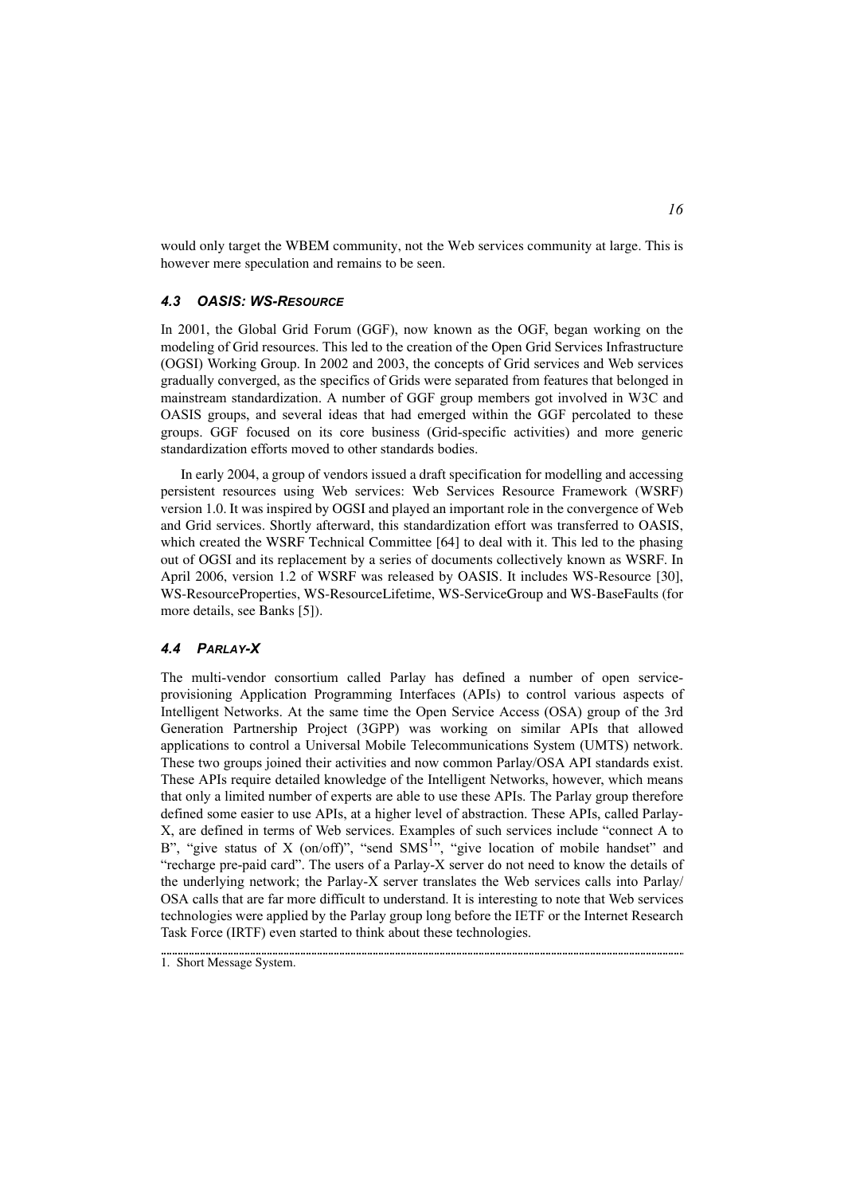would only target the WBEM community, not the Web services community at large. This is however mere speculation and remains to be seen.

### *4.3 OASIS: WS-Resource*

In 2001, the Global Grid Forum (GGF), now known as the OGF, began working on the modeling of Grid resources. This led to the creation of the Open Grid Services Infrastructure (OGSI) Working Group. In 2002 and 2003, the concepts of Grid services and Web services gradually converged, as the specifics of Grids were separated from features that belonged in mainstream standardization. A number of GGF group members got involved in W3C and OASIS groups, and several ideas that had emerged within the GGF percolated to these groups. GGF focused on its core business (Grid-specific activities) and more generic standardization efforts moved to other standards bodies.

In early 2004, a group of vendors issued a draft specification for modelling and accessing persistent resources using Web services: Web Services Resource Framework (WSRF) version 1.0. It was inspired by OGSI and played an important role in the convergence of Web and Grid services. Shortly afterward, this standardization effort was transferred to OASIS, which created the WSRF Technical Committee [64] to deal with it. This led to the phasing out of OGSI and its replacement by a series of documents collectively known as WSRF. In April 2006, version 1.2 of WSRF was released by OASIS. It includes WS-Resource [30], WS-ResourceProperties, WS-ResourceLifetime, WS-ServiceGroup and WS-BaseFaults (for more details, see Banks [5]).

### *4.4 Parlay-X*

The multi-vendor consortium called Parlay has defined a number of open service-provisioning Application Programming Interfaces (APIs) to control various aspects of Intelligent Networks. At the same time the Open Service Access (OSA) group of the 3rd Generation Partnership Project (3GPP) was working on similar APIs that allowed applications to control a Universal Mobile Telecommunications System (UMTS) network. These two groups joined their activities and now common Parlay/OSA API standards exist. These APIs require detailed knowledge of the Intelligent Networks, however, which means that only a limited number of experts are able to use these APIs. The Parlay group therefore defined some easier to use APIs, at a higher level of abstraction. These APIs, called Parlay-X, are defined in terms of Web services. Examples of such services include "connect A to B", "give status of X (on/off)", "send SMS[1]", "give location of mobile handset" and "recharge pre-paid card". The users of a Parlay-X server do not need to know the details of the underlying network; the Parlay-X server translates the Web services calls into Parlay/OSA calls that are far more difficult to understand. It is interesting to note that Web services technologies were applied by the Parlay group long before the IETF or the Internet Research Task Force (IRTF) even started to think about these technologies.

1. Short Message System.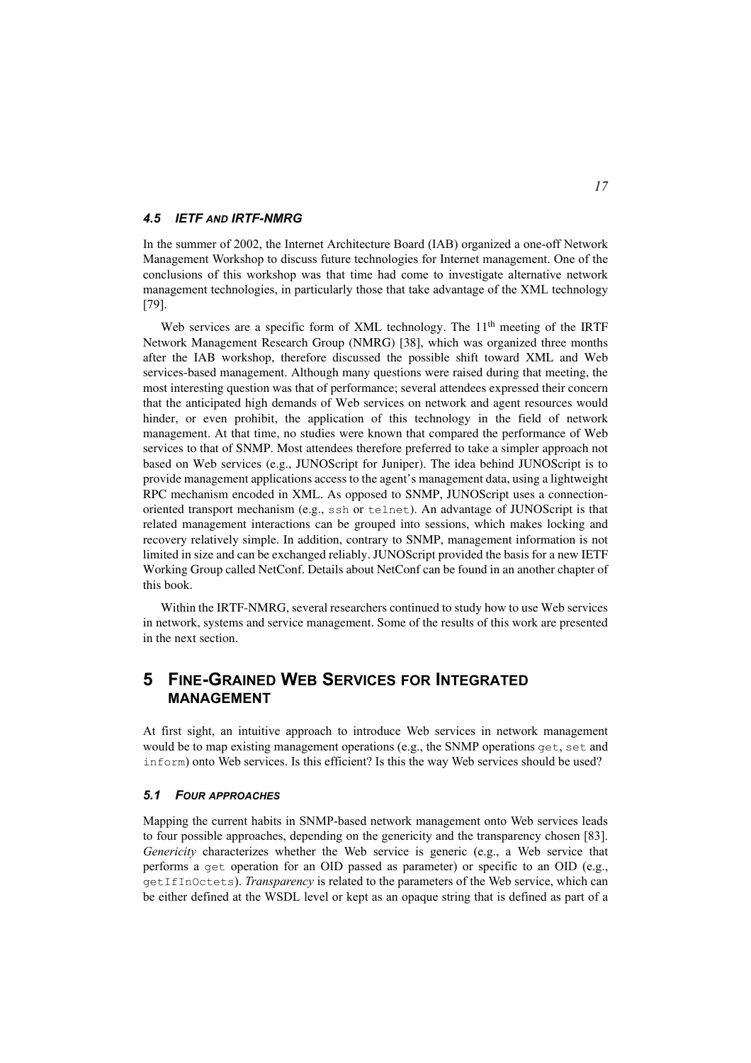### 4.5 IETF AND IRTF-NMRG

In the summer of 2002, the Internet Architecture Board (IAB) organized a one-off Network Management Workshop to discuss future technologies for Internet management. One of the conclusions of this workshop was that time had come to investigate alternative network management technologies, in particularly those that take advantage of the XML technology [79].

Web services are a specific form of XML technology. The 11th meeting of the IRTF Network Management Research Group (NMRG) [38], which was organized three months after the IAB workshop, therefore discussed the possible shift toward XML and Web services-based management. Although many questions were raised during that meeting, the most interesting question was that of performance; several attendees expressed their concern that the anticipated high demands of Web services on network and agent resources would hinder, or even prohibit, the application of this technology in the field of network management. At that time, no studies were known that compared the performance of Web services to that of SNMP. Most attendees therefore preferred to take a simpler approach not based on Web services (e.g., JUNOScript for Juniper). The idea behind JUNOScript is to provide management applications access to the agent's management data, using a lightweight RPC mechanism encoded in XML. As opposed to SNMP, JUNOScript uses a connection-oriented transport mechanism (e.g., `ssh` or `telnet`). An advantage of JUNOScript is that related management interactions can be grouped into sessions, which makes locking and recovery relatively simple. In addition, contrary to SNMP, management information is not limited in size and can be exchanged reliably. JUNOScript provided the basis for a new IETF Working Group called NetConf. Details about NetConf can be found in an another chapter of this book.

Within the IRTF-NMRG, several researchers continued to study how to use Web services in network, systems and service management. Some of the results of this work are presented in the next section.

## 5 FINE-GRAINED WEB SERVICES FOR INTEGRATED MANAGEMENT

At first sight, an intuitive approach to introduce Web services in network management would be to map existing management operations (e.g., the SNMP operations `get`, `set` and `inform`) onto Web services. Is this efficient? Is this the way Web services should be used?

### 5.1 FOUR APPROACHES

Mapping the current habits in SNMP-based network management onto Web services leads to four possible approaches, depending on the genericity and the transparency chosen [83]. *Genericity* characterizes whether the Web service is generic (e.g., a Web service that performs a `get` operation for an OID passed as parameter) or specific to an OID (e.g., `getIfInOctets`). *Transparency* is related to the parameters of the Web service, which can be either defined at the WSDL level or kept as an opaque string that is defined as part of a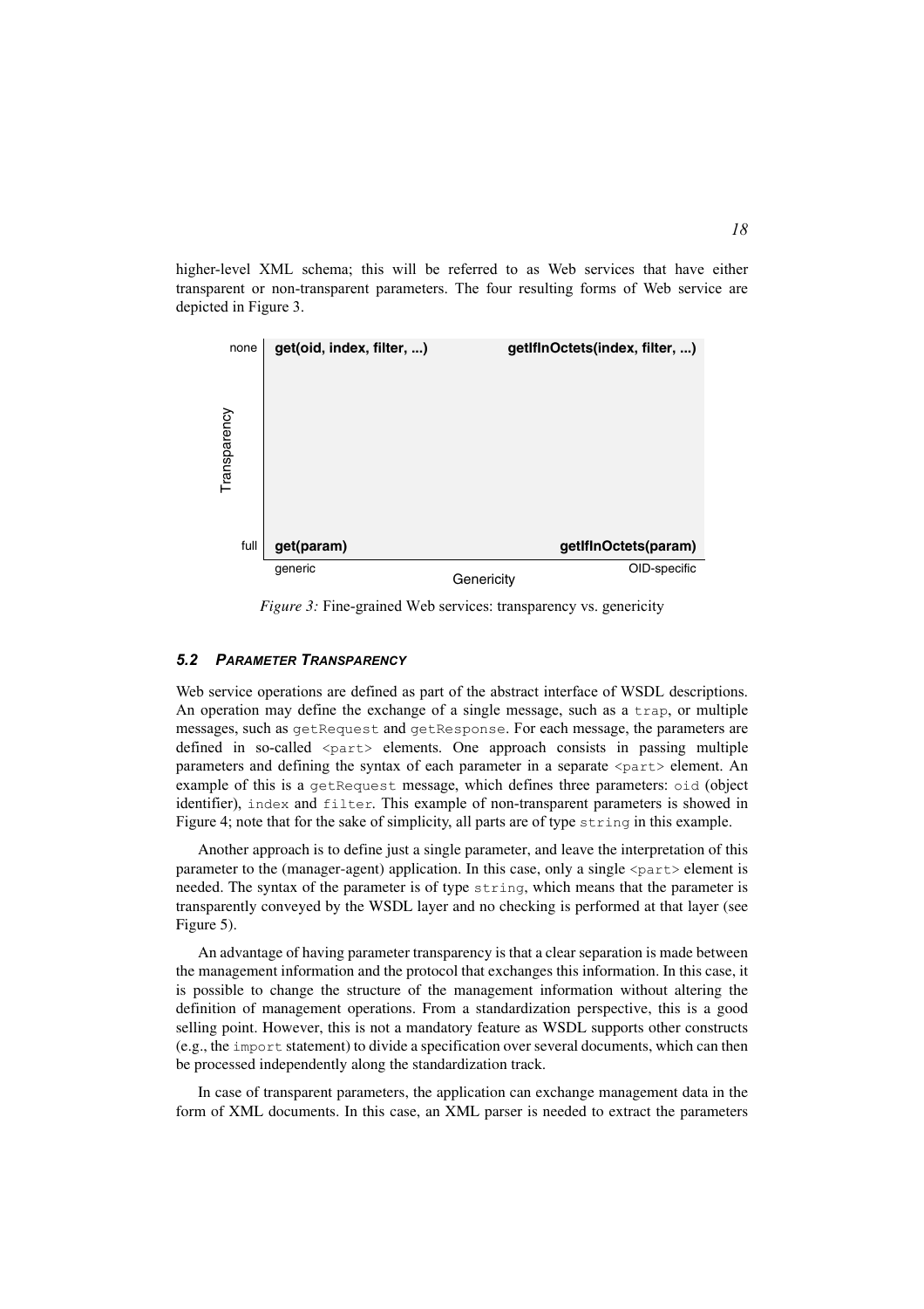higher-level XML schema; this will be referred to as Web services that have either transparent or non-transparent parameters. The four resulting forms of Web service are depicted in Figure 3.

Transparency

none

full

**get(oid, index, filter, ...)**

**getIfInOctets(index, filter, ...)**

**get(param)**

**getIfInOctets(param)**

generic

Genericity

OID-specific

*Figure 3:* Fine-grained Web services: transparency vs. genericity

### *5.2 PARAMETER TRANSPARENCY*

Web service operations are defined as part of the abstract interface of WSDL descriptions. An operation may define the exchange of a single message, such as a `trap`, or multiple messages, such as `getRequest` and `getResponse`. For each message, the parameters are defined in so-called `<part>` elements. One approach consists in passing multiple parameters and defining the syntax of each parameter in a separate `<part>` element. An example of this is a `getRequest` message, which defines three parameters: `oid` (object identifier), `index` and `filter`. This example of non-transparent parameters is showed in Figure 4; note that for the sake of simplicity, all parts are of type `string` in this example.

Another approach is to define just a single parameter, and leave the interpretation of this parameter to the (manager-agent) application. In this case, only a single `<part>` element is needed. The syntax of the parameter is of type `string`, which means that the parameter is transparently conveyed by the WSDL layer and no checking is performed at that layer (see Figure 5).

An advantage of having parameter transparency is that a clear separation is made between the management information and the protocol that exchanges this information. In this case, it is possible to change the structure of the management information without altering the definition of management operations. From a standardization perspective, this is a good selling point. However, this is not a mandatory feature as WSDL supports other constructs (e.g., the `import` statement) to divide a specification over several documents, which can then be processed independently along the standardization track.

In case of transparent parameters, the application can exchange management data in the form of XML documents. In this case, an XML parser is needed to extract the parameters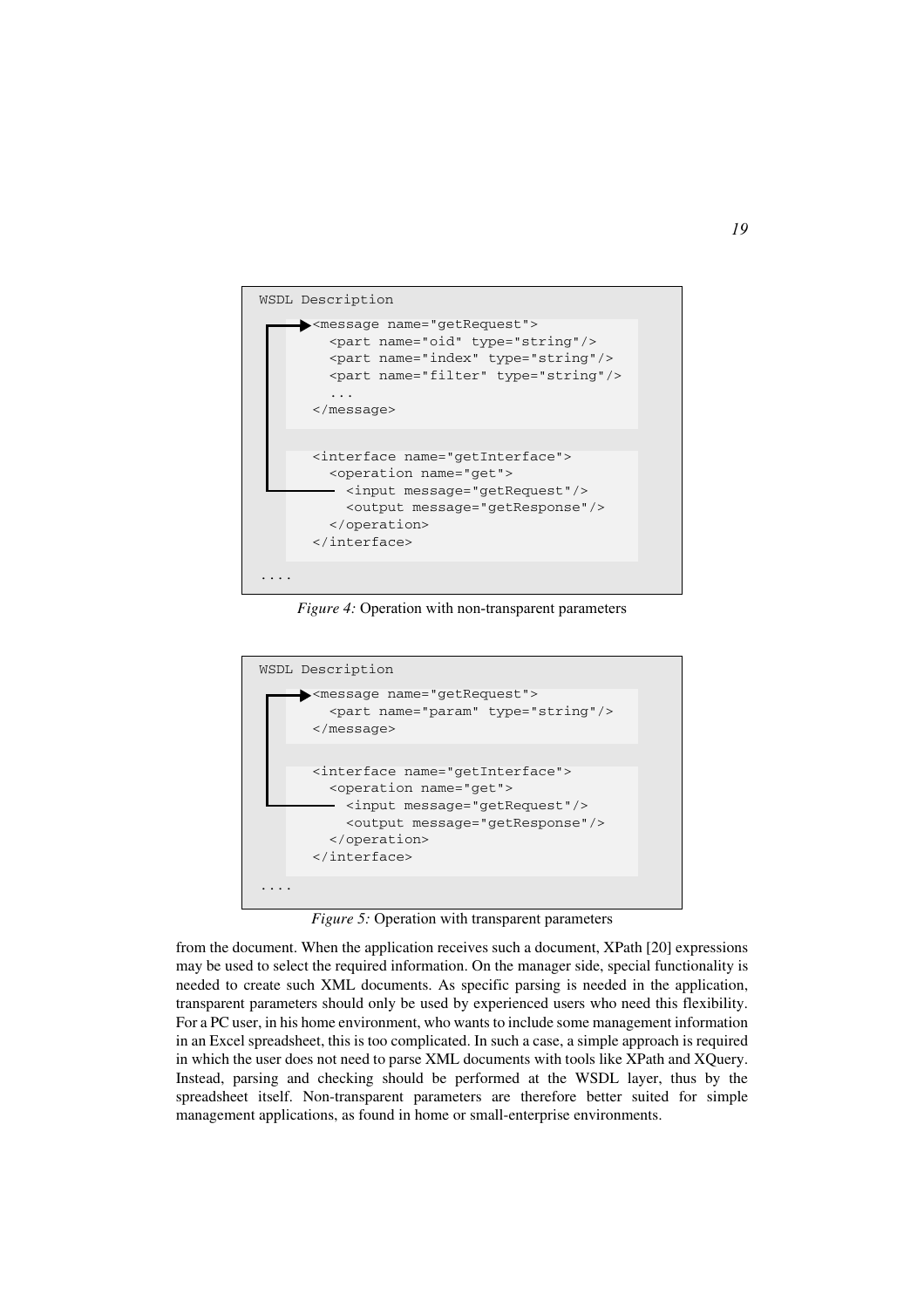```
WSDL Description
    <message name="getRequest">
      <part name="oid" type="string"/>
      <part name="index" type="string"/>
      <part name="filter" type="string"/>
      ...
    </message>

    <interface name="getInterface">
      <operation name="get">
        <input message="getRequest"/>
        <output message="getResponse"/>
      </operation>
    </interface>
....
```

*Figure 4:* Operation with non-transparent parameters

```
WSDL Description
    <message name="getRequest">
      <part name="param" type="string"/>
    </message>

    <interface name="getInterface">
      <operation name="get">
        <input message="getRequest"/>
        <output message="getResponse"/>
      </operation>
    </interface>
....
```

*Figure 5:* Operation with transparent parameters

from the document. When the application receives such a document, XPath [20] expressions may be used to select the required information. On the manager side, special functionality is needed to create such XML documents. As specific parsing is needed in the application, transparent parameters should only be used by experienced users who need this flexibility. For a PC user, in his home environment, who wants to include some management information in an Excel spreadsheet, this is too complicated. In such a case, a simple approach is required in which the user does not need to parse XML documents with tools like XPath and XQuery. Instead, parsing and checking should be performed at the WSDL layer, thus by the spreadsheet itself. Non-transparent parameters are therefore better suited for simple management applications, as found in home or small-enterprise environments.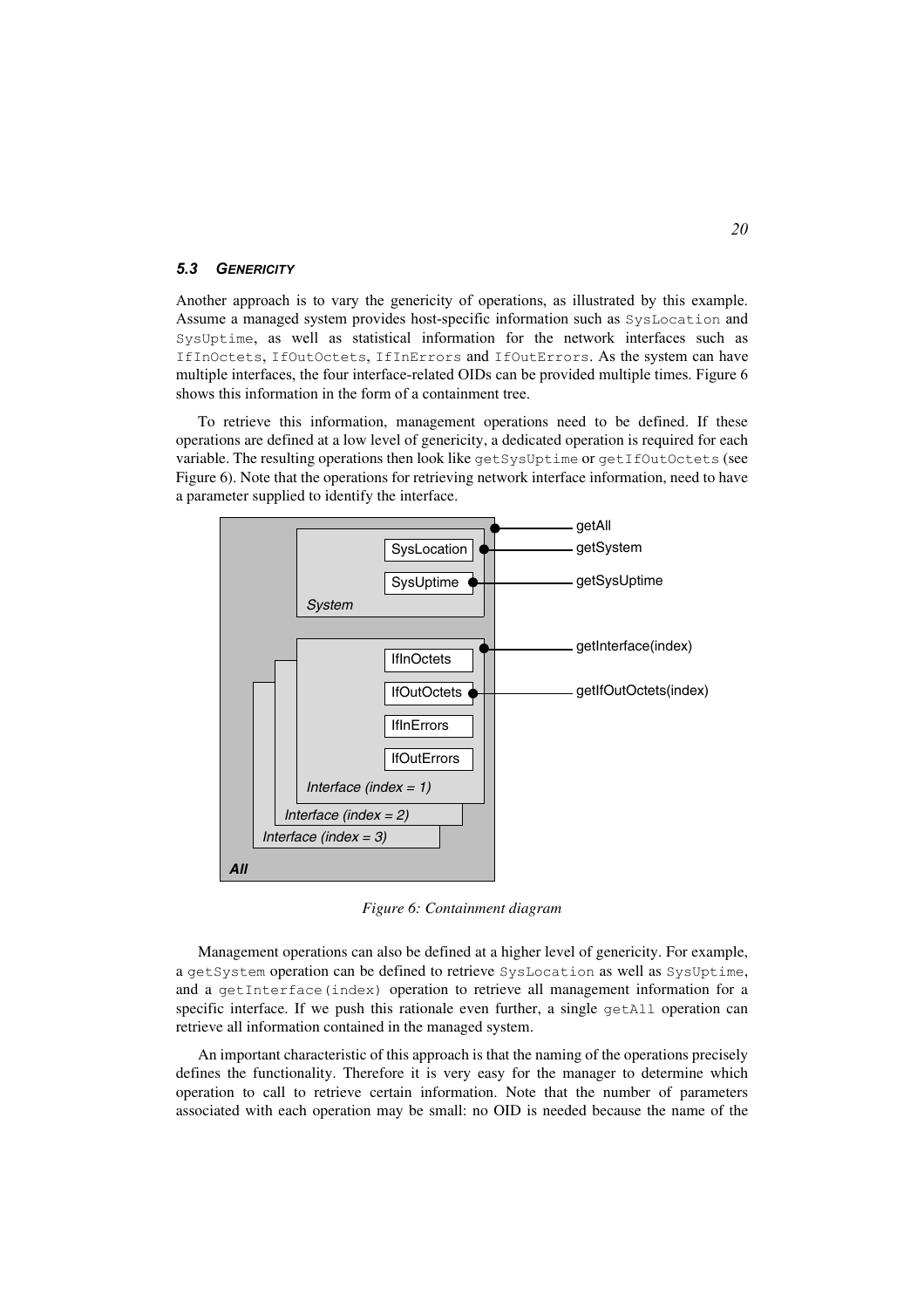### 5.3 GENERICITY

Another approach is to vary the genericity of operations, as illustrated by this example. Assume a managed system provides host-specific information such as `SysLocation` and `SysUptime`, as well as statistical information for the network interfaces such as `IfInOctets`, `IfOutOctets`, `IfInErrors` and `IfOutErrors`. As the system can have multiple interfaces, the four interface-related OIDs can be provided multiple times. Figure 6 shows this information in the form of a containment tree.

To retrieve this information, management operations need to be defined. If these operations are defined at a low level of genericity, a dedicated operation is required for each variable. The resulting operations then look like `getSysUptime` or `getIfOutOctets` (see Figure 6). Note that the operations for retrieving network interface information, need to have a parameter supplied to identify the interface.

*Figure 6: Containment diagram*

Management operations can also be defined at a higher level of genericity. For example, a `getSystem` operation can be defined to retrieve `SysLocation` as well as `SysUptime`, and a `getInterface(index)` operation to retrieve all management information for a specific interface. If we push this rationale even further, a single `getAll` operation can retrieve all information contained in the managed system.

An important characteristic of this approach is that the naming of the operations precisely defines the functionality. Therefore it is very easy for the manager to determine which operation to call to retrieve certain information. Note that the number of parameters associated with each operation may be small: no OID is needed because the name of the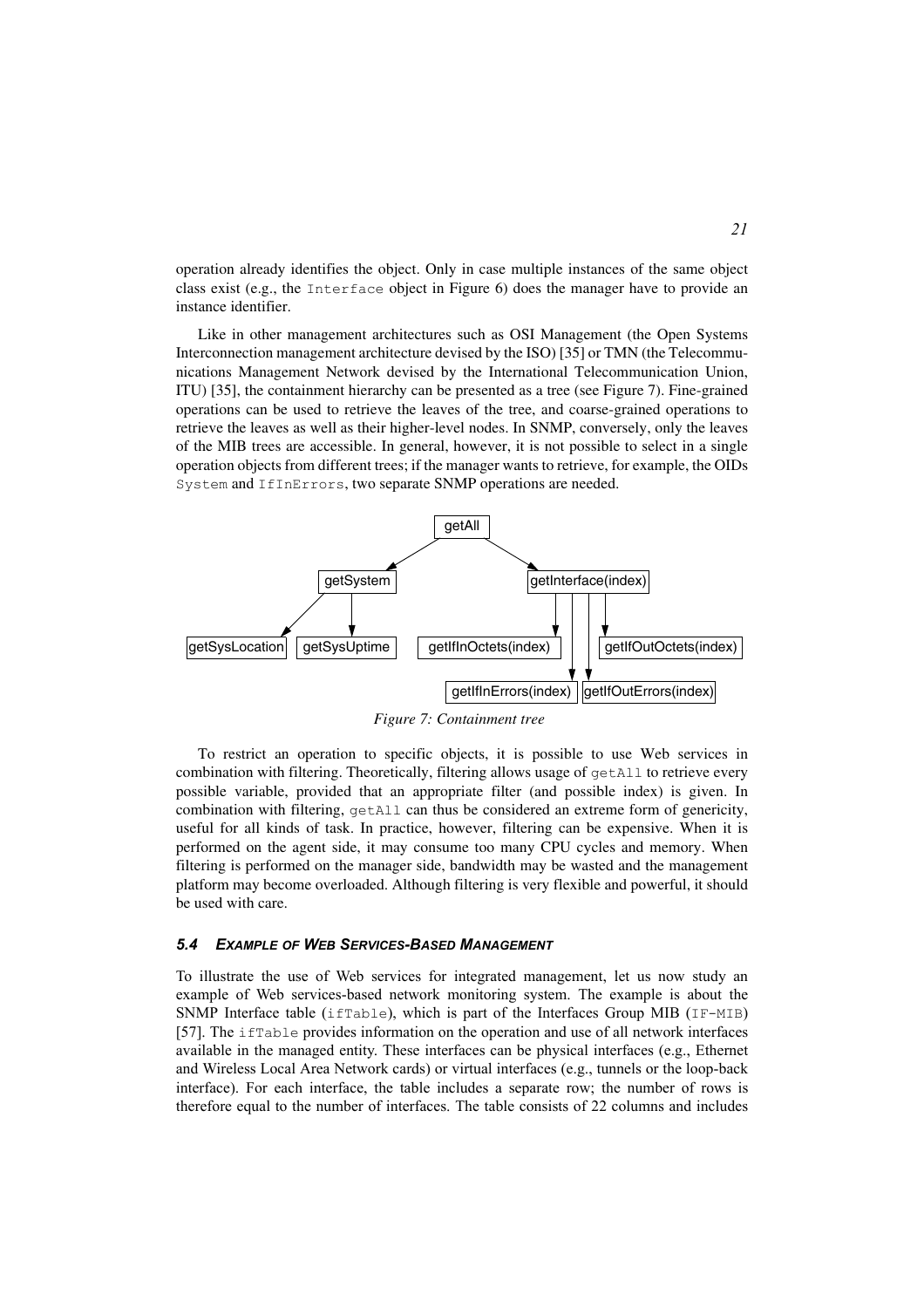operation already identifies the object. Only in case multiple instances of the same object class exist (e.g., the `Interface` object in Figure 6) does the manager have to provide an instance identifier.

Like in other management architectures such as OSI Management (the Open Systems Interconnection management architecture devised by the ISO) [35] or TMN (the Telecommunications Management Network devised by the International Telecommunication Union, ITU) [35], the containment hierarchy can be presented as a tree (see Figure 7). Fine-grained operations can be used to retrieve the leaves of the tree, and coarse-grained operations to retrieve the leaves as well as their higher-level nodes. In SNMP, conversely, only the leaves of the MIB trees are accessible. In general, however, it is not possible to select in a single operation objects from different trees; if the manager wants to retrieve, for example, the OIDs `System` and `IfInErrors`, two separate SNMP operations are needed.

getAll
getSystem
getInterface(index)
getSysLocation
getSysUptime
getIfInOctets(index)
getIfOutOctets(index)
getIfInErrors(index)
getIfOutErrors(index)

*Figure 7: Containment tree*

To restrict an operation to specific objects, it is possible to use Web services in combination with filtering. Theoretically, filtering allows usage of `getAll` to retrieve every possible variable, provided that an appropriate filter (and possible index) is given. In combination with filtering, `getAll` can thus be considered an extreme form of genericity, useful for all kinds of task. In practice, however, filtering can be expensive. When it is performed on the agent side, it may consume too many CPU cycles and memory. When filtering is performed on the manager side, bandwidth may be wasted and the management platform may become overloaded. Although filtering is very flexible and powerful, it should be used with care.

### 5.4 EXAMPLE OF WEB SERVICES-BASED MANAGEMENT

To illustrate the use of Web services for integrated management, let us now study an example of Web services-based network monitoring system. The example is about the SNMP Interface table (`ifTable`), which is part of the Interfaces Group MIB (`IF-MIB`) [57]. The `ifTable` provides information on the operation and use of all network interfaces available in the managed entity. These interfaces can be physical interfaces (e.g., Ethernet and Wireless Local Area Network cards) or virtual interfaces (e.g., tunnels or the loop-back interface). For each interface, the table includes a separate row; the number of rows is therefore equal to the number of interfaces. The table consists of 22 columns and includes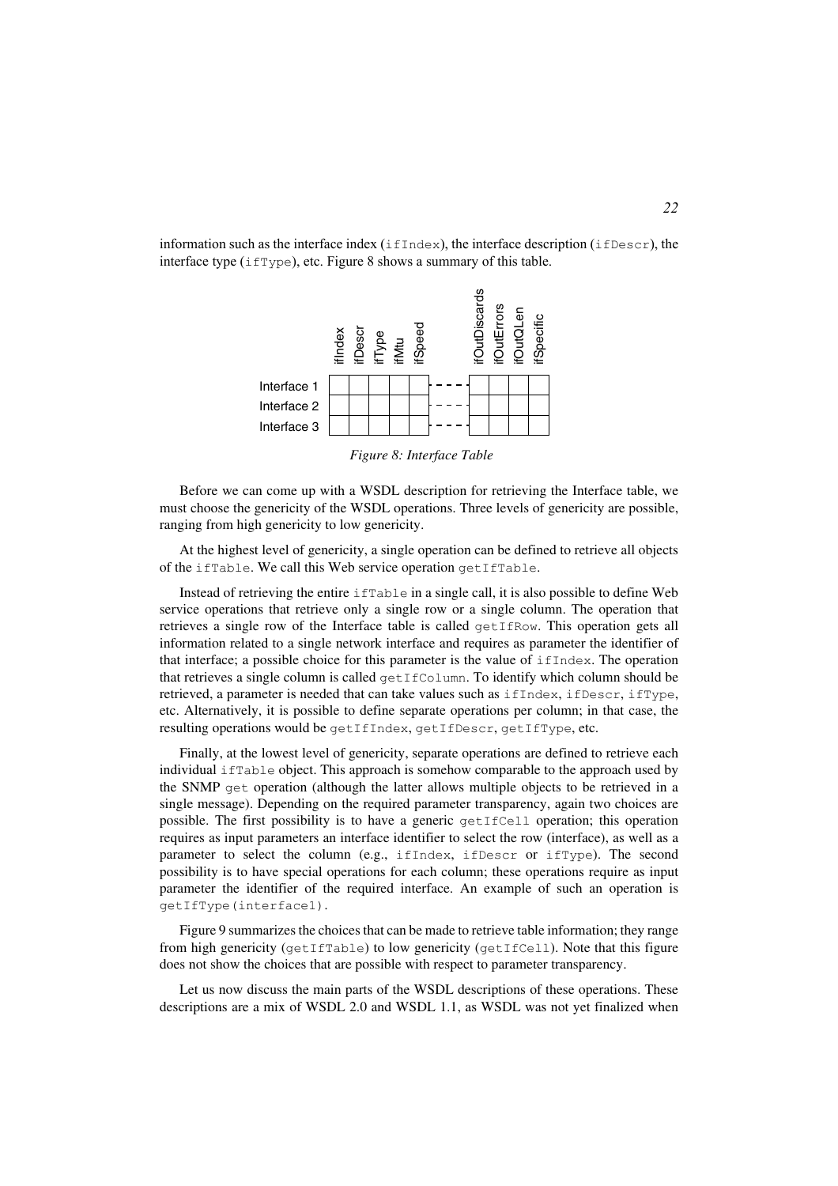information such as the interface index (`ifIndex`), the interface description (`ifDescr`), the interface type (`ifType`), etc. Figure 8 shows a summary of this table.

| | ifIndex | ifDescr | ifType | ifMtu | ifSpeed | | ifOutDiscards | ifOutErrors | ifOutQLen | ifSpecific |
|---|---|---|---|---|---|---|---|---|---|---|
| Interface 1 | | | | | | - - - | | | | |
| Interface 2 | | | | | | - - - | | | | |
| Interface 3 | | | | | | - - - | | | | |

*Figure 8: Interface Table*

Before we can come up with a WSDL description for retrieving the Interface table, we must choose the genericity of the WSDL operations. Three levels of genericity are possible, ranging from high genericity to low genericity.

At the highest level of genericity, a single operation can be defined to retrieve all objects of the `ifTable`. We call this Web service operation `getIfTable`.

Instead of retrieving the entire `ifTable` in a single call, it is also possible to define Web service operations that retrieve only a single row or a single column. The operation that retrieves a single row of the Interface table is called `getIfRow`. This operation gets all information related to a single network interface and requires as parameter the identifier of that interface; a possible choice for this parameter is the value of `ifIndex`. The operation that retrieves a single column is called `getIfColumn`. To identify which column should be retrieved, a parameter is needed that can take values such as `ifIndex`, `ifDescr`, `ifType`, etc. Alternatively, it is possible to define separate operations per column; in that case, the resulting operations would be `getIfIndex`, `getIfDescr`, `getIfType`, etc.

Finally, at the lowest level of genericity, separate operations are defined to retrieve each individual `ifTable` object. This approach is somehow comparable to the approach used by the SNMP `get` operation (although the latter allows multiple objects to be retrieved in a single message). Depending on the required parameter transparency, again two choices are possible. The first possibility is to have a generic `getIfCell` operation; this operation requires as input parameters an interface identifier to select the row (interface), as well as a parameter to select the column (e.g., `ifIndex`, `ifDescr` or `ifType`). The second possibility is to have special operations for each column; these operations require as input parameter the identifier of the required interface. An example of such an operation is `getIfType(interface1)`.

Figure 9 summarizes the choices that can be made to retrieve table information; they range from high genericity (`getIfTable`) to low genericity (`getIfCell`). Note that this figure does not show the choices that are possible with respect to parameter transparency.

Let us now discuss the main parts of the WSDL descriptions of these operations. These descriptions are a mix of WSDL 2.0 and WSDL 1.1, as WSDL was not yet finalized when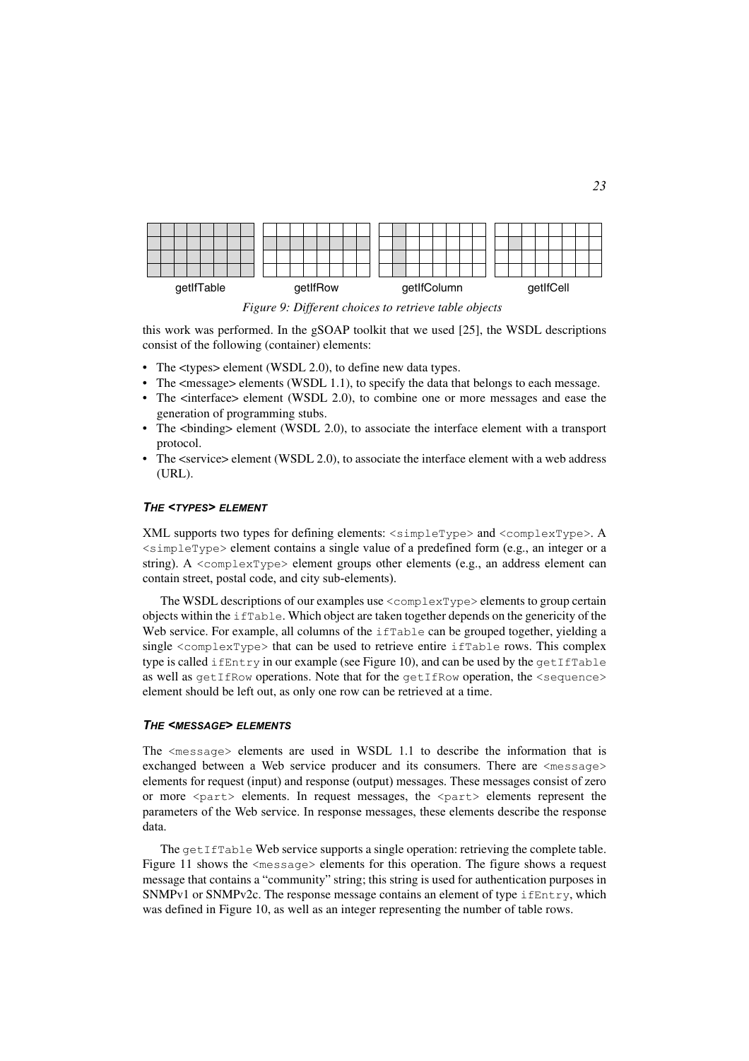getIfTable getIfRow getIfColumn getIfCell

*Figure 9: Different choices to retrieve table objects*

this work was performed. In the gSOAP toolkit that we used [25], the WSDL descriptions consist of the following (container) elements:

- The <types> element (WSDL 2.0), to define new data types.
- The <message> elements (WSDL 1.1), to specify the data that belongs to each message.
- The <interface> element (WSDL 2.0), to combine one or more messages and ease the generation of programming stubs.
- The <binding> element (WSDL 2.0), to associate the interface element with a transport protocol.
- The <service> element (WSDL 2.0), to associate the interface element with a web address (URL).

#### THE <TYPES> ELEMENT

XML supports two types for defining elements: `<simpleType>` and `<complexType>`. A `<simpleType>` element contains a single value of a predefined form (e.g., an integer or a string). A `<complexType>` element groups other elements (e.g., an address element can contain street, postal code, and city sub-elements).

The WSDL descriptions of our examples use `<complexType>` elements to group certain objects within the `ifTable`. Which object are taken together depends on the genericity of the Web service. For example, all columns of the `ifTable` can be grouped together, yielding a single `<complexType>` that can be used to retrieve entire `ifTable` rows. This complex type is called `ifEntry` in our example (see Figure 10), and can be used by the `getIfTable` as well as `getIfRow` operations. Note that for the `getIfRow` operation, the `<sequence>` element should be left out, as only one row can be retrieved at a time.

#### THE <MESSAGE> ELEMENTS

The `<message>` elements are used in WSDL 1.1 to describe the information that is exchanged between a Web service producer and its consumers. There are `<message>` elements for request (input) and response (output) messages. These messages consist of zero or more `<part>` elements. In request messages, the `<part>` elements represent the parameters of the Web service. In response messages, these elements describe the response data.

The `getIfTable` Web service supports a single operation: retrieving the complete table. Figure 11 shows the `<message>` elements for this operation. The figure shows a request message that contains a "community" string; this string is used for authentication purposes in SNMPv1 or SNMPv2c. The response message contains an element of type `ifEntry`, which was defined in Figure 10, as well as an integer representing the number of table rows.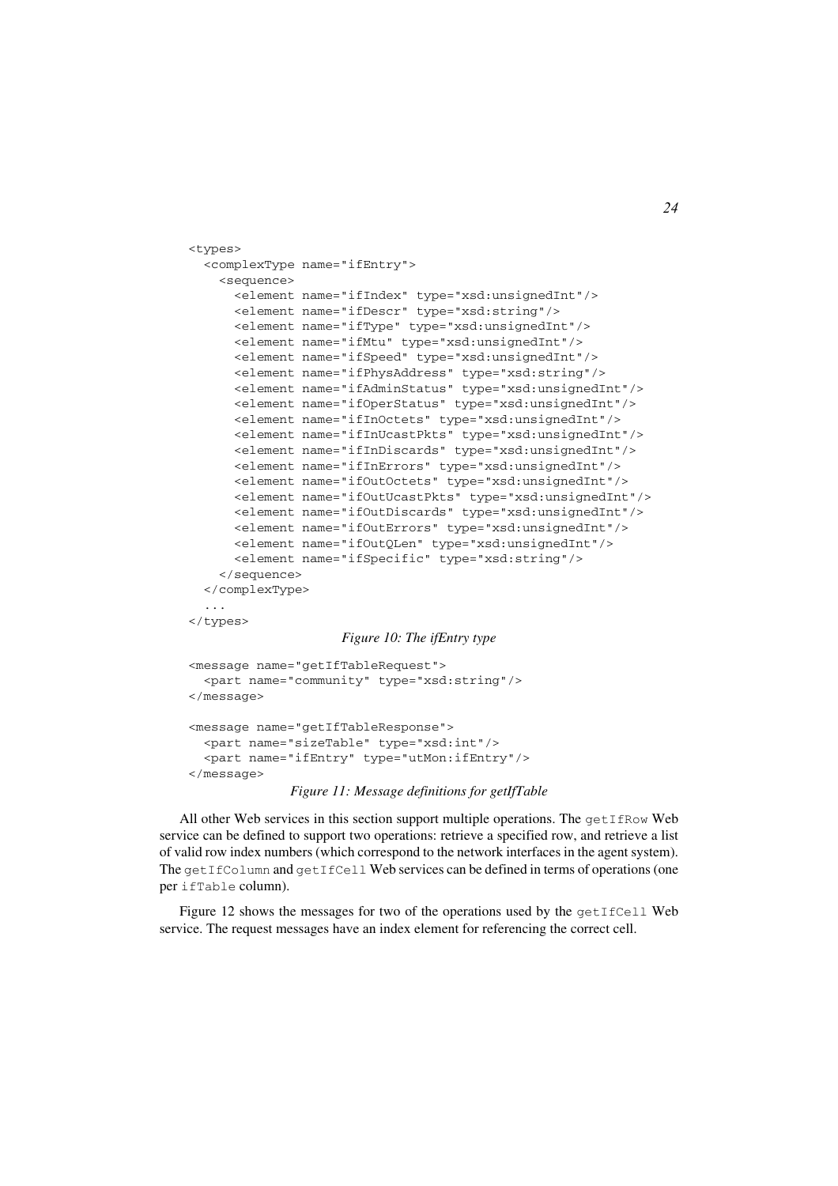```
<types>
  <complexType name="ifEntry">
    <sequence>
      <element name="ifIndex" type="xsd:unsignedInt"/>
      <element name="ifDescr" type="xsd:string"/>
      <element name="ifType" type="xsd:unsignedInt"/>
      <element name="ifMtu" type="xsd:unsignedInt"/>
      <element name="ifSpeed" type="xsd:unsignedInt"/>
      <element name="ifPhysAddress" type="xsd:string"/>
      <element name="ifAdminStatus" type="xsd:unsignedInt"/>
      <element name="ifOperStatus" type="xsd:unsignedInt"/>
      <element name="ifInOctets" type="xsd:unsignedInt"/>
      <element name="ifInUcastPkts" type="xsd:unsignedInt"/>
      <element name="ifInDiscards" type="xsd:unsignedInt"/>
      <element name="ifInErrors" type="xsd:unsignedInt"/>
      <element name="ifOutOctets" type="xsd:unsignedInt"/>
      <element name="ifOutUcastPkts" type="xsd:unsignedInt"/>
      <element name="ifOutDiscards" type="xsd:unsignedInt"/>
      <element name="ifOutErrors" type="xsd:unsignedInt"/>
      <element name="ifOutQLen" type="xsd:unsignedInt"/>
      <element name="ifSpecific" type="xsd:string"/>
    </sequence>
  </complexType>
  ...
</types>
```

*Figure 10: The ifEntry type*

```
<message name="getIfTableRequest">
  <part name="community" type="xsd:string"/>
</message>

<message name="getIfTableResponse">
  <part name="sizeTable" type="xsd:int"/>
  <part name="ifEntry" type="utMon:ifEntry"/>
</message>
```

*Figure 11: Message definitions for getIfTable*

All other Web services in this section support multiple operations. The `getIfRow` Web service can be defined to support two operations: retrieve a specified row, and retrieve a list of valid row index numbers (which correspond to the network interfaces in the agent system). The `getIfColumn` and `getIfCell` Web services can be defined in terms of operations (one per `ifTable` column).

Figure 12 shows the messages for two of the operations used by the `getIfCell` Web service. The request messages have an index element for referencing the correct cell.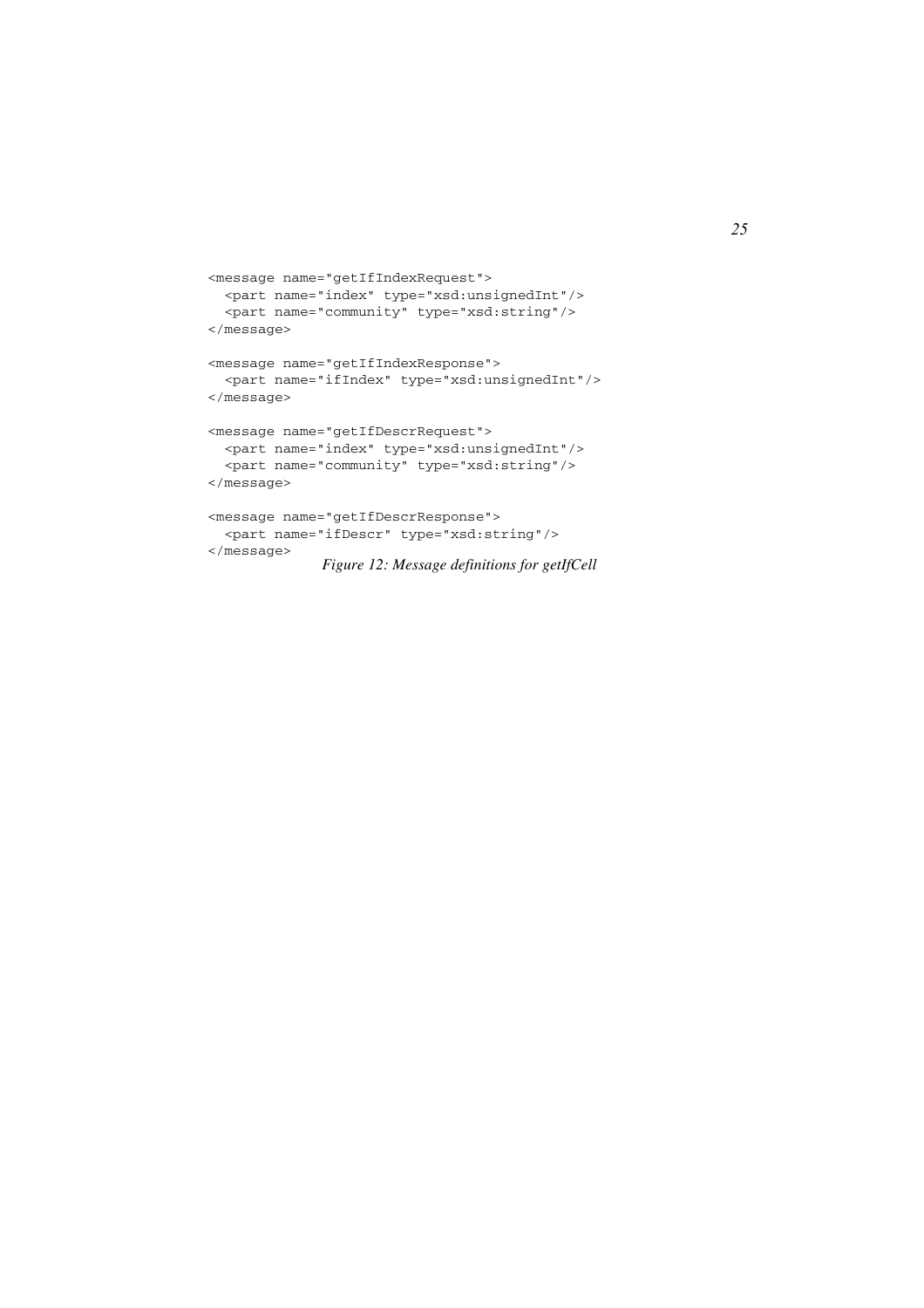```
<message name="getIfIndexRequest">
  <part name="index" type="xsd:unsignedInt"/>
  <part name="community" type="xsd:string"/>
</message>

<message name="getIfIndexResponse">
  <part name="ifIndex" type="xsd:unsignedInt"/>
</message>

<message name="getIfDescrRequest">
  <part name="index" type="xsd:unsignedInt"/>
  <part name="community" type="xsd:string"/>
</message>

<message name="getIfDescrResponse">
  <part name="ifDescr" type="xsd:string"/>
</message>
```

*Figure 12: Message definitions for getIfCell*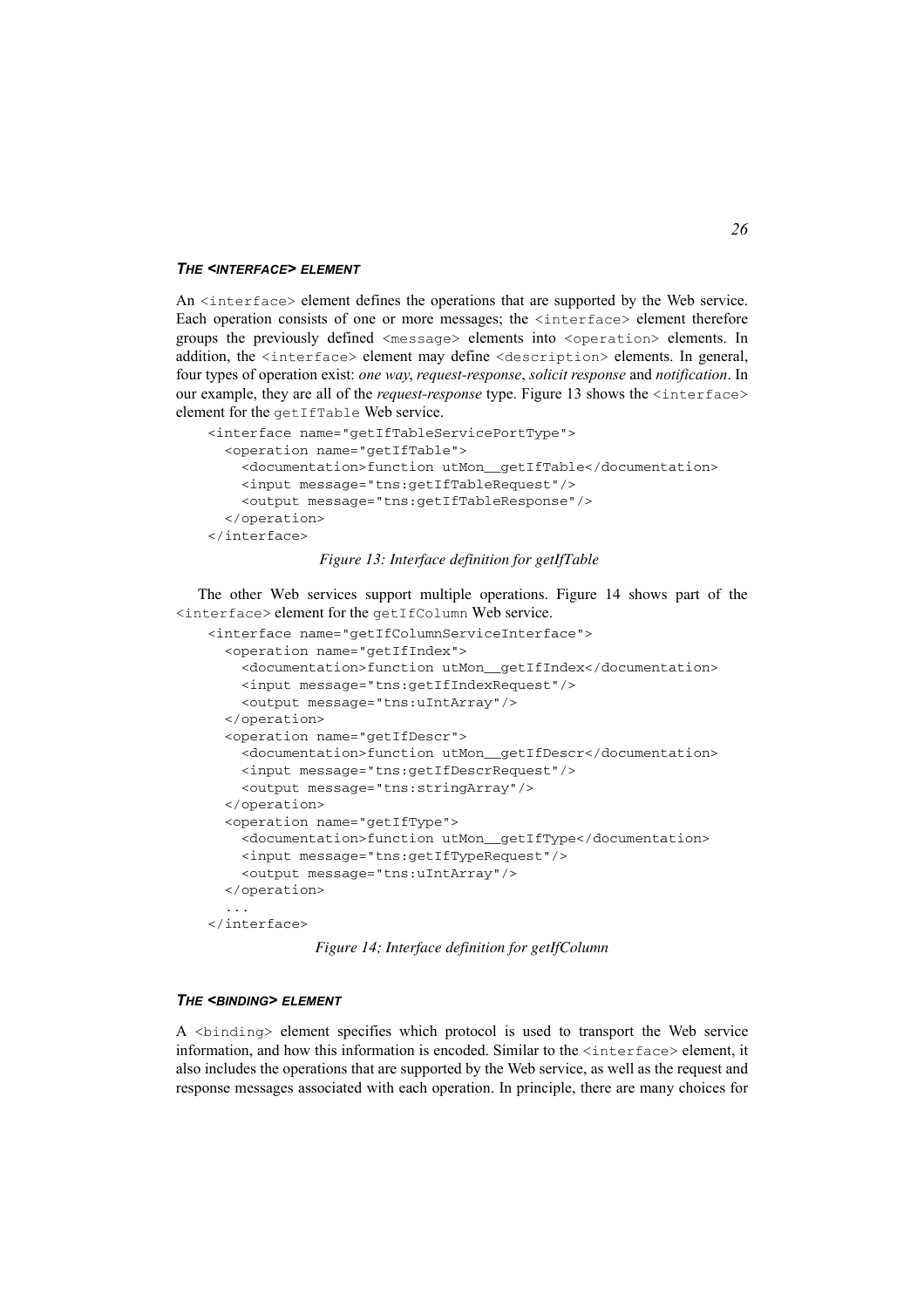### *THE <INTERFACE> ELEMENT*

An `<interface>` element defines the operations that are supported by the Web service. Each operation consists of one or more messages; the `<interface>` element therefore groups the previously defined `<message>` elements into `<operation>` elements. In addition, the `<interface>` element may define `<description>` elements. In general, four types of operation exist: *one way*, *request-response*, *solicit response* and *notification*. In our example, they are all of the *request-response* type. Figure 13 shows the `<interface>` element for the `getIfTable` Web service.

```
<interface name="getIfTableServicePortType">
  <operation name="getIfTable">
    <documentation>function utMon__getIfTable</documentation>
    <input message="tns:getIfTableRequest"/>
    <output message="tns:getIfTableResponse"/>
  </operation>
</interface>
```

*Figure 13: Interface definition for getIfTable*

The other Web services support multiple operations. Figure 14 shows part of the `<interface>` element for the `getIfColumn` Web service.

```
<interface name="getIfColumnServiceInterface">
  <operation name="getIfIndex">
    <documentation>function utMon__getIfIndex</documentation>
    <input message="tns:getIfIndexRequest"/>
    <output message="tns:uIntArray"/>
  </operation>
  <operation name="getIfDescr">
    <documentation>function utMon__getIfDescr</documentation>
    <input message="tns:getIfDescrRequest"/>
    <output message="tns:stringArray"/>
  </operation>
  <operation name="getIfType">
    <documentation>function utMon__getIfType</documentation>
    <input message="tns:getIfTypeRequest"/>
    <output message="tns:uIntArray"/>
  </operation>
  ...
</interface>
```

*Figure 14; Interface definition for getIfColumn*

### *THE <BINDING> ELEMENT*

A `<binding>` element specifies which protocol is used to transport the Web service information, and how this information is encoded. Similar to the `<interface>` element, it also includes the operations that are supported by the Web service, as well as the request and response messages associated with each operation. In principle, there are many choices for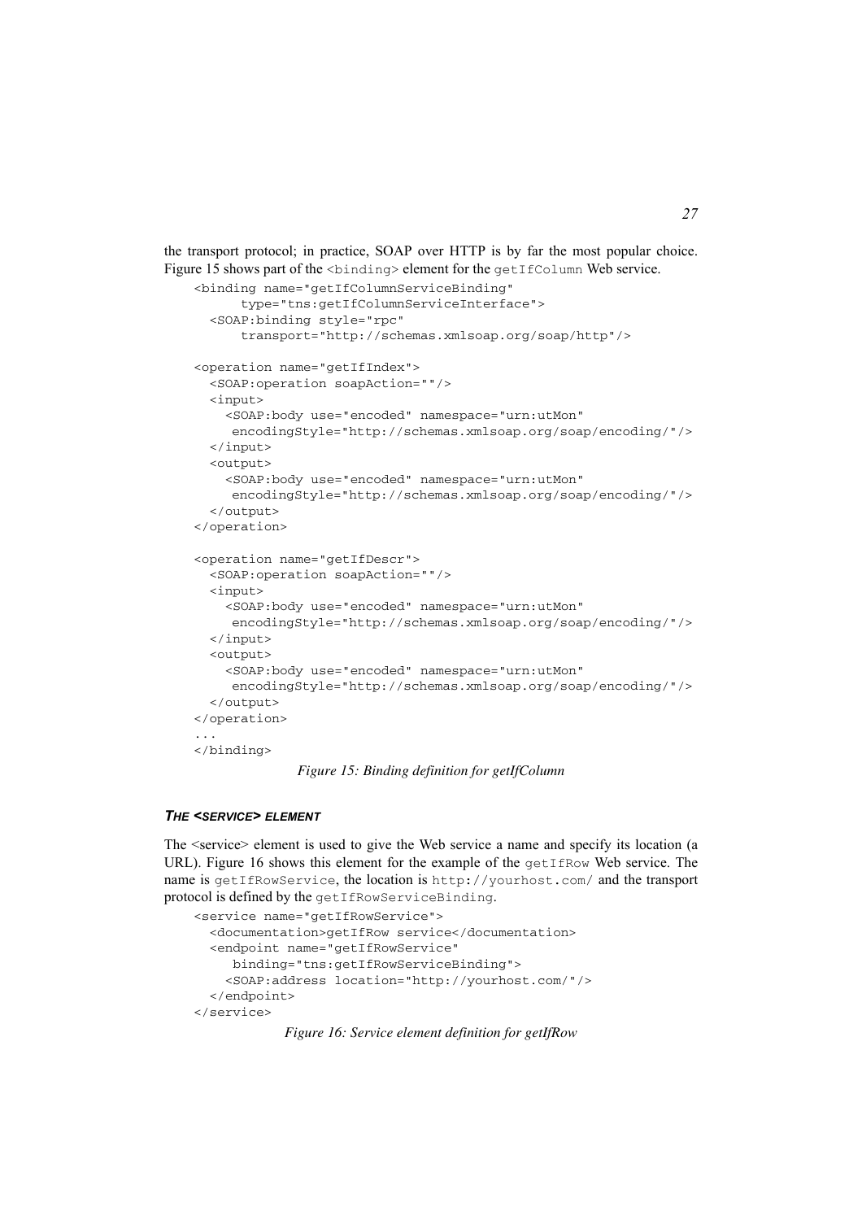the transport protocol; in practice, SOAP over HTTP is by far the most popular choice. Figure 15 shows part of the `<binding>` element for the `getIfColumn` Web service.

```
<binding name="getIfColumnServiceBinding"
      type="tns:getIfColumnServiceInterface">
  <SOAP:binding style="rpc"
      transport="http://schemas.xmlsoap.org/soap/http"/>

<operation name="getIfIndex">
  <SOAP:operation soapAction=""/>
  <input>
    <SOAP:body use="encoded" namespace="urn:utMon"
     encodingStyle="http://schemas.xmlsoap.org/soap/encoding/"/>
  </input>
  <output>
    <SOAP:body use="encoded" namespace="urn:utMon"
     encodingStyle="http://schemas.xmlsoap.org/soap/encoding/"/>
  </output>
</operation>

<operation name="getIfDescr">
  <SOAP:operation soapAction=""/>
  <input>
    <SOAP:body use="encoded" namespace="urn:utMon"
     encodingStyle="http://schemas.xmlsoap.org/soap/encoding/"/>
  </input>
  <output>
    <SOAP:body use="encoded" namespace="urn:utMon"
     encodingStyle="http://schemas.xmlsoap.org/soap/encoding/"/>
  </output>
</operation>
...
</binding>
```

*Figure 15: Binding definition for getIfColumn*

#### *THE <SERVICE> ELEMENT*

The <service> element is used to give the Web service a name and specify its location (a URL). Figure 16 shows this element for the example of the `getIfRow` Web service. The name is `getIfRowService`, the location is `http://yourhost.com/` and the transport protocol is defined by the `getIfRowServiceBinding`.

```
<service name="getIfRowService">
  <documentation>getIfRow service</documentation>
  <endpoint name="getIfRowService"
     binding="tns:getIfRowServiceBinding">
    <SOAP:address location="http://yourhost.com/"/>
  </endpoint>
</service>
```

*Figure 16: Service element definition for getIfRow*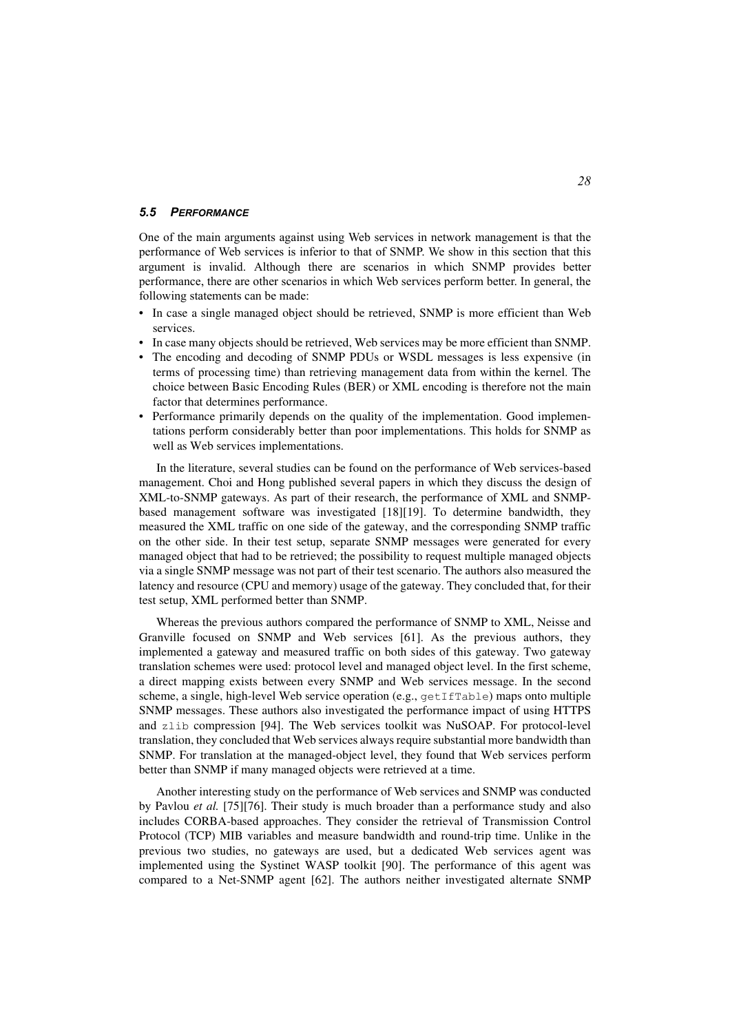### 5.5 PERFORMANCE

One of the main arguments against using Web services in network management is that the performance of Web services is inferior to that of SNMP. We show in this section that this argument is invalid. Although there are scenarios in which SNMP provides better performance, there are other scenarios in which Web services perform better. In general, the following statements can be made:

- In case a single managed object should be retrieved, SNMP is more efficient than Web services.
- In case many objects should be retrieved, Web services may be more efficient than SNMP.
- The encoding and decoding of SNMP PDUs or WSDL messages is less expensive (in terms of processing time) than retrieving management data from within the kernel. The choice between Basic Encoding Rules (BER) or XML encoding is therefore not the main factor that determines performance.
- Performance primarily depends on the quality of the implementation. Good implementations perform considerably better than poor implementations. This holds for SNMP as well as Web services implementations.

In the literature, several studies can be found on the performance of Web services-based management. Choi and Hong published several papers in which they discuss the design of XML-to-SNMP gateways. As part of their research, the performance of XML and SNMP-based management software was investigated [18][19]. To determine bandwidth, they measured the XML traffic on one side of the gateway, and the corresponding SNMP traffic on the other side. In their test setup, separate SNMP messages were generated for every managed object that had to be retrieved; the possibility to request multiple managed objects via a single SNMP message was not part of their test scenario. The authors also measured the latency and resource (CPU and memory) usage of the gateway. They concluded that, for their test setup, XML performed better than SNMP.

Whereas the previous authors compared the performance of SNMP to XML, Neisse and Granville focused on SNMP and Web services [61]. As the previous authors, they implemented a gateway and measured traffic on both sides of this gateway. Two gateway translation schemes were used: protocol level and managed object level. In the first scheme, a direct mapping exists between every SNMP and Web services message. In the second scheme, a single, high-level Web service operation (e.g., `getIfTable`) maps onto multiple SNMP messages. These authors also investigated the performance impact of using HTTPS and `zlib` compression [94]. The Web services toolkit was NuSOAP. For protocol-level translation, they concluded that Web services always require substantial more bandwidth than SNMP. For translation at the managed-object level, they found that Web services perform better than SNMP if many managed objects were retrieved at a time.

Another interesting study on the performance of Web services and SNMP was conducted by Pavlou *et al.* [75][76]. Their study is much broader than a performance study and also includes CORBA-based approaches. They consider the retrieval of Transmission Control Protocol (TCP) MIB variables and measure bandwidth and round-trip time. Unlike in the previous two studies, no gateways are used, but a dedicated Web services agent was implemented using the Systinet WASP toolkit [90]. The performance of this agent was compared to a Net-SNMP agent [62]. The authors neither investigated alternate SNMP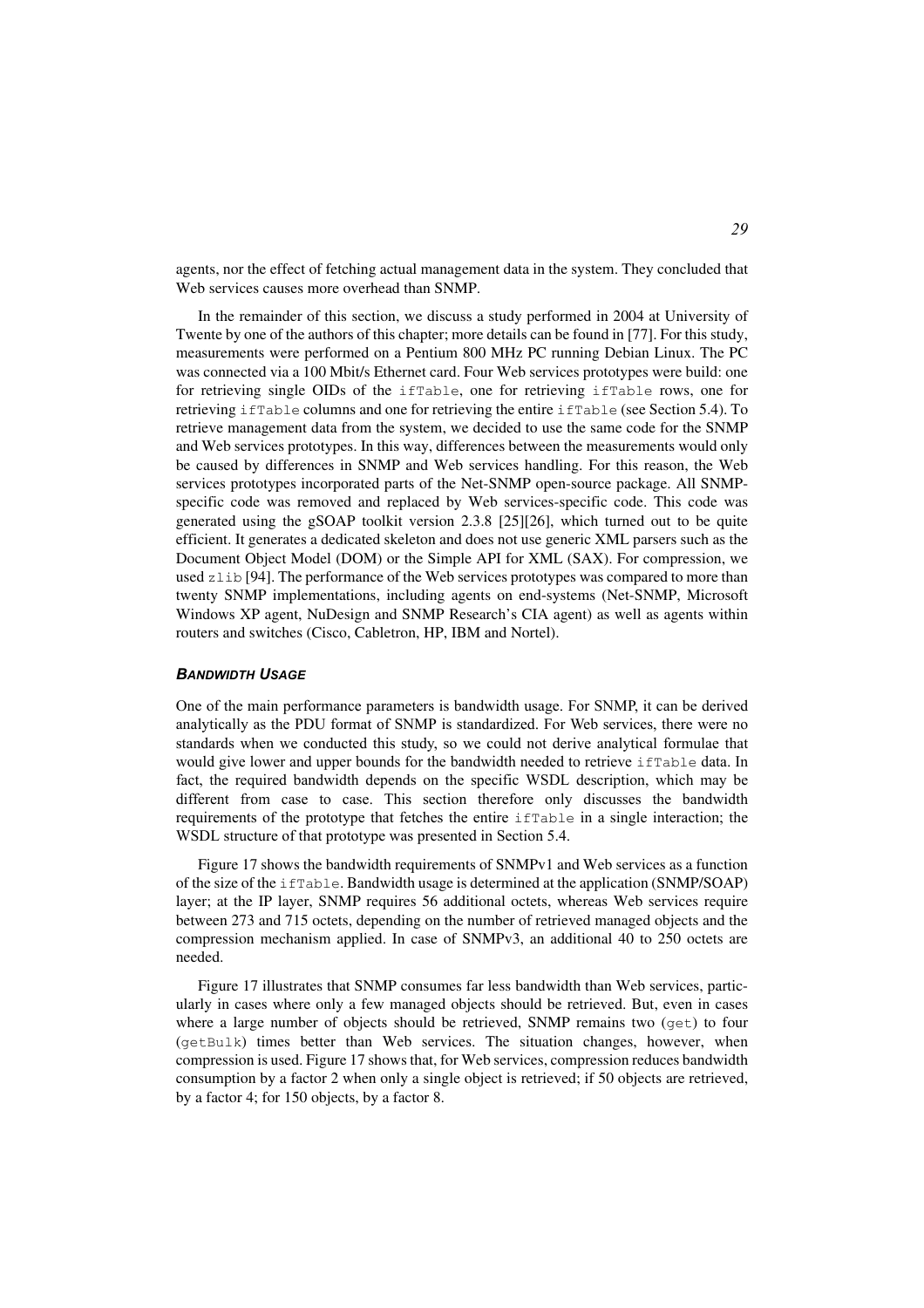agents, nor the effect of fetching actual management data in the system. They concluded that Web services causes more overhead than SNMP.

In the remainder of this section, we discuss a study performed in 2004 at University of Twente by one of the authors of this chapter; more details can be found in [77]. For this study, measurements were performed on a Pentium 800 MHz PC running Debian Linux. The PC was connected via a 100 Mbit/s Ethernet card. Four Web services prototypes were build: one for retrieving single OIDs of the `ifTable`, one for retrieving `ifTable` rows, one for retrieving `ifTable` columns and one for retrieving the entire `ifTable` (see Section 5.4). To retrieve management data from the system, we decided to use the same code for the SNMP and Web services prototypes. In this way, differences between the measurements would only be caused by differences in SNMP and Web services handling. For this reason, the Web services prototypes incorporated parts of the Net-SNMP open-source package. All SNMP-specific code was removed and replaced by Web services-specific code. This code was generated using the gSOAP toolkit version 2.3.8 [25][26], which turned out to be quite efficient. It generates a dedicated skeleton and does not use generic XML parsers such as the Document Object Model (DOM) or the Simple API for XML (SAX). For compression, we used `zlib` [94]. The performance of the Web services prototypes was compared to more than twenty SNMP implementations, including agents on end-systems (Net-SNMP, Microsoft Windows XP agent, NuDesign and SNMP Research's CIA agent) as well as agents within routers and switches (Cisco, Cabletron, HP, IBM and Nortel).

#### *BANDWIDTH USAGE*

One of the main performance parameters is bandwidth usage. For SNMP, it can be derived analytically as the PDU format of SNMP is standardized. For Web services, there were no standards when we conducted this study, so we could not derive analytical formulae that would give lower and upper bounds for the bandwidth needed to retrieve `ifTable` data. In fact, the required bandwidth depends on the specific WSDL description, which may be different from case to case. This section therefore only discusses the bandwidth requirements of the prototype that fetches the entire `ifTable` in a single interaction; the WSDL structure of that prototype was presented in Section 5.4.

Figure 17 shows the bandwidth requirements of SNMPv1 and Web services as a function of the size of the `ifTable`. Bandwidth usage is determined at the application (SNMP/SOAP) layer; at the IP layer, SNMP requires 56 additional octets, whereas Web services require between 273 and 715 octets, depending on the number of retrieved managed objects and the compression mechanism applied. In case of SNMPv3, an additional 40 to 250 octets are needed.

Figure 17 illustrates that SNMP consumes far less bandwidth than Web services, particularly in cases where only a few managed objects should be retrieved. But, even in cases where a large number of objects should be retrieved, SNMP remains two (`get`) to four (`getBulk`) times better than Web services. The situation changes, however, when compression is used. Figure 17 shows that, for Web services, compression reduces bandwidth consumption by a factor 2 when only a single object is retrieved; if 50 objects are retrieved, by a factor 4; for 150 objects, by a factor 8.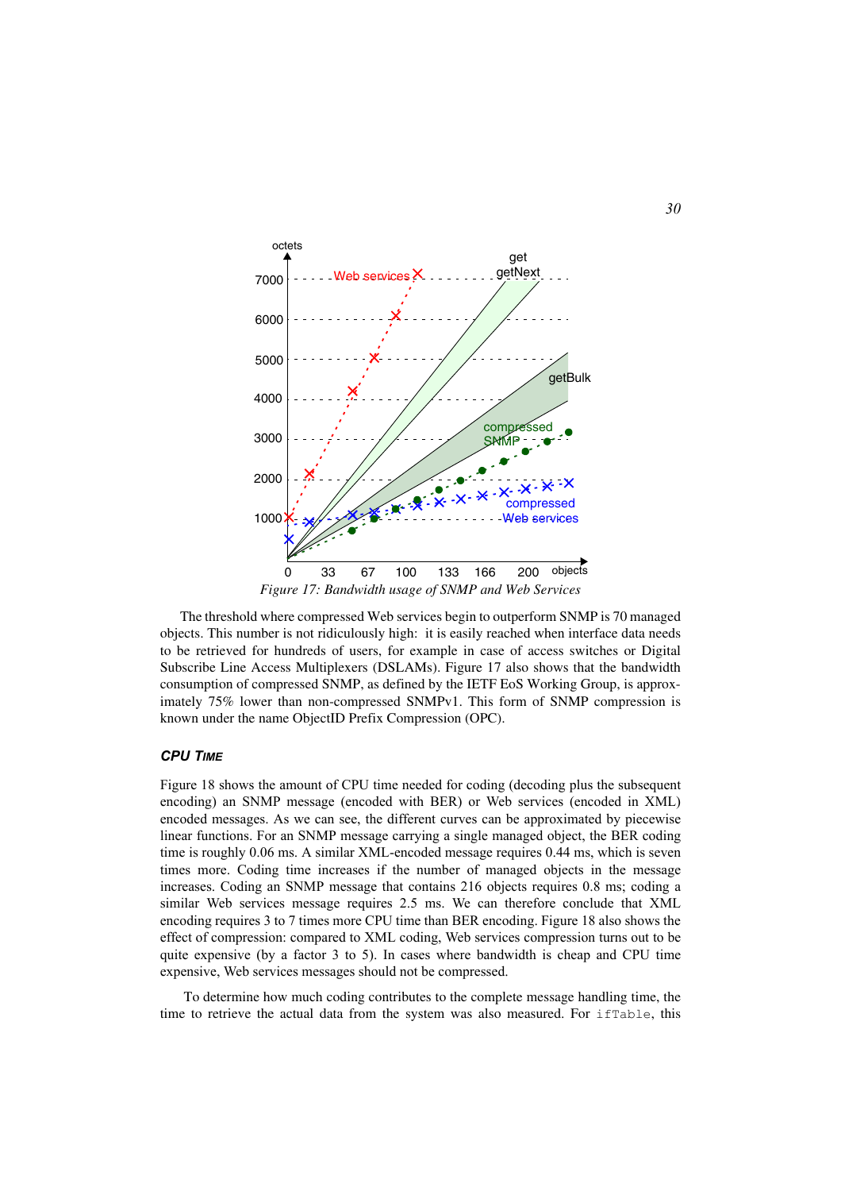*Figure 17: Bandwidth usage of SNMP and Web Services*

The threshold where compressed Web services begin to outperform SNMP is 70 managed objects. This number is not ridiculously high: it is easily reached when interface data needs to be retrieved for hundreds of users, for example in case of access switches or Digital Subscribe Line Access Multiplexers (DSLAMs). Figure 17 also shows that the bandwidth consumption of compressed SNMP, as defined by the IETF EoS Working Group, is approximately 75% lower than non-compressed SNMPv1. This form of SNMP compression is known under the name ObjectID Prefix Compression (OPC).

### CPU TIME

Figure 18 shows the amount of CPU time needed for coding (decoding plus the subsequent encoding) an SNMP message (encoded with BER) or Web services (encoded in XML) encoded messages. As we can see, the different curves can be approximated by piecewise linear functions. For an SNMP message carrying a single managed object, the BER coding time is roughly 0.06 ms. A similar XML-encoded message requires 0.44 ms, which is seven times more. Coding time increases if the number of managed objects in the message increases. Coding an SNMP message that contains 216 objects requires 0.8 ms; coding a similar Web services message requires 2.5 ms. We can therefore conclude that XML encoding requires 3 to 7 times more CPU time than BER encoding. Figure 18 also shows the effect of compression: compared to XML coding, Web services compression turns out to be quite expensive (by a factor 3 to 5). In cases where bandwidth is cheap and CPU time expensive, Web services messages should not be compressed.

To determine how much coding contributes to the complete message handling time, the time to retrieve the actual data from the system was also measured. For `ifTable`, this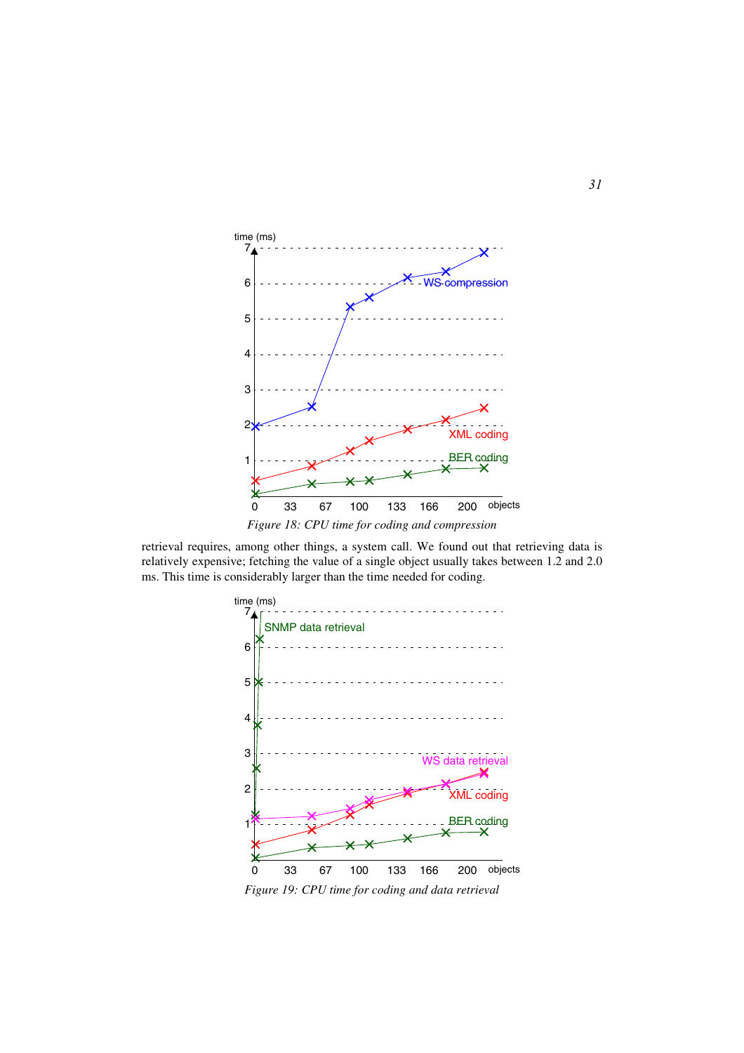*Figure 18: CPU time for coding and compression*

retrieval requires, among other things, a system call. We found out that retrieving data is relatively expensive; fetching the value of a single object usually takes between 1.2 and 2.0 ms. This time is considerably larger than the time needed for coding.

*Figure 19: CPU time for coding and data retrieval*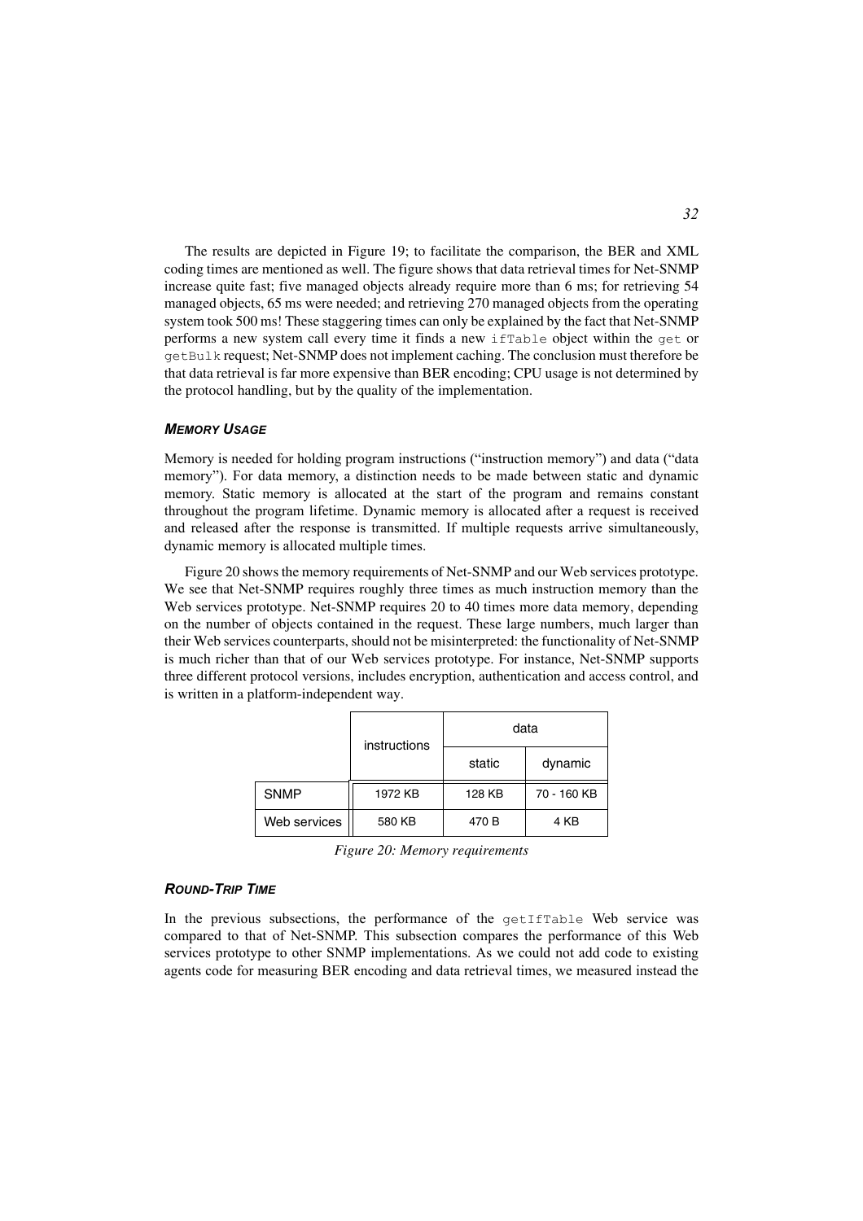The results are depicted in Figure 19; to facilitate the comparison, the BER and XML coding times are mentioned as well. The figure shows that data retrieval times for Net-SNMP increase quite fast; five managed objects already require more than 6 ms; for retrieving 54 managed objects, 65 ms were needed; and retrieving 270 managed objects from the operating system took 500 ms! These staggering times can only be explained by the fact that Net-SNMP performs a new system call every time it finds a new `ifTable` object within the `get` or `getBulk` request; Net-SNMP does not implement caching. The conclusion must therefore be that data retrieval is far more expensive than BER encoding; CPU usage is not determined by the protocol handling, but by the quality of the implementation.

### *MEMORY USAGE*

Memory is needed for holding program instructions ("instruction memory") and data ("data memory"). For data memory, a distinction needs to be made between static and dynamic memory. Static memory is allocated at the start of the program and remains constant throughout the program lifetime. Dynamic memory is allocated after a request is received and released after the response is transmitted. If multiple requests arrive simultaneously, dynamic memory is allocated multiple times.

Figure 20 shows the memory requirements of Net-SNMP and our Web services prototype. We see that Net-SNMP requires roughly three times as much instruction memory than the Web services prototype. Net-SNMP requires 20 to 40 times more data memory, depending on the number of objects contained in the request. These large numbers, much larger than their Web services counterparts, should not be misinterpreted: the functionality of Net-SNMP is much richer than that of our Web services prototype. For instance, Net-SNMP supports three different protocol versions, includes encryption, authentication and access control, and is written in a platform-independent way.

| | instructions | data | |
|---|---|---|---|
| | | static | dynamic |
| SNMP | 1972 KB | 128 KB | 70 - 160 KB |
| Web services | 580 KB | 470 B | 4 KB |

*Figure 20: Memory requirements*

### *ROUND-TRIP TIME*

In the previous subsections, the performance of the `getIfTable` Web service was compared to that of Net-SNMP. This subsection compares the performance of this Web services prototype to other SNMP implementations. As we could not add code to existing agents code for measuring BER encoding and data retrieval times, we measured instead the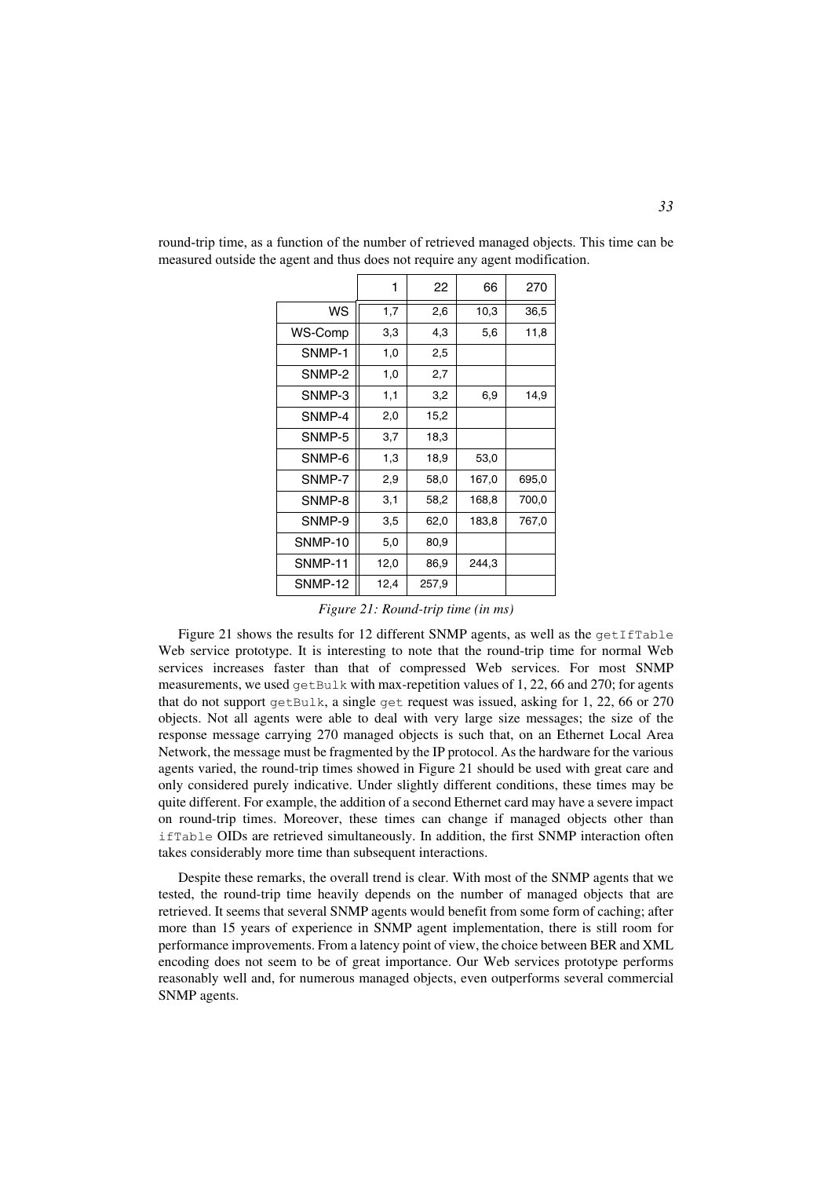round-trip time, as a function of the number of retrieved managed objects. This time can be measured outside the agent and thus does not require any agent modification.

| | 1 | 22 | 66 | 270 |
|---|---|---|---|---|
| WS | 1,7 | 2,6 | 10,3 | 36,5 |
| WS-Comp | 3,3 | 4,3 | 5,6 | 11,8 |
| SNMP-1 | 1,0 | 2,5 | | |
| SNMP-2 | 1,0 | 2,7 | | |
| SNMP-3 | 1,1 | 3,2 | 6,9 | 14,9 |
| SNMP-4 | 2,0 | 15,2 | | |
| SNMP-5 | 3,7 | 18,3 | | |
| SNMP-6 | 1,3 | 18,9 | 53,0 | |
| SNMP-7 | 2,9 | 58,0 | 167,0 | 695,0 |
| SNMP-8 | 3,1 | 58,2 | 168,8 | 700,0 |
| SNMP-9 | 3,5 | 62,0 | 183,8 | 767,0 |
| SNMP-10 | 5,0 | 80,9 | | |
| SNMP-11 | 12,0 | 86,9 | 244,3 | |
| SNMP-12 | 12,4 | 257,9 | | |

*Figure 21: Round-trip time (in ms)*

Figure 21 shows the results for 12 different SNMP agents, as well as the `getIfTable` Web service prototype. It is interesting to note that the round-trip time for normal Web services increases faster than that of compressed Web services. For most SNMP measurements, we used `getBulk` with max-repetition values of 1, 22, 66 and 270; for agents that do not support `getBulk`, a single `get` request was issued, asking for 1, 22, 66 or 270 objects. Not all agents were able to deal with very large size messages; the size of the response message carrying 270 managed objects is such that, on an Ethernet Local Area Network, the message must be fragmented by the IP protocol. As the hardware for the various agents varied, the round-trip times showed in Figure 21 should be used with great care and only considered purely indicative. Under slightly different conditions, these times may be quite different. For example, the addition of a second Ethernet card may have a severe impact on round-trip times. Moreover, these times can change if managed objects other than `ifTable` OIDs are retrieved simultaneously. In addition, the first SNMP interaction often takes considerably more time than subsequent interactions.

Despite these remarks, the overall trend is clear. With most of the SNMP agents that we tested, the round-trip time heavily depends on the number of managed objects that are retrieved. It seems that several SNMP agents would benefit from some form of caching; after more than 15 years of experience in SNMP agent implementation, there is still room for performance improvements. From a latency point of view, the choice between BER and XML encoding does not seem to be of great importance. Our Web services prototype performs reasonably well and, for numerous managed objects, even outperforms several commercial SNMP agents.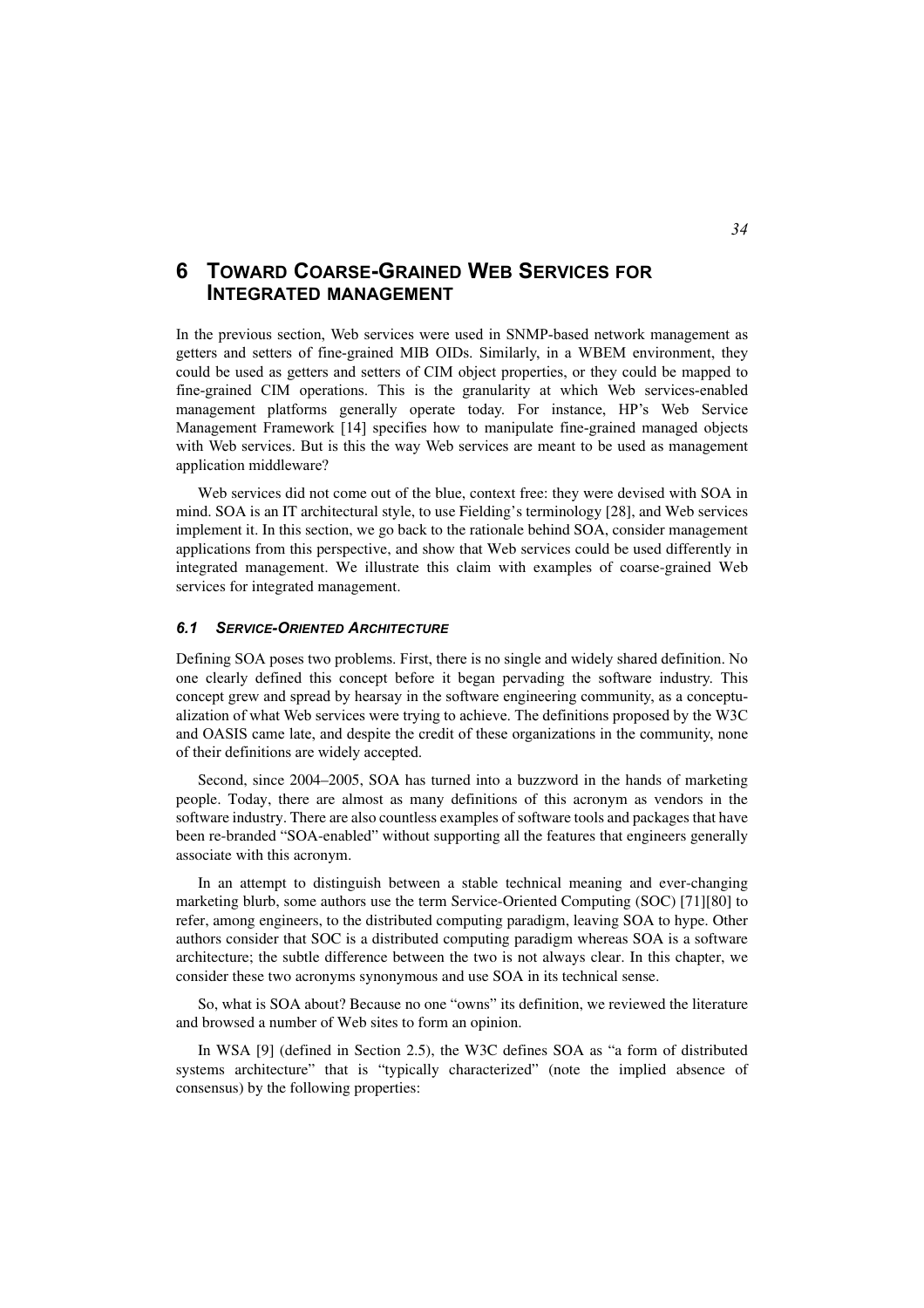# 6 TOWARD COARSE-GRAINED WEB SERVICES FOR INTEGRATED MANAGEMENT

In the previous section, Web services were used in SNMP-based network management as getters and setters of fine-grained MIB OIDs. Similarly, in a WBEM environment, they could be used as getters and setters of CIM object properties, or they could be mapped to fine-grained CIM operations. This is the granularity at which Web services-enabled management platforms generally operate today. For instance, HP's Web Service Management Framework [14] specifies how to manipulate fine-grained managed objects with Web services. But is this the way Web services are meant to be used as management application middleware?

Web services did not come out of the blue, context free: they were devised with SOA in mind. SOA is an IT architectural style, to use Fielding's terminology [28], and Web services implement it. In this section, we go back to the rationale behind SOA, consider management applications from this perspective, and show that Web services could be used differently in integrated management. We illustrate this claim with examples of coarse-grained Web services for integrated management.

## 6.1 SERVICE-ORIENTED ARCHITECTURE

Defining SOA poses two problems. First, there is no single and widely shared definition. No one clearly defined this concept before it began pervading the software industry. This concept grew and spread by hearsay in the software engineering community, as a conceptualization of what Web services were trying to achieve. The definitions proposed by the W3C and OASIS came late, and despite the credit of these organizations in the community, none of their definitions are widely accepted.

Second, since 2004–2005, SOA has turned into a buzzword in the hands of marketing people. Today, there are almost as many definitions of this acronym as vendors in the software industry. There are also countless examples of software tools and packages that have been re-branded "SOA-enabled" without supporting all the features that engineers generally associate with this acronym.

In an attempt to distinguish between a stable technical meaning and ever-changing marketing blurb, some authors use the term Service-Oriented Computing (SOC) [71][80] to refer, among engineers, to the distributed computing paradigm, leaving SOA to hype. Other authors consider that SOC is a distributed computing paradigm whereas SOA is a software architecture; the subtle difference between the two is not always clear. In this chapter, we consider these two acronyms synonymous and use SOA in its technical sense.

So, what is SOA about? Because no one "owns" its definition, we reviewed the literature and browsed a number of Web sites to form an opinion.

In WSA [9] (defined in Section 2.5), the W3C defines SOA as "a form of distributed systems architecture" that is "typically characterized" (note the implied absence of consensus) by the following properties: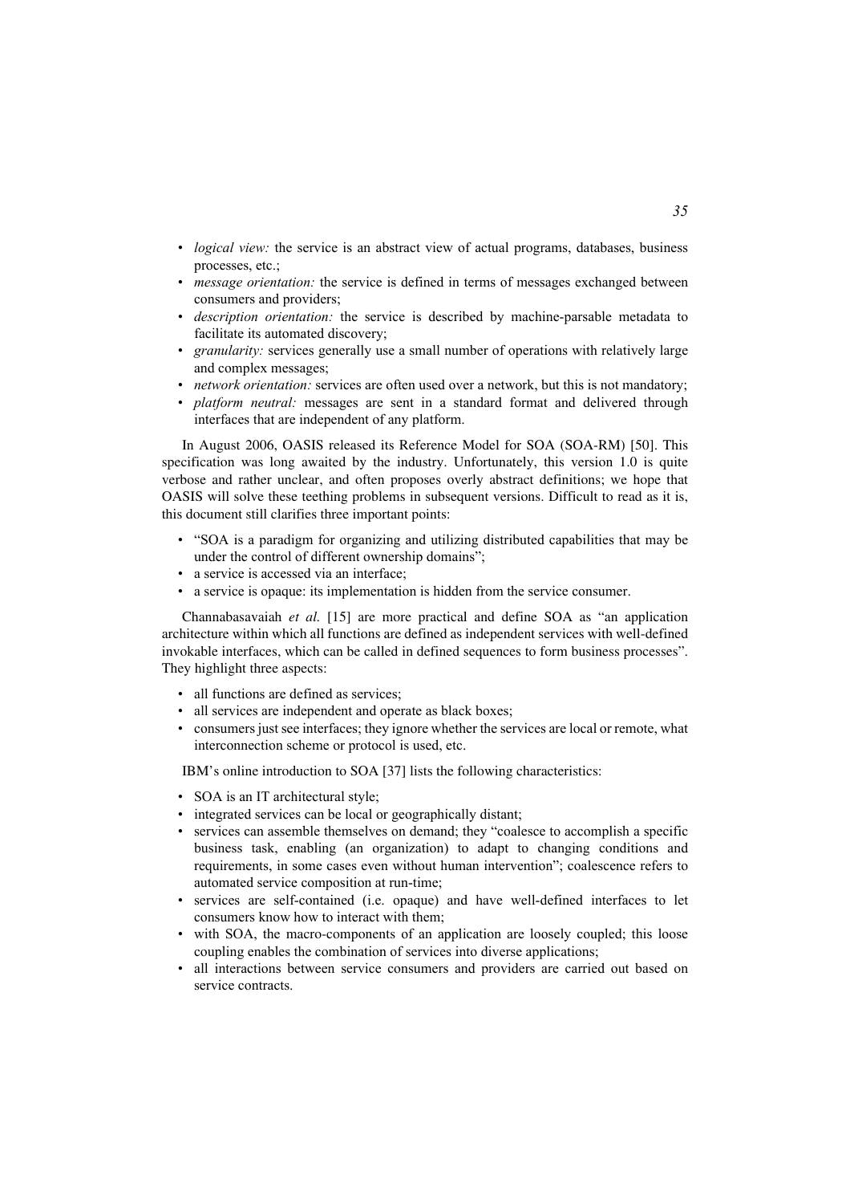- *logical view:* the service is an abstract view of actual programs, databases, business processes, etc.;
- *message orientation:* the service is defined in terms of messages exchanged between consumers and providers;
- *description orientation:* the service is described by machine-parsable metadata to facilitate its automated discovery;
- *granularity:* services generally use a small number of operations with relatively large and complex messages;
- *network orientation:* services are often used over a network, but this is not mandatory;
- *platform neutral:* messages are sent in a standard format and delivered through interfaces that are independent of any platform.

In August 2006, OASIS released its Reference Model for SOA (SOA-RM) [50]. This specification was long awaited by the industry. Unfortunately, this version 1.0 is quite verbose and rather unclear, and often proposes overly abstract definitions; we hope that OASIS will solve these teething problems in subsequent versions. Difficult to read as it is, this document still clarifies three important points:

- "SOA is a paradigm for organizing and utilizing distributed capabilities that may be under the control of different ownership domains";
- a service is accessed via an interface;
- a service is opaque: its implementation is hidden from the service consumer.

Channabasavaiah *et al.* [15] are more practical and define SOA as "an application architecture within which all functions are defined as independent services with well-defined invokable interfaces, which can be called in defined sequences to form business processes". They highlight three aspects:

- all functions are defined as services;
- all services are independent and operate as black boxes;
- consumers just see interfaces; they ignore whether the services are local or remote, what interconnection scheme or protocol is used, etc.

IBM's online introduction to SOA [37] lists the following characteristics:

- SOA is an IT architectural style;
- integrated services can be local or geographically distant;
- services can assemble themselves on demand; they "coalesce to accomplish a specific business task, enabling (an organization) to adapt to changing conditions and requirements, in some cases even without human intervention"; coalescence refers to automated service composition at run-time;
- services are self-contained (i.e. opaque) and have well-defined interfaces to let consumers know how to interact with them;
- with SOA, the macro-components of an application are loosely coupled; this loose coupling enables the combination of services into diverse applications;
- all interactions between service consumers and providers are carried out based on service contracts.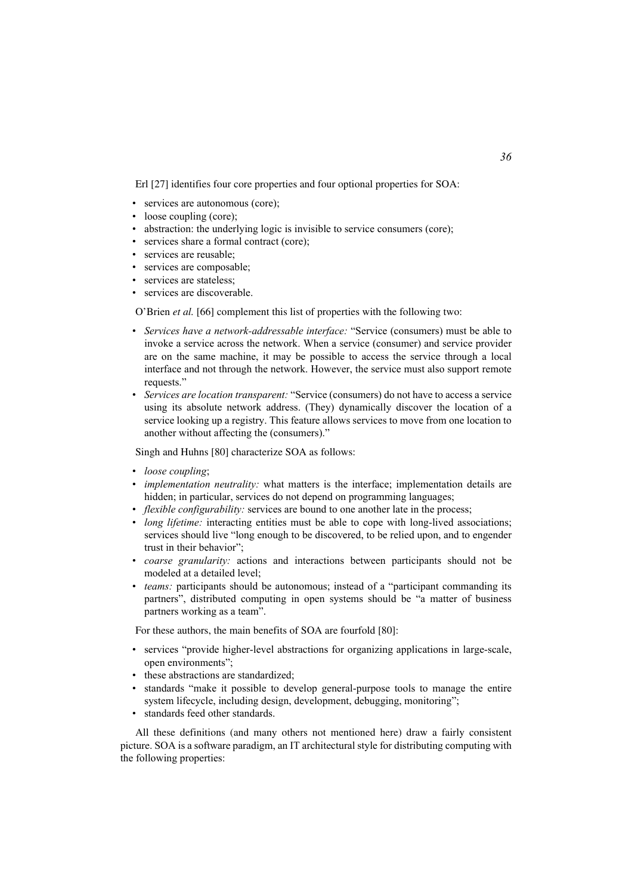Erl [27] identifies four core properties and four optional properties for SOA:

- services are autonomous (core);
- loose coupling (core);
- abstraction: the underlying logic is invisible to service consumers (core);
- services share a formal contract (core);
- services are reusable;
- services are composable;
- services are stateless;
- services are discoverable.

O'Brien *et al.* [66] complement this list of properties with the following two:

- *Services have a network-addressable interface:* "Service (consumers) must be able to invoke a service across the network. When a service (consumer) and service provider are on the same machine, it may be possible to access the service through a local interface and not through the network. However, the service must also support remote requests."
- *Services are location transparent:* "Service (consumers) do not have to access a service using its absolute network address. (They) dynamically discover the location of a service looking up a registry. This feature allows services to move from one location to another without affecting the (consumers)."

Singh and Huhns [80] characterize SOA as follows:

- *loose coupling*;
- *implementation neutrality:* what matters is the interface; implementation details are hidden; in particular, services do not depend on programming languages;
- *flexible configurability:* services are bound to one another late in the process;
- *long lifetime:* interacting entities must be able to cope with long-lived associations; services should live "long enough to be discovered, to be relied upon, and to engender trust in their behavior";
- *coarse granularity:* actions and interactions between participants should not be modeled at a detailed level;
- *teams:* participants should be autonomous; instead of a "participant commanding its partners", distributed computing in open systems should be "a matter of business partners working as a team".

For these authors, the main benefits of SOA are fourfold [80]:

- services "provide higher-level abstractions for organizing applications in large-scale, open environments";
- these abstractions are standardized;
- standards "make it possible to develop general-purpose tools to manage the entire system lifecycle, including design, development, debugging, monitoring";
- standards feed other standards.

All these definitions (and many others not mentioned here) draw a fairly consistent picture. SOA is a software paradigm, an IT architectural style for distributing computing with the following properties: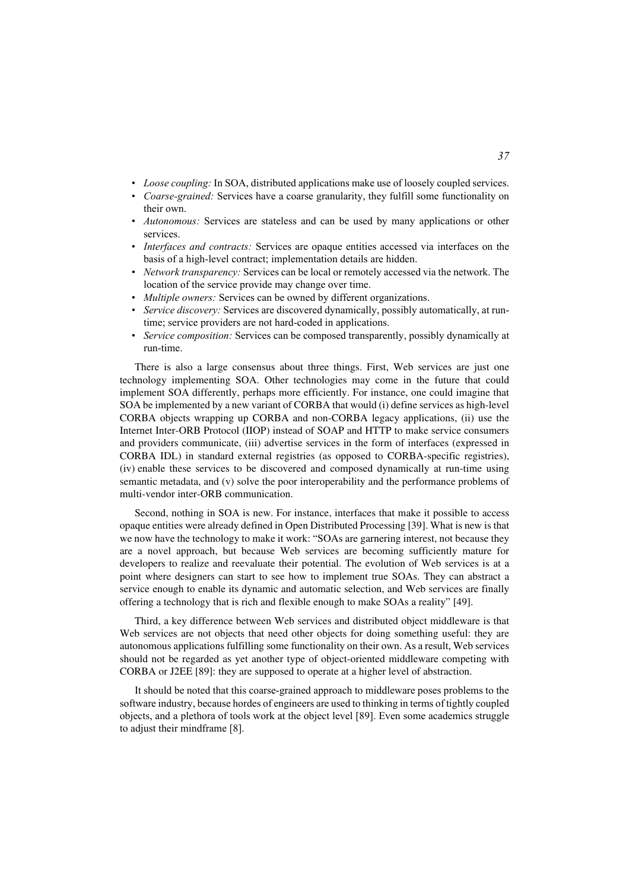- *Loose coupling:* In SOA, distributed applications make use of loosely coupled services.
- *Coarse-grained:* Services have a coarse granularity, they fulfill some functionality on their own.
- *Autonomous:* Services are stateless and can be used by many applications or other services.
- *Interfaces and contracts:* Services are opaque entities accessed via interfaces on the basis of a high-level contract; implementation details are hidden.
- *Network transparency:* Services can be local or remotely accessed via the network. The location of the service provide may change over time.
- *Multiple owners:* Services can be owned by different organizations.
- *Service discovery:* Services are discovered dynamically, possibly automatically, at run-time; service providers are not hard-coded in applications.
- *Service composition:* Services can be composed transparently, possibly dynamically at run-time.

There is also a large consensus about three things. First, Web services are just one technology implementing SOA. Other technologies may come in the future that could implement SOA differently, perhaps more efficiently. For instance, one could imagine that SOA be implemented by a new variant of CORBA that would (i) define services as high-level CORBA objects wrapping up CORBA and non-CORBA legacy applications, (ii) use the Internet Inter-ORB Protocol (IIOP) instead of SOAP and HTTP to make service consumers and providers communicate, (iii) advertise services in the form of interfaces (expressed in CORBA IDL) in standard external registries (as opposed to CORBA-specific registries), (iv) enable these services to be discovered and composed dynamically at run-time using semantic metadata, and (v) solve the poor interoperability and the performance problems of multi-vendor inter-ORB communication.

Second, nothing in SOA is new. For instance, interfaces that make it possible to access opaque entities were already defined in Open Distributed Processing [39]. What is new is that we now have the technology to make it work: "SOAs are garnering interest, not because they are a novel approach, but because Web services are becoming sufficiently mature for developers to realize and reevaluate their potential. The evolution of Web services is at a point where designers can start to see how to implement true SOAs. They can abstract a service enough to enable its dynamic and automatic selection, and Web services are finally offering a technology that is rich and flexible enough to make SOAs a reality" [49].

Third, a key difference between Web services and distributed object middleware is that Web services are not objects that need other objects for doing something useful: they are autonomous applications fulfilling some functionality on their own. As a result, Web services should not be regarded as yet another type of object-oriented middleware competing with CORBA or J2EE [89]: they are supposed to operate at a higher level of abstraction.

It should be noted that this coarse-grained approach to middleware poses problems to the software industry, because hordes of engineers are used to thinking in terms of tightly coupled objects, and a plethora of tools work at the object level [89]. Even some academics struggle to adjust their mindframe [8].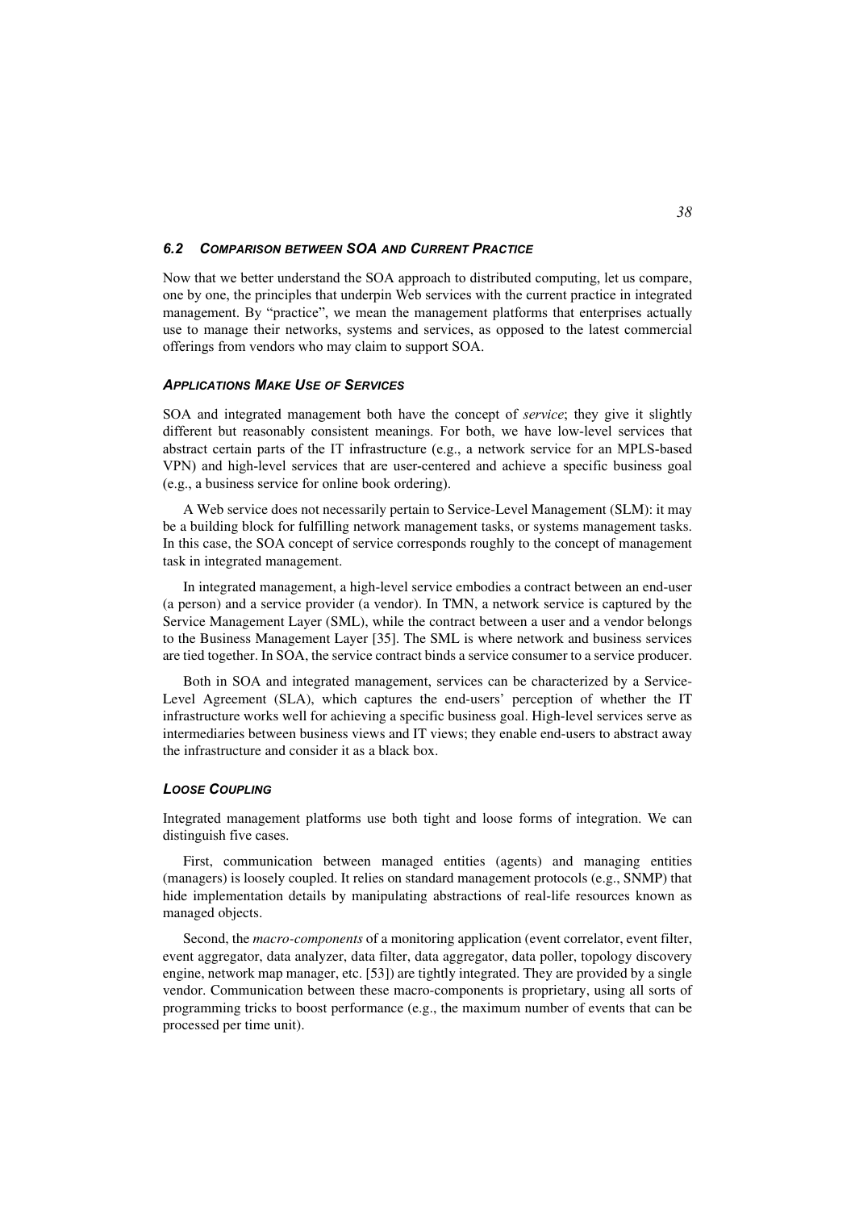### *6.2 Comparison between SOA and Current Practice*

Now that we better understand the SOA approach to distributed computing, let us compare, one by one, the principles that underpin Web services with the current practice in integrated management. By "practice", we mean the management platforms that enterprises actually use to manage their networks, systems and services, as opposed to the latest commercial offerings from vendors who may claim to support SOA.

#### *Applications Make Use of Services*

SOA and integrated management both have the concept of *service*; they give it slightly different but reasonably consistent meanings. For both, we have low-level services that abstract certain parts of the IT infrastructure (e.g., a network service for an MPLS-based VPN) and high-level services that are user-centered and achieve a specific business goal (e.g., a business service for online book ordering).

A Web service does not necessarily pertain to Service-Level Management (SLM): it may be a building block for fulfilling network management tasks, or systems management tasks. In this case, the SOA concept of service corresponds roughly to the concept of management task in integrated management.

In integrated management, a high-level service embodies a contract between an end-user (a person) and a service provider (a vendor). In TMN, a network service is captured by the Service Management Layer (SML), while the contract between a user and a vendor belongs to the Business Management Layer [35]. The SML is where network and business services are tied together. In SOA, the service contract binds a service consumer to a service producer.

Both in SOA and integrated management, services can be characterized by a Service-Level Agreement (SLA), which captures the end-users' perception of whether the IT infrastructure works well for achieving a specific business goal. High-level services serve as intermediaries between business views and IT views; they enable end-users to abstract away the infrastructure and consider it as a black box.

#### *Loose Coupling*

Integrated management platforms use both tight and loose forms of integration. We can distinguish five cases.

First, communication between managed entities (agents) and managing entities (managers) is loosely coupled. It relies on standard management protocols (e.g., SNMP) that hide implementation details by manipulating abstractions of real-life resources known as managed objects.

Second, the *macro-components* of a monitoring application (event correlator, event filter, event aggregator, data analyzer, data filter, data aggregator, data poller, topology discovery engine, network map manager, etc. [53]) are tightly integrated. They are provided by a single vendor. Communication between these macro-components is proprietary, using all sorts of programming tricks to boost performance (e.g., the maximum number of events that can be processed per time unit).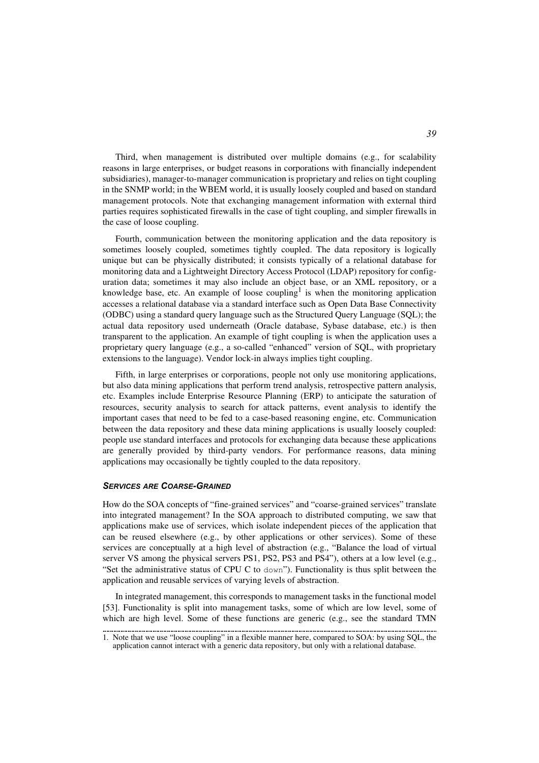Third, when management is distributed over multiple domains (e.g., for scalability reasons in large enterprises, or budget reasons in corporations with financially independent subsidiaries), manager-to-manager communication is proprietary and relies on tight coupling in the SNMP world; in the WBEM world, it is usually loosely coupled and based on standard management protocols. Note that exchanging management information with external third parties requires sophisticated firewalls in the case of tight coupling, and simpler firewalls in the case of loose coupling.

Fourth, communication between the monitoring application and the data repository is sometimes loosely coupled, sometimes tightly coupled. The data repository is logically unique but can be physically distributed; it consists typically of a relational database for monitoring data and a Lightweight Directory Access Protocol (LDAP) repository for configuration data; sometimes it may also include an object base, or an XML repository, or a knowledge base, etc. An example of loose coupling[1] is when the monitoring application accesses a relational database via a standard interface such as Open Data Base Connectivity (ODBC) using a standard query language such as the Structured Query Language (SQL); the actual data repository used underneath (Oracle database, Sybase database, etc.) is then transparent to the application. An example of tight coupling is when the application uses a proprietary query language (e.g., a so-called "enhanced" version of SQL, with proprietary extensions to the language). Vendor lock-in always implies tight coupling.

Fifth, in large enterprises or corporations, people not only use monitoring applications, but also data mining applications that perform trend analysis, retrospective pattern analysis, etc. Examples include Enterprise Resource Planning (ERP) to anticipate the saturation of resources, security analysis to search for attack patterns, event analysis to identify the important cases that need to be fed to a case-based reasoning engine, etc. Communication between the data repository and these data mining applications is usually loosely coupled: people use standard interfaces and protocols for exchanging data because these applications are generally provided by third-party vendors. For performance reasons, data mining applications may occasionally be tightly coupled to the data repository.

### *Services are Coarse-Grained*

How do the SOA concepts of "fine-grained services" and "coarse-grained services" translate into integrated management? In the SOA approach to distributed computing, we saw that applications make use of services, which isolate independent pieces of the application that can be reused elsewhere (e.g., by other applications or other services). Some of these services are conceptually at a high level of abstraction (e.g., "Balance the load of virtual server VS among the physical servers PS1, PS2, PS3 and PS4"), others at a low level (e.g., "Set the administrative status of CPU C to `down`"). Functionality is thus split between the application and reusable services of varying levels of abstraction.

In integrated management, this corresponds to management tasks in the functional model [53]. Functionality is split into management tasks, some of which are low level, some of which are high level. Some of these functions are generic (e.g., see the standard TMN

1. Note that we use "loose coupling" in a flexible manner here, compared to SOA: by using SQL, the application cannot interact with a generic data repository, but only with a relational database.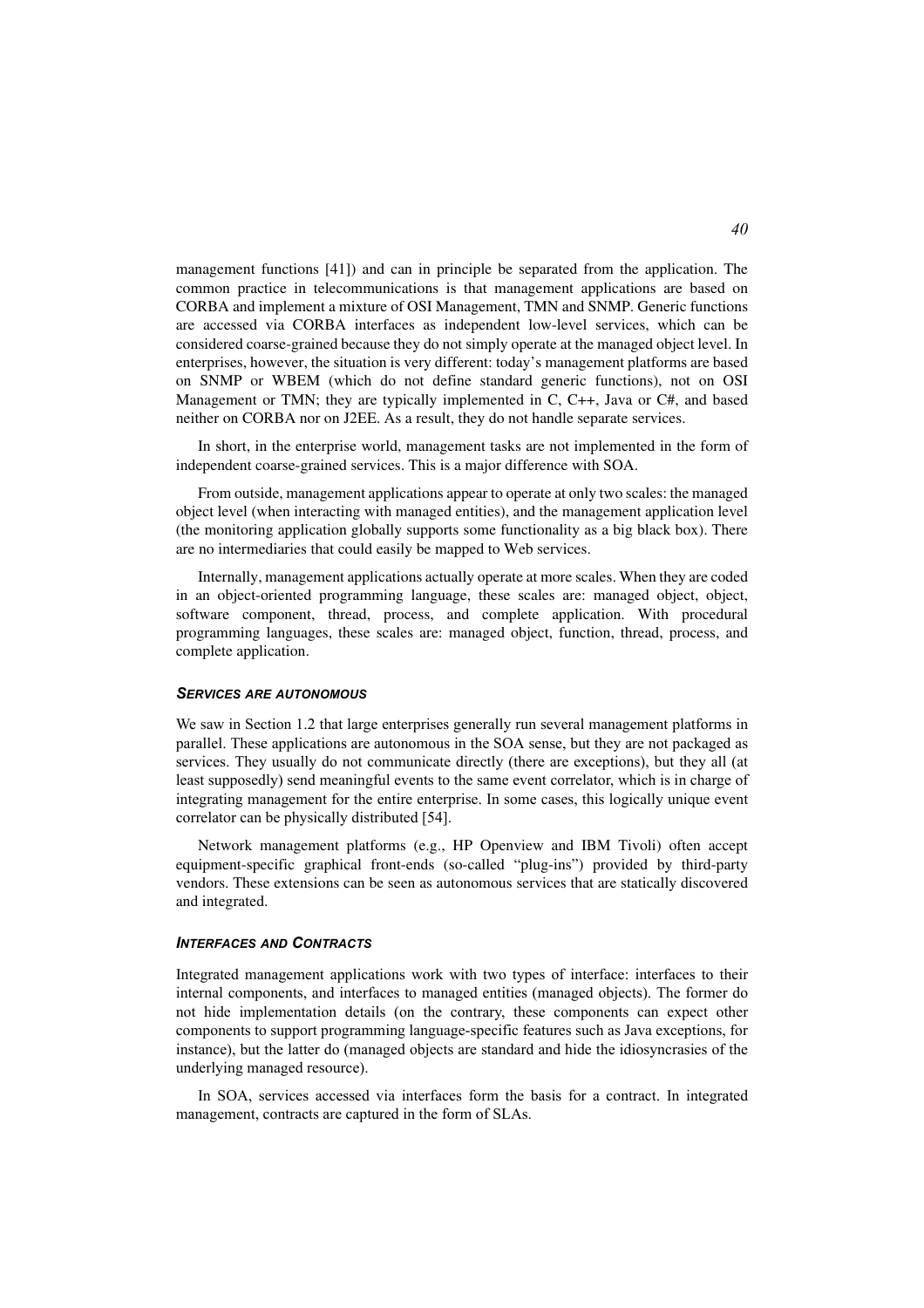management functions [41]) and can in principle be separated from the application. The common practice in telecommunications is that management applications are based on CORBA and implement a mixture of OSI Management, TMN and SNMP. Generic functions are accessed via CORBA interfaces as independent low-level services, which can be considered coarse-grained because they do not simply operate at the managed object level. In enterprises, however, the situation is very different: today's management platforms are based on SNMP or WBEM (which do not define standard generic functions), not on OSI Management or TMN; they are typically implemented in C, C++, Java or C#, and based neither on CORBA nor on J2EE. As a result, they do not handle separate services.

In short, in the enterprise world, management tasks are not implemented in the form of independent coarse-grained services. This is a major difference with SOA.

From outside, management applications appear to operate at only two scales: the managed object level (when interacting with managed entities), and the management application level (the monitoring application globally supports some functionality as a big black box). There are no intermediaries that could easily be mapped to Web services.

Internally, management applications actually operate at more scales. When they are coded in an object-oriented programming language, these scales are: managed object, object, software component, thread, process, and complete application. With procedural programming languages, these scales are: managed object, function, thread, process, and complete application.

#### *Services are autonomous*

We saw in Section 1.2 that large enterprises generally run several management platforms in parallel. These applications are autonomous in the SOA sense, but they are not packaged as services. They usually do not communicate directly (there are exceptions), but they all (at least supposedly) send meaningful events to the same event correlator, which is in charge of integrating management for the entire enterprise. In some cases, this logically unique event correlator can be physically distributed [54].

Network management platforms (e.g., HP Openview and IBM Tivoli) often accept equipment-specific graphical front-ends (so-called "plug-ins") provided by third-party vendors. These extensions can be seen as autonomous services that are statically discovered and integrated.

#### *Interfaces and Contracts*

Integrated management applications work with two types of interface: interfaces to their internal components, and interfaces to managed entities (managed objects). The former do not hide implementation details (on the contrary, these components can expect other components to support programming language-specific features such as Java exceptions, for instance), but the latter do (managed objects are standard and hide the idiosyncrasies of the underlying managed resource).

In SOA, services accessed via interfaces form the basis for a contract. In integrated management, contracts are captured in the form of SLAs.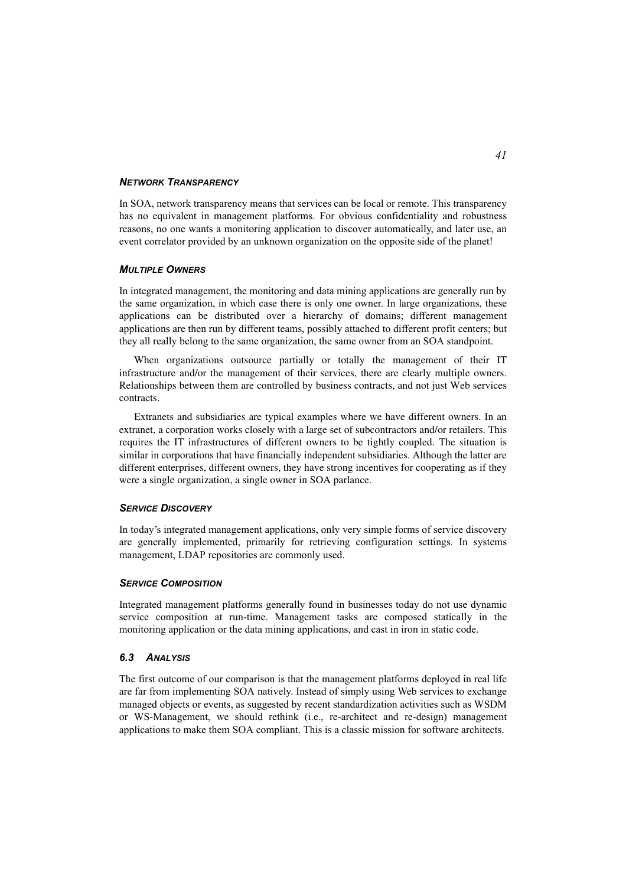#### *NETWORK TRANSPARENCY*

In SOA, network transparency means that services can be local or remote. This transparency has no equivalent in management platforms. For obvious confidentiality and robustness reasons, no one wants a monitoring application to discover automatically, and later use, an event correlator provided by an unknown organization on the opposite side of the planet!

#### *MULTIPLE OWNERS*

In integrated management, the monitoring and data mining applications are generally run by the same organization, in which case there is only one owner. In large organizations, these applications can be distributed over a hierarchy of domains; different management applications are then run by different teams, possibly attached to different profit centers; but they all really belong to the same organization, the same owner from an SOA standpoint.

When organizations outsource partially or totally the management of their IT infrastructure and/or the management of their services, there are clearly multiple owners. Relationships between them are controlled by business contracts, and not just Web services contracts.

Extranets and subsidiaries are typical examples where we have different owners. In an extranet, a corporation works closely with a large set of subcontractors and/or retailers. This requires the IT infrastructures of different owners to be tightly coupled. The situation is similar in corporations that have financially independent subsidiaries. Although the latter are different enterprises, different owners, they have strong incentives for cooperating as if they were a single organization, a single owner in SOA parlance.

#### *SERVICE DISCOVERY*

In today's integrated management applications, only very simple forms of service discovery are generally implemented, primarily for retrieving configuration settings. In systems management, LDAP repositories are commonly used.

#### *SERVICE COMPOSITION*

Integrated management platforms generally found in businesses today do not use dynamic service composition at run-time. Management tasks are composed statically in the monitoring application or the data mining applications, and cast in iron in static code.

### *6.3 ANALYSIS*

The first outcome of our comparison is that the management platforms deployed in real life are far from implementing SOA natively. Instead of simply using Web services to exchange managed objects or events, as suggested by recent standardization activities such as WSDM or WS-Management, we should rethink (i.e., re-architect and re-design) management applications to make them SOA compliant. This is a classic mission for software architects.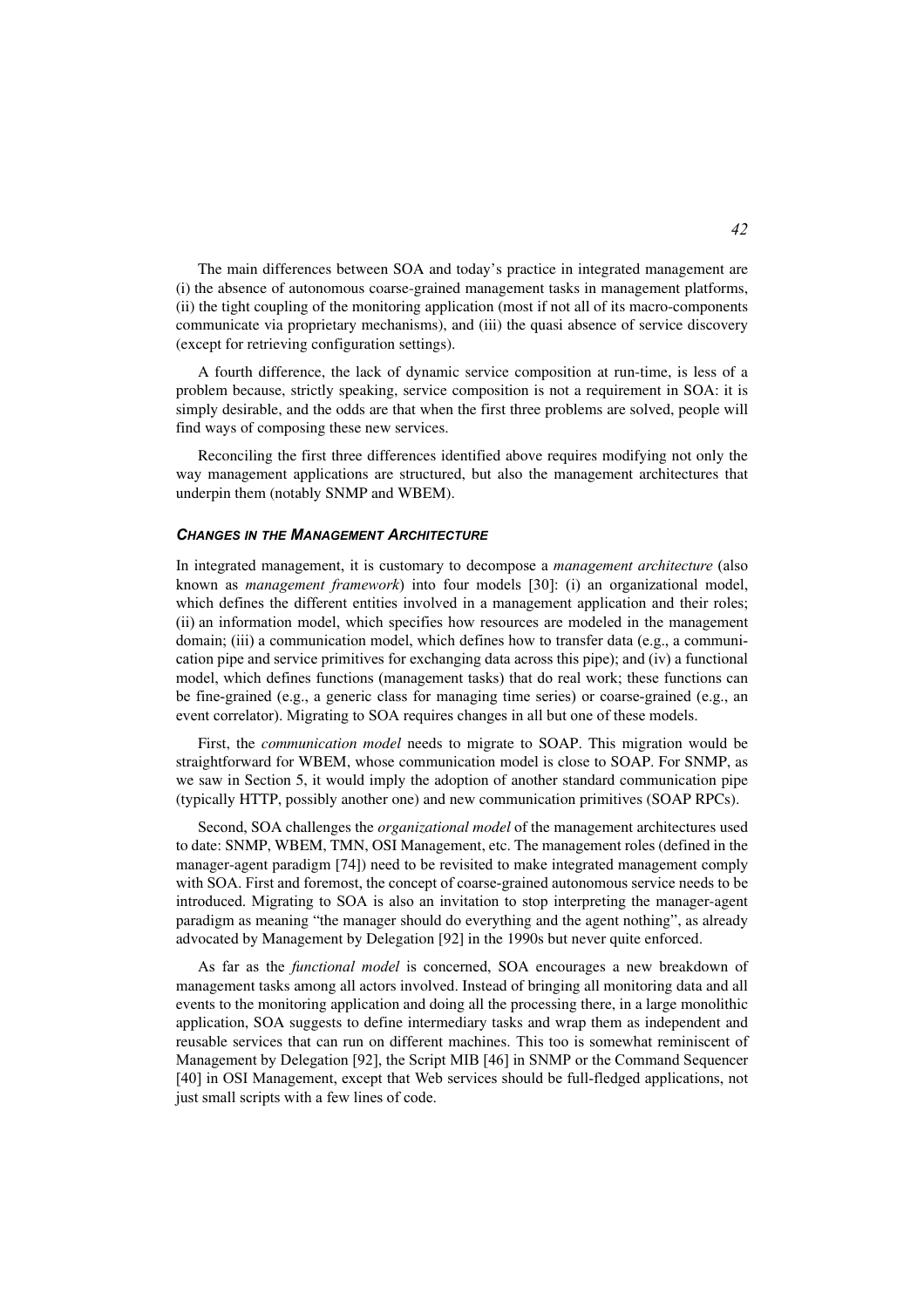The main differences between SOA and today's practice in integrated management are (i) the absence of autonomous coarse-grained management tasks in management platforms, (ii) the tight coupling of the monitoring application (most if not all of its macro-components communicate via proprietary mechanisms), and (iii) the quasi absence of service discovery (except for retrieving configuration settings).

A fourth difference, the lack of dynamic service composition at run-time, is less of a problem because, strictly speaking, service composition is not a requirement in SOA: it is simply desirable, and the odds are that when the first three problems are solved, people will find ways of composing these new services.

Reconciling the first three differences identified above requires modifying not only the way management applications are structured, but also the management architectures that underpin them (notably SNMP and WBEM).

#### *CHANGES IN THE MANAGEMENT ARCHITECTURE*

In integrated management, it is customary to decompose a *management architecture* (also known as *management framework*) into four models [30]: (i) an organizational model, which defines the different entities involved in a management application and their roles; (ii) an information model, which specifies how resources are modeled in the management domain; (iii) a communication model, which defines how to transfer data (e.g., a communication pipe and service primitives for exchanging data across this pipe); and (iv) a functional model, which defines functions (management tasks) that do real work; these functions can be fine-grained (e.g., a generic class for managing time series) or coarse-grained (e.g., an event correlator). Migrating to SOA requires changes in all but one of these models.

First, the *communication model* needs to migrate to SOAP. This migration would be straightforward for WBEM, whose communication model is close to SOAP. For SNMP, as we saw in Section 5, it would imply the adoption of another standard communication pipe (typically HTTP, possibly another one) and new communication primitives (SOAP RPCs).

Second, SOA challenges the *organizational model* of the management architectures used to date: SNMP, WBEM, TMN, OSI Management, etc. The management roles (defined in the manager-agent paradigm [74]) need to be revisited to make integrated management comply with SOA. First and foremost, the concept of coarse-grained autonomous service needs to be introduced. Migrating to SOA is also an invitation to stop interpreting the manager-agent paradigm as meaning "the manager should do everything and the agent nothing", as already advocated by Management by Delegation [92] in the 1990s but never quite enforced.

As far as the *functional model* is concerned, SOA encourages a new breakdown of management tasks among all actors involved. Instead of bringing all monitoring data and all events to the monitoring application and doing all the processing there, in a large monolithic application, SOA suggests to define intermediary tasks and wrap them as independent and reusable services that can run on different machines. This too is somewhat reminiscent of Management by Delegation [92], the Script MIB [46] in SNMP or the Command Sequencer [40] in OSI Management, except that Web services should be full-fledged applications, not just small scripts with a few lines of code.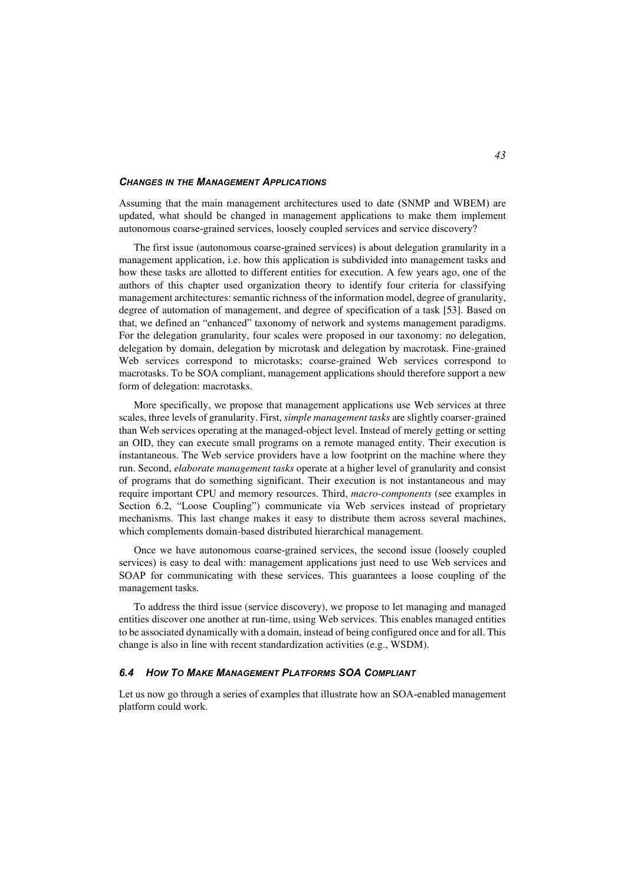#### *Changes in the Management Applications*

Assuming that the main management architectures used to date (SNMP and WBEM) are updated, what should be changed in management applications to make them implement autonomous coarse-grained services, loosely coupled services and service discovery?

The first issue (autonomous coarse-grained services) is about delegation granularity in a management application, i.e. how this application is subdivided into management tasks and how these tasks are allotted to different entities for execution. A few years ago, one of the authors of this chapter used organization theory to identify four criteria for classifying management architectures: semantic richness of the information model, degree of granularity, degree of automation of management, and degree of specification of a task [53]. Based on that, we defined an "enhanced" taxonomy of network and systems management paradigms. For the delegation granularity, four scales were proposed in our taxonomy: no delegation, delegation by domain, delegation by microtask and delegation by macrotask. Fine-grained Web services correspond to microtasks; coarse-grained Web services correspond to macrotasks. To be SOA compliant, management applications should therefore support a new form of delegation: macrotasks.

More specifically, we propose that management applications use Web services at three scales, three levels of granularity. First, *simple management tasks* are slightly coarser-grained than Web services operating at the managed-object level. Instead of merely getting or setting an OID, they can execute small programs on a remote managed entity. Their execution is instantaneous. The Web service providers have a low footprint on the machine where they run. Second, *elaborate management tasks* operate at a higher level of granularity and consist of programs that do something significant. Their execution is not instantaneous and may require important CPU and memory resources. Third, *macro-components* (see examples in Section 6.2, "Loose Coupling") communicate via Web services instead of proprietary mechanisms. This last change makes it easy to distribute them across several machines, which complements domain-based distributed hierarchical management.

Once we have autonomous coarse-grained services, the second issue (loosely coupled services) is easy to deal with: management applications just need to use Web services and SOAP for communicating with these services. This guarantees a loose coupling of the management tasks.

To address the third issue (service discovery), we propose to let managing and managed entities discover one another at run-time, using Web services. This enables managed entities to be associated dynamically with a domain, instead of being configured once and for all. This change is also in line with recent standardization activities (e.g., WSDM).

### *6.4 How To Make Management Platforms SOA Compliant*

Let us now go through a series of examples that illustrate how an SOA-enabled management platform could work.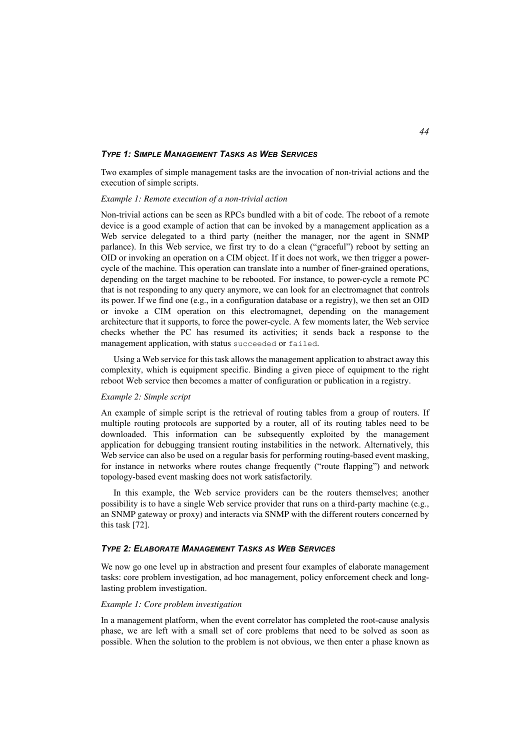### *Type 1: Simple Management Tasks as Web Services*

Two examples of simple management tasks are the invocation of non-trivial actions and the execution of simple scripts.

*Example 1: Remote execution of a non-trivial action*

Non-trivial actions can be seen as RPCs bundled with a bit of code. The reboot of a remote device is a good example of action that can be invoked by a management application as a Web service delegated to a third party (neither the manager, nor the agent in SNMP parlance). In this Web service, we first try to do a clean ("graceful") reboot by setting an OID or invoking an operation on a CIM object. If it does not work, we then trigger a power-cycle of the machine. This operation can translate into a number of finer-grained operations, depending on the target machine to be rebooted. For instance, to power-cycle a remote PC that is not responding to any query anymore, we can look for an electromagnet that controls its power. If we find one (e.g., in a configuration database or a registry), we then set an OID or invoke a CIM operation on this electromagnet, depending on the management architecture that it supports, to force the power-cycle. A few moments later, the Web service checks whether the PC has resumed its activities; it sends back a response to the management application, with status `succeeded` or `failed`.

Using a Web service for this task allows the management application to abstract away this complexity, which is equipment specific. Binding a given piece of equipment to the right reboot Web service then becomes a matter of configuration or publication in a registry.

*Example 2: Simple script*

An example of simple script is the retrieval of routing tables from a group of routers. If multiple routing protocols are supported by a router, all of its routing tables need to be downloaded. This information can be subsequently exploited by the management application for debugging transient routing instabilities in the network. Alternatively, this Web service can also be used on a regular basis for performing routing-based event masking, for instance in networks where routes change frequently ("route flapping") and network topology-based event masking does not work satisfactorily.

In this example, the Web service providers can be the routers themselves; another possibility is to have a single Web service provider that runs on a third-party machine (e.g., an SNMP gateway or proxy) and interacts via SNMP with the different routers concerned by this task [72].

### *Type 2: Elaborate Management Tasks as Web Services*

We now go one level up in abstraction and present four examples of elaborate management tasks: core problem investigation, ad hoc management, policy enforcement check and long-lasting problem investigation.

*Example 1: Core problem investigation*

In a management platform, when the event correlator has completed the root-cause analysis phase, we are left with a small set of core problems that need to be solved as soon as possible. When the solution to the problem is not obvious, we then enter a phase known as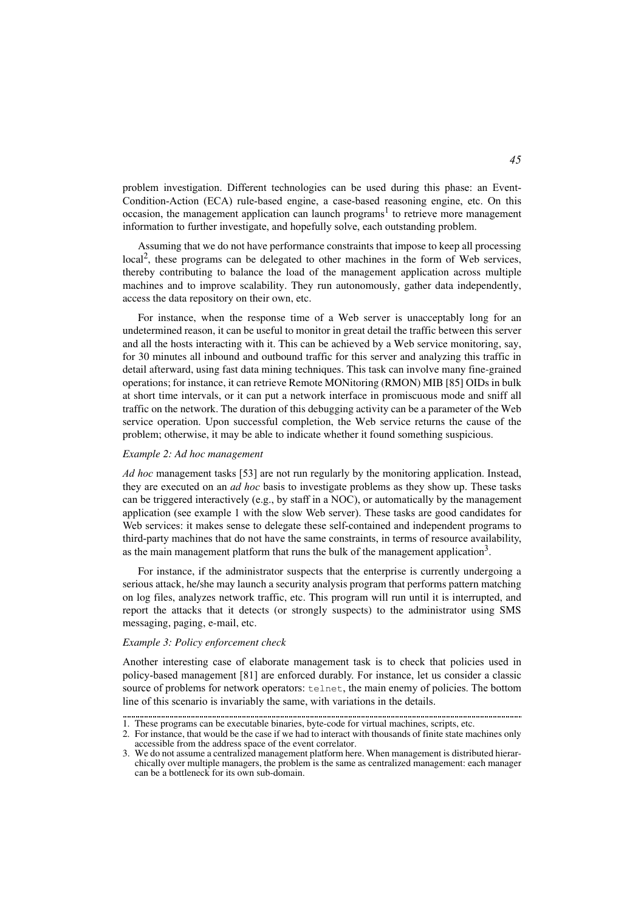problem investigation. Different technologies can be used during this phase: an Event-Condition-Action (ECA) rule-based engine, a case-based reasoning engine, etc. On this occasion, the management application can launch programs[1] to retrieve more management information to further investigate, and hopefully solve, each outstanding problem.

Assuming that we do not have performance constraints that impose to keep all processing local[2], these programs can be delegated to other machines in the form of Web services, thereby contributing to balance the load of the management application across multiple machines and to improve scalability. They run autonomously, gather data independently, access the data repository on their own, etc.

For instance, when the response time of a Web server is unacceptably long for an undetermined reason, it can be useful to monitor in great detail the traffic between this server and all the hosts interacting with it. This can be achieved by a Web service monitoring, say, for 30 minutes all inbound and outbound traffic for this server and analyzing this traffic in detail afterward, using fast data mining techniques. This task can involve many fine-grained operations; for instance, it can retrieve Remote MONitoring (RMON) MIB [85] OIDs in bulk at short time intervals, or it can put a network interface in promiscuous mode and sniff all traffic on the network. The duration of this debugging activity can be a parameter of the Web service operation. Upon successful completion, the Web service returns the cause of the problem; otherwise, it may be able to indicate whether it found something suspicious.

*Example 2: Ad hoc management*

*Ad hoc* management tasks [53] are not run regularly by the monitoring application. Instead, they are executed on an *ad hoc* basis to investigate problems as they show up. These tasks can be triggered interactively (e.g., by staff in a NOC), or automatically by the management application (see example 1 with the slow Web server). These tasks are good candidates for Web services: it makes sense to delegate these self-contained and independent programs to third-party machines that do not have the same constraints, in terms of resource availability, as the main management platform that runs the bulk of the management application[3].

For instance, if the administrator suspects that the enterprise is currently undergoing a serious attack, he/she may launch a security analysis program that performs pattern matching on log files, analyzes network traffic, etc. This program will run until it is interrupted, and report the attacks that it detects (or strongly suspects) to the administrator using SMS messaging, paging, e-mail, etc.

*Example 3: Policy enforcement check*

Another interesting case of elaborate management task is to check that policies used in policy-based management [81] are enforced durably. For instance, let us consider a classic source of problems for network operators: `telnet`, the main enemy of policies. The bottom line of this scenario is invariably the same, with variations in the details.

---

1. These programs can be executable binaries, byte-code for virtual machines, scripts, etc.
2. For instance, that would be the case if we had to interact with thousands of finite state machines only accessible from the address space of the event correlator.
3. We do not assume a centralized management platform here. When management is distributed hierarchically over multiple managers, the problem is the same as centralized management: each manager can be a bottleneck for its own sub-domain.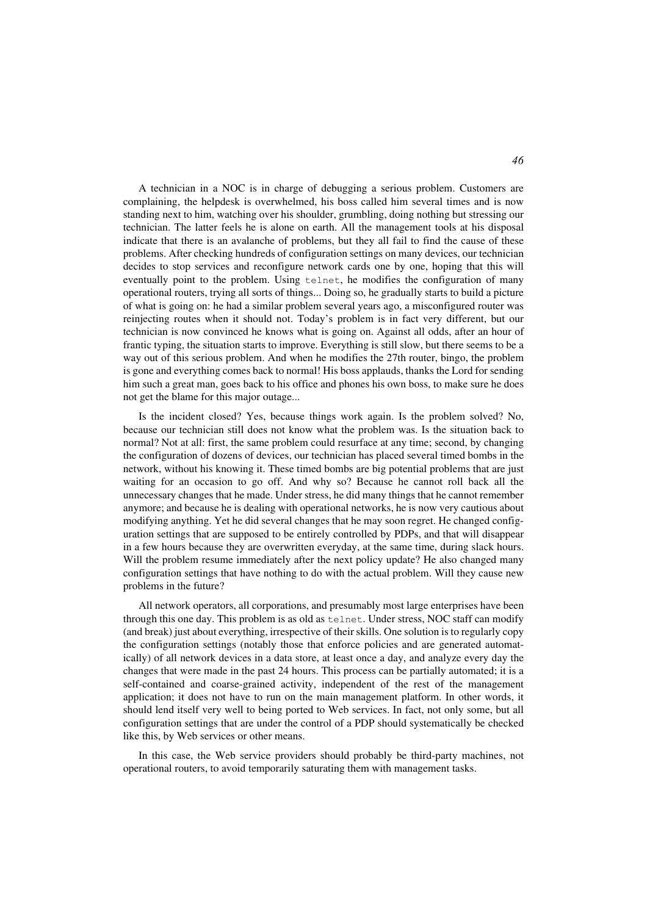A technician in a NOC is in charge of debugging a serious problem. Customers are complaining, the helpdesk is overwhelmed, his boss called him several times and is now standing next to him, watching over his shoulder, grumbling, doing nothing but stressing our technician. The latter feels he is alone on earth. All the management tools at his disposal indicate that there is an avalanche of problems, but they all fail to find the cause of these problems. After checking hundreds of configuration settings on many devices, our technician decides to stop services and reconfigure network cards one by one, hoping that this will eventually point to the problem. Using `telnet`, he modifies the configuration of many operational routers, trying all sorts of things... Doing so, he gradually starts to build a picture of what is going on: he had a similar problem several years ago, a misconfigured router was reinjecting routes when it should not. Today's problem is in fact very different, but our technician is now convinced he knows what is going on. Against all odds, after an hour of frantic typing, the situation starts to improve. Everything is still slow, but there seems to be a way out of this serious problem. And when he modifies the 27th router, bingo, the problem is gone and everything comes back to normal! His boss applauds, thanks the Lord for sending him such a great man, goes back to his office and phones his own boss, to make sure he does not get the blame for this major outage...

Is the incident closed? Yes, because things work again. Is the problem solved? No, because our technician still does not know what the problem was. Is the situation back to normal? Not at all: first, the same problem could resurface at any time; second, by changing the configuration of dozens of devices, our technician has placed several timed bombs in the network, without his knowing it. These timed bombs are big potential problems that are just waiting for an occasion to go off. And why so? Because he cannot roll back all the unnecessary changes that he made. Under stress, he did many things that he cannot remember anymore; and because he is dealing with operational networks, he is now very cautious about modifying anything. Yet he did several changes that he may soon regret. He changed configuration settings that are supposed to be entirely controlled by PDPs, and that will disappear in a few hours because they are overwritten everyday, at the same time, during slack hours. Will the problem resume immediately after the next policy update? He also changed many configuration settings that have nothing to do with the actual problem. Will they cause new problems in the future?

All network operators, all corporations, and presumably most large enterprises have been through this one day. This problem is as old as `telnet`. Under stress, NOC staff can modify (and break) just about everything, irrespective of their skills. One solution is to regularly copy the configuration settings (notably those that enforce policies and are generated automatically) of all network devices in a data store, at least once a day, and analyze every day the changes that were made in the past 24 hours. This process can be partially automated; it is a self-contained and coarse-grained activity, independent of the rest of the management application; it does not have to run on the main management platform. In other words, it should lend itself very well to being ported to Web services. In fact, not only some, but all configuration settings that are under the control of a PDP should systematically be checked like this, by Web services or other means.

In this case, the Web service providers should probably be third-party machines, not operational routers, to avoid temporarily saturating them with management tasks.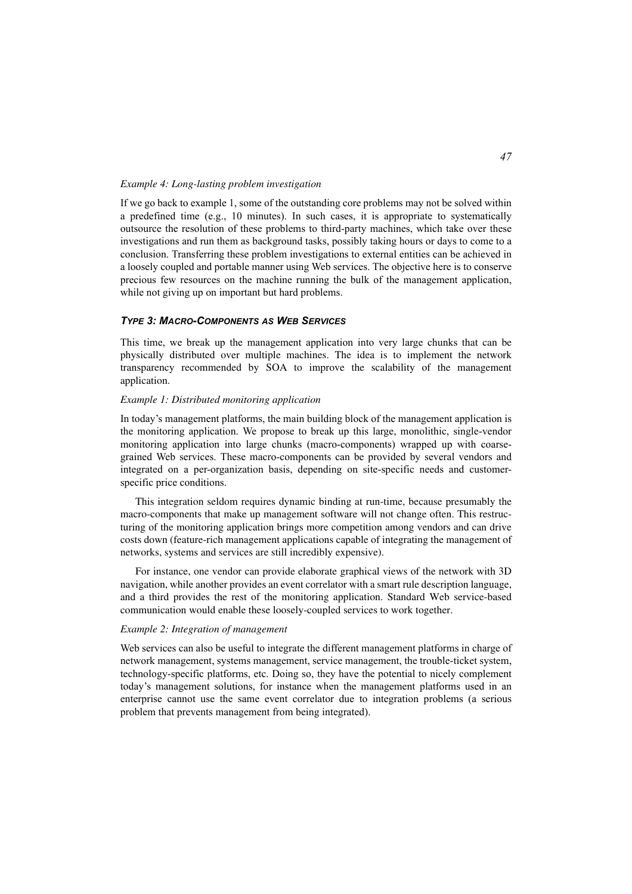*Example 4: Long-lasting problem investigation*

If we go back to example 1, some of the outstanding core problems may not be solved within a predefined time (e.g., 10 minutes). In such cases, it is appropriate to systematically outsource the resolution of these problems to third-party machines, which take over these investigations and run them as background tasks, possibly taking hours or days to come to a conclusion. Transferring these problem investigations to external entities can be achieved in a loosely coupled and portable manner using Web services. The objective here is to conserve precious few resources on the machine running the bulk of the management application, while not giving up on important but hard problems.

### *TYPE 3: MACRO-COMPONENTS AS WEB SERVICES*

This time, we break up the management application into very large chunks that can be physically distributed over multiple machines. The idea is to implement the network transparency recommended by SOA to improve the scalability of the management application.

*Example 1: Distributed monitoring application*

In today's management platforms, the main building block of the management application is the monitoring application. We propose to break up this large, monolithic, single-vendor monitoring application into large chunks (macro-components) wrapped up with coarse-grained Web services. These macro-components can be provided by several vendors and integrated on a per-organization basis, depending on site-specific needs and customer-specific price conditions.

This integration seldom requires dynamic binding at run-time, because presumably the macro-components that make up management software will not change often. This restructuring of the monitoring application brings more competition among vendors and can drive costs down (feature-rich management applications capable of integrating the management of networks, systems and services are still incredibly expensive).

For instance, one vendor can provide elaborate graphical views of the network with 3D navigation, while another provides an event correlator with a smart rule description language, and a third provides the rest of the monitoring application. Standard Web service-based communication would enable these loosely-coupled services to work together.

*Example 2: Integration of management*

Web services can also be useful to integrate the different management platforms in charge of network management, systems management, service management, the trouble-ticket system, technology-specific platforms, etc. Doing so, they have the potential to nicely complement today's management solutions, for instance when the management platforms used in an enterprise cannot use the same event correlator due to integration problems (a serious problem that prevents management from being integrated).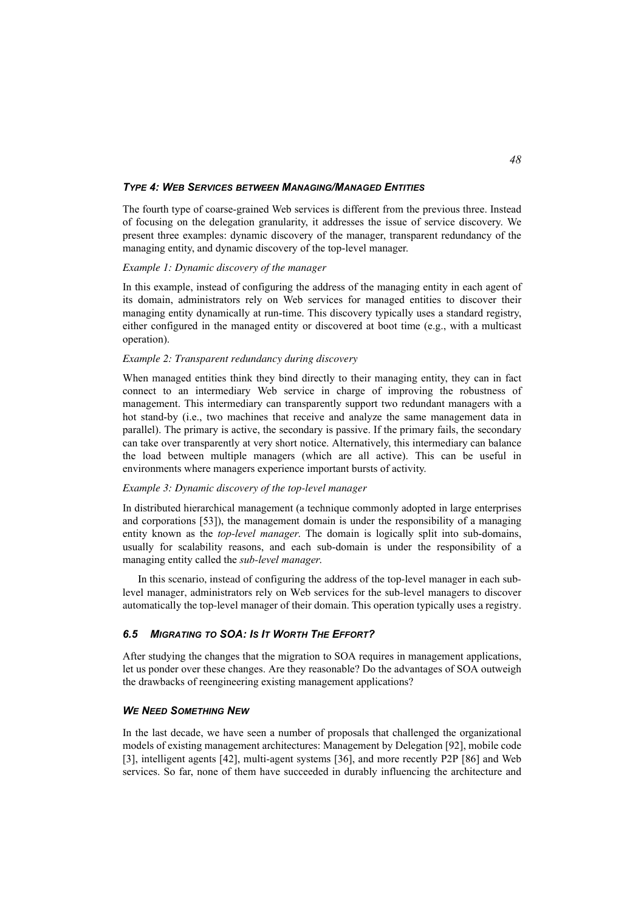### *Type 4: Web Services between Managing/Managed Entities*

The fourth type of coarse-grained Web services is different from the previous three. Instead of focusing on the delegation granularity, it addresses the issue of service discovery. We present three examples: dynamic discovery of the manager, transparent redundancy of the managing entity, and dynamic discovery of the top-level manager.

*Example 1: Dynamic discovery of the manager*

In this example, instead of configuring the address of the managing entity in each agent of its domain, administrators rely on Web services for managed entities to discover their managing entity dynamically at run-time. This discovery typically uses a standard registry, either configured in the managed entity or discovered at boot time (e.g., with a multicast operation).

*Example 2: Transparent redundancy during discovery*

When managed entities think they bind directly to their managing entity, they can in fact connect to an intermediary Web service in charge of improving the robustness of management. This intermediary can transparently support two redundant managers with a hot stand-by (i.e., two machines that receive and analyze the same management data in parallel). The primary is active, the secondary is passive. If the primary fails, the secondary can take over transparently at very short notice. Alternatively, this intermediary can balance the load between multiple managers (which are all active). This can be useful in environments where managers experience important bursts of activity.

*Example 3: Dynamic discovery of the top-level manager*

In distributed hierarchical management (a technique commonly adopted in large enterprises and corporations [53]), the management domain is under the responsibility of a managing entity known as the *top-level manager*. The domain is logically split into sub-domains, usually for scalability reasons, and each sub-domain is under the responsibility of a managing entity called the *sub-level manager*.

In this scenario, instead of configuring the address of the top-level manager in each sub-level manager, administrators rely on Web services for the sub-level managers to discover automatically the top-level manager of their domain. This operation typically uses a registry.

## *6.5 Migrating to SOA: Is It Worth The Effort?*

After studying the changes that the migration to SOA requires in management applications, let us ponder over these changes. Are they reasonable? Do the advantages of SOA outweigh the drawbacks of reengineering existing management applications?

### *We Need Something New*

In the last decade, we have seen a number of proposals that challenged the organizational models of existing management architectures: Management by Delegation [92], mobile code [3], intelligent agents [42], multi-agent systems [36], and more recently P2P [86] and Web services. So far, none of them have succeeded in durably influencing the architecture and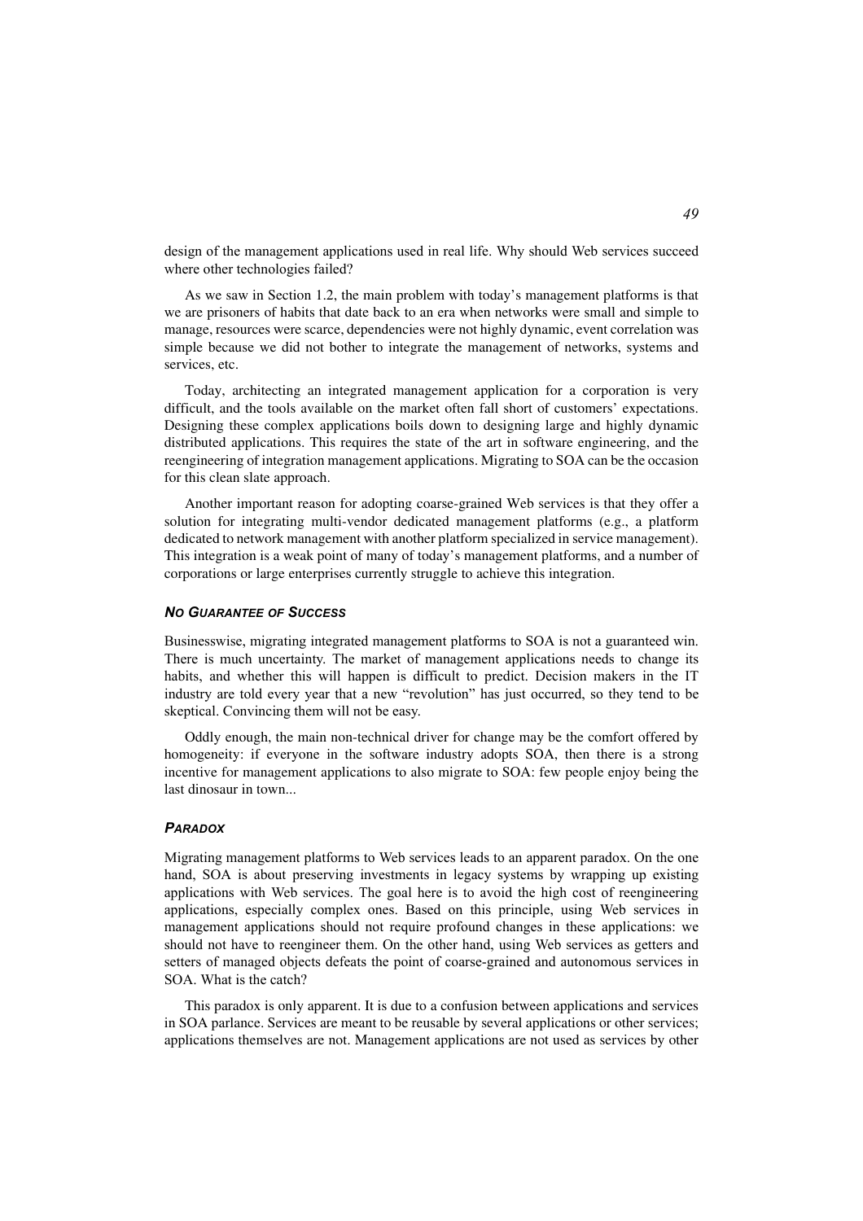design of the management applications used in real life. Why should Web services succeed where other technologies failed?

As we saw in Section 1.2, the main problem with today's management platforms is that we are prisoners of habits that date back to an era when networks were small and simple to manage, resources were scarce, dependencies were not highly dynamic, event correlation was simple because we did not bother to integrate the management of networks, systems and services, etc.

Today, architecting an integrated management application for a corporation is very difficult, and the tools available on the market often fall short of customers' expectations. Designing these complex applications boils down to designing large and highly dynamic distributed applications. This requires the state of the art in software engineering, and the reengineering of integration management applications. Migrating to SOA can be the occasion for this clean slate approach.

Another important reason for adopting coarse-grained Web services is that they offer a solution for integrating multi-vendor dedicated management platforms (e.g., a platform dedicated to network management with another platform specialized in service management). This integration is a weak point of many of today's management platforms, and a number of corporations or large enterprises currently struggle to achieve this integration.

### *No Guarantee of Success*

Businesswise, migrating integrated management platforms to SOA is not a guaranteed win. There is much uncertainty. The market of management applications needs to change its habits, and whether this will happen is difficult to predict. Decision makers in the IT industry are told every year that a new "revolution" has just occurred, so they tend to be skeptical. Convincing them will not be easy.

Oddly enough, the main non-technical driver for change may be the comfort offered by homogeneity: if everyone in the software industry adopts SOA, then there is a strong incentive for management applications to also migrate to SOA: few people enjoy being the last dinosaur in town...

### *Paradox*

Migrating management platforms to Web services leads to an apparent paradox. On the one hand, SOA is about preserving investments in legacy systems by wrapping up existing applications with Web services. The goal here is to avoid the high cost of reengineering applications, especially complex ones. Based on this principle, using Web services in management applications should not require profound changes in these applications: we should not have to reengineer them. On the other hand, using Web services as getters and setters of managed objects defeats the point of coarse-grained and autonomous services in SOA. What is the catch?

This paradox is only apparent. It is due to a confusion between applications and services in SOA parlance. Services are meant to be reusable by several applications or other services; applications themselves are not. Management applications are not used as services by other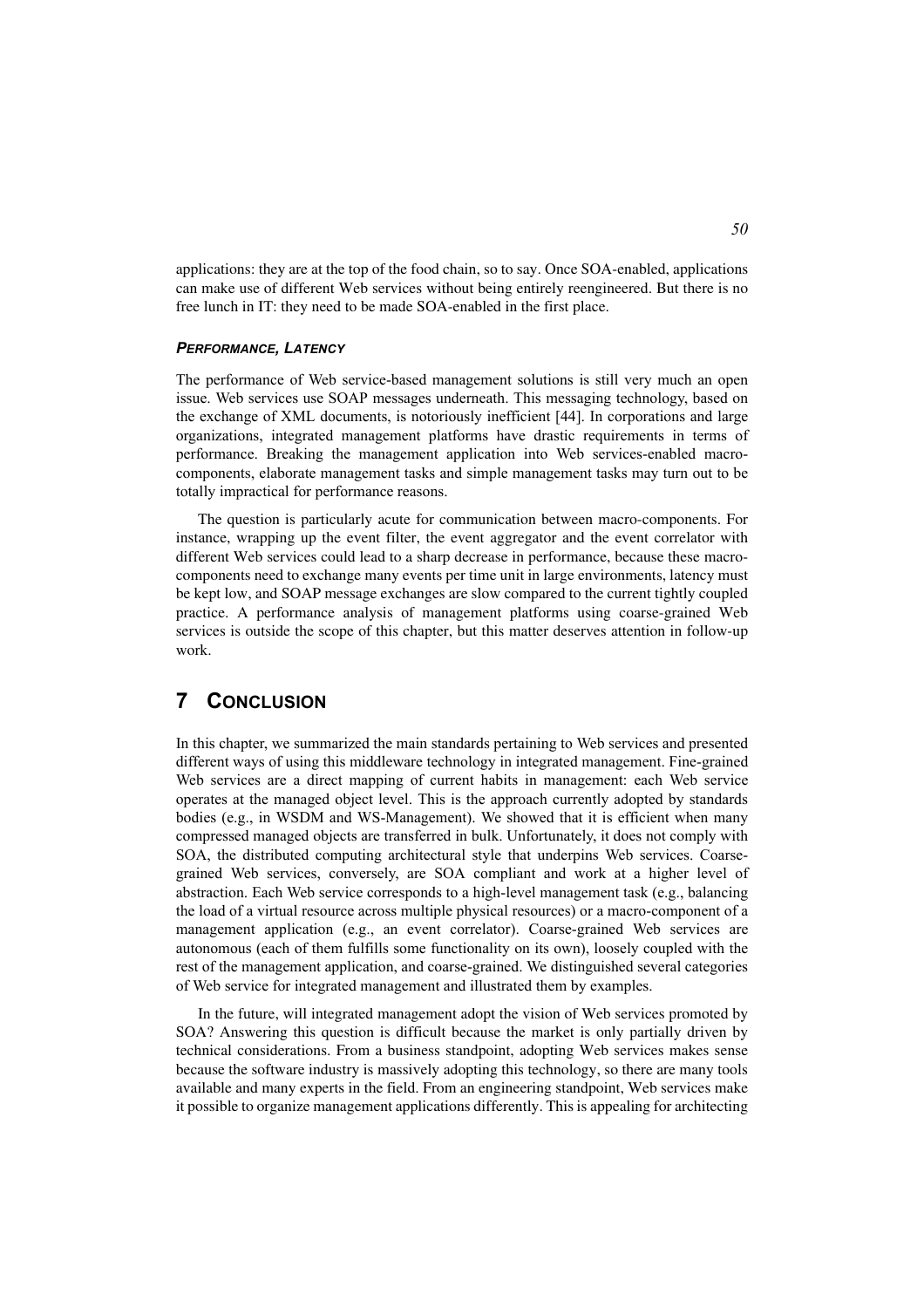applications: they are at the top of the food chain, so to say. Once SOA-enabled, applications can make use of different Web services without being entirely reengineered. But there is no free lunch in IT: they need to be made SOA-enabled in the first place.

#### *PERFORMANCE, LATENCY*

The performance of Web service-based management solutions is still very much an open issue. Web services use SOAP messages underneath. This messaging technology, based on the exchange of XML documents, is notoriously inefficient [44]. In corporations and large organizations, integrated management platforms have drastic requirements in terms of performance. Breaking the management application into Web services-enabled macro-components, elaborate management tasks and simple management tasks may turn out to be totally impractical for performance reasons.

The question is particularly acute for communication between macro-components. For instance, wrapping up the event filter, the event aggregator and the event correlator with different Web services could lead to a sharp decrease in performance, because these macro-components need to exchange many events per time unit in large environments, latency must be kept low, and SOAP message exchanges are slow compared to the current tightly coupled practice. A performance analysis of management platforms using coarse-grained Web services is outside the scope of this chapter, but this matter deserves attention in follow-up work.

## 7 CONCLUSION

In this chapter, we summarized the main standards pertaining to Web services and presented different ways of using this middleware technology in integrated management. Fine-grained Web services are a direct mapping of current habits in management: each Web service operates at the managed object level. This is the approach currently adopted by standards bodies (e.g., in WSDM and WS-Management). We showed that it is efficient when many compressed managed objects are transferred in bulk. Unfortunately, it does not comply with SOA, the distributed computing architectural style that underpins Web services. Coarse-grained Web services, conversely, are SOA compliant and work at a higher level of abstraction. Each Web service corresponds to a high-level management task (e.g., balancing the load of a virtual resource across multiple physical resources) or a macro-component of a management application (e.g., an event correlator). Coarse-grained Web services are autonomous (each of them fulfills some functionality on its own), loosely coupled with the rest of the management application, and coarse-grained. We distinguished several categories of Web service for integrated management and illustrated them by examples.

In the future, will integrated management adopt the vision of Web services promoted by SOA? Answering this question is difficult because the market is only partially driven by technical considerations. From a business standpoint, adopting Web services makes sense because the software industry is massively adopting this technology, so there are many tools available and many experts in the field. From an engineering standpoint, Web services make it possible to organize management applications differently. This is appealing for architecting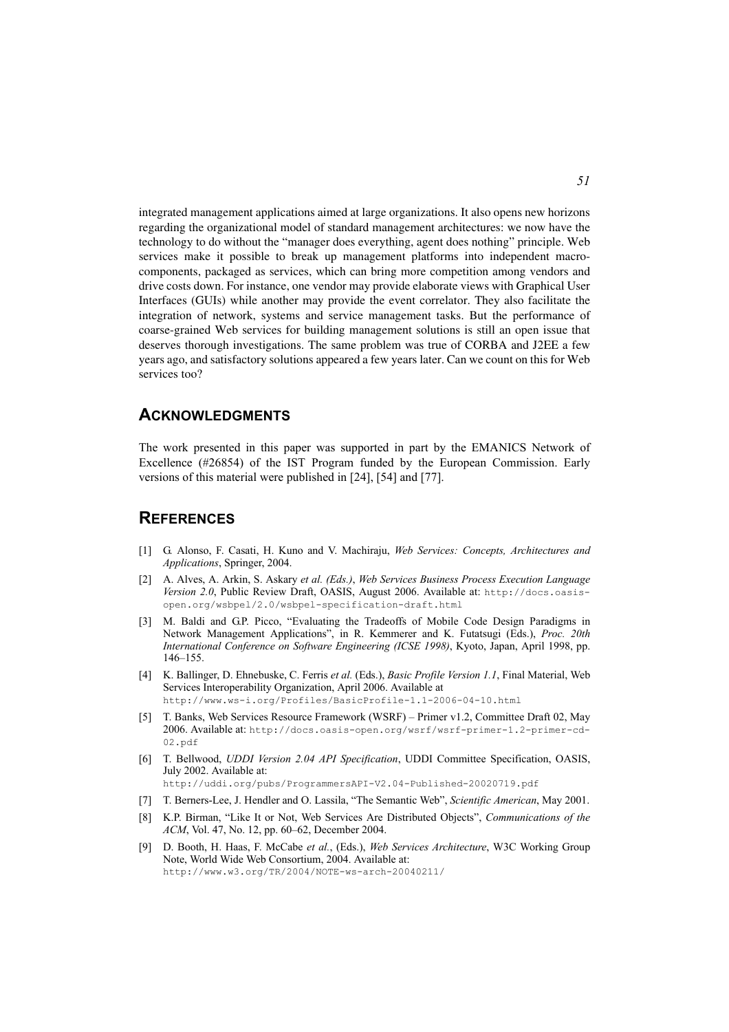integrated management applications aimed at large organizations. It also opens new horizons regarding the organizational model of standard management architectures: we now have the technology to do without the "manager does everything, agent does nothing" principle. Web services make it possible to break up management platforms into independent macro-components, packaged as services, which can bring more competition among vendors and drive costs down. For instance, one vendor may provide elaborate views with Graphical User Interfaces (GUIs) while another may provide the event correlator. They also facilitate the integration of network, systems and service management tasks. But the performance of coarse-grained Web services for building management solutions is still an open issue that deserves thorough investigations. The same problem was true of CORBA and J2EE a few years ago, and satisfactory solutions appeared a few years later. Can we count on this for Web services too?

## ACKNOWLEDGMENTS

The work presented in this paper was supported in part by the EMANICS Network of Excellence (#26854) of the IST Program funded by the European Commission. Early versions of this material were published in [24], [54] and [77].

## REFERENCES

- [1] G. Alonso, F. Casati, H. Kuno and V. Machiraju, *Web Services: Concepts, Architectures and Applications*, Springer, 2004.
- [2] A. Alves, A. Arkin, S. Askary *et al. (Eds.)*, *Web Services Business Process Execution Language Version 2.0*, Public Review Draft, OASIS, August 2006. Available at: http://docs.oasis-open.org/wsbpel/2.0/wsbpel-specification-draft.html
- [3] M. Baldi and G.P. Picco, "Evaluating the Tradeoffs of Mobile Code Design Paradigms in Network Management Applications", in R. Kemmerer and K. Futatsugi (Eds.), *Proc. 20th International Conference on Software Engineering (ICSE 1998)*, Kyoto, Japan, April 1998, pp. 146–155.
- [4] K. Ballinger, D. Ehnebuske, C. Ferris *et al.* (Eds.), *Basic Profile Version 1.1*, Final Material, Web Services Interoperability Organization, April 2006. Available at http://www.ws-i.org/Profiles/BasicProfile-1.1-2006-04-10.html
- [5] T. Banks, Web Services Resource Framework (WSRF) – Primer v1.2, Committee Draft 02, May 2006. Available at: http://docs.oasis-open.org/wsrf/wsrf-primer-1.2-primer-cd-02.pdf
- [6] T. Bellwood, *UDDI Version 2.04 API Specification*, UDDI Committee Specification, OASIS, July 2002. Available at: http://uddi.org/pubs/ProgrammersAPI-V2.04-Published-20020719.pdf
- [7] T. Berners-Lee, J. Hendler and O. Lassila, "The Semantic Web", *Scientific American*, May 2001.
- [8] K.P. Birman, "Like It or Not, Web Services Are Distributed Objects", *Communications of the ACM*, Vol. 47, No. 12, pp. 60–62, December 2004.
- [9] D. Booth, H. Haas, F. McCabe *et al.*, (Eds.), *Web Services Architecture*, W3C Working Group Note, World Wide Web Consortium, 2004. Available at: http://www.w3.org/TR/2004/NOTE-ws-arch-20040211/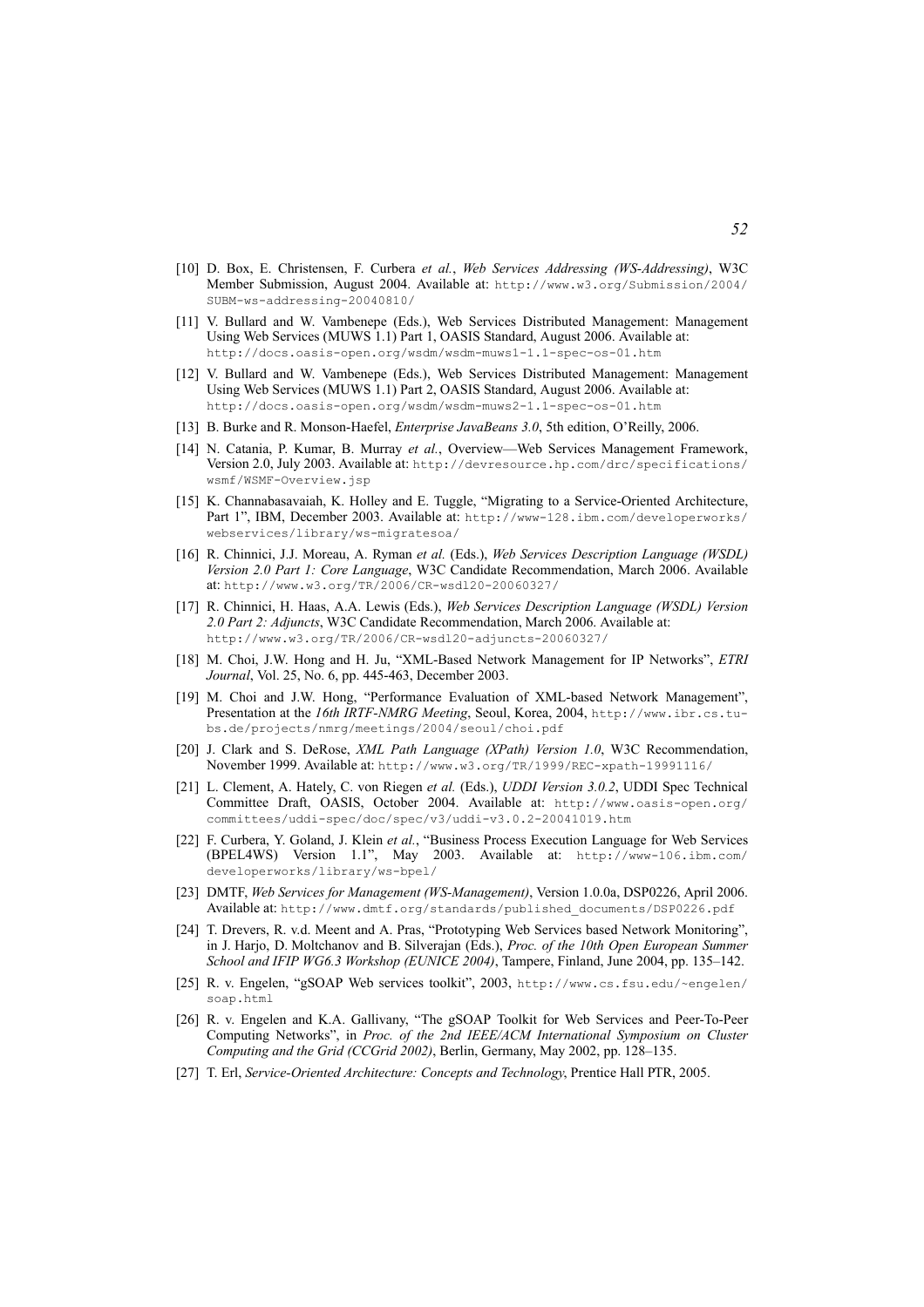[10] D. Box, E. Christensen, F. Curbera *et al.*, *Web Services Addressing (WS-Addressing)*, W3C Member Submission, August 2004. Available at: http://www.w3.org/Submission/2004/SUBM-ws-addressing-20040810/

[11] V. Bullard and W. Vambenepe (Eds.), Web Services Distributed Management: Management Using Web Services (MUWS 1.1) Part 1, OASIS Standard, August 2006. Available at: http://docs.oasis-open.org/wsdm/wsdm-muws1-1.1-spec-os-01.htm

[12] V. Bullard and W. Vambenepe (Eds.), Web Services Distributed Management: Management Using Web Services (MUWS 1.1) Part 2, OASIS Standard, August 2006. Available at: http://docs.oasis-open.org/wsdm/wsdm-muws2-1.1-spec-os-01.htm

[13] B. Burke and R. Monson-Haefel, *Enterprise JavaBeans 3.0*, 5th edition, O'Reilly, 2006.

[14] N. Catania, P. Kumar, B. Murray *et al.*, Overview—Web Services Management Framework, Version 2.0, July 2003. Available at: http://devresource.hp.com/drc/specifications/wsmf/WSMF-Overview.jsp

[15] K. Channabasavaiah, K. Holley and E. Tuggle, "Migrating to a Service-Oriented Architecture, Part 1", IBM, December 2003. Available at: http://www-128.ibm.com/developerworks/webservices/library/ws-migratesoa/

[16] R. Chinnici, J.J. Moreau, A. Ryman *et al.* (Eds.), *Web Services Description Language (WSDL) Version 2.0 Part 1: Core Language*, W3C Candidate Recommendation, March 2006. Available at: http://www.w3.org/TR/2006/CR-wsdl20-20060327/

[17] R. Chinnici, H. Haas, A.A. Lewis (Eds.), *Web Services Description Language (WSDL) Version 2.0 Part 2: Adjuncts*, W3C Candidate Recommendation, March 2006. Available at: http://www.w3.org/TR/2006/CR-wsdl20-adjuncts-20060327/

[18] M. Choi, J.W. Hong and H. Ju, "XML-Based Network Management for IP Networks", *ETRI Journal*, Vol. 25, No. 6, pp. 445-463, December 2003.

[19] M. Choi and J.W. Hong, "Performance Evaluation of XML-based Network Management", Presentation at the *16th IRTF-NMRG Meeting*, Seoul, Korea, 2004, http://www.ibr.cs.tu-bs.de/projects/nmrg/meetings/2004/seoul/choi.pdf

[20] J. Clark and S. DeRose, *XML Path Language (XPath) Version 1.0*, W3C Recommendation, November 1999. Available at: http://www.w3.org/TR/1999/REC-xpath-19991116/

[21] L. Clement, A. Hately, C. von Riegen *et al.* (Eds.), *UDDI Version 3.0.2*, UDDI Spec Technical Committee Draft, OASIS, October 2004. Available at: http://www.oasis-open.org/committees/uddi-spec/doc/spec/v3/uddi-v3.0.2-20041019.htm

[22] F. Curbera, Y. Goland, J. Klein *et al.*, "Business Process Execution Language for Web Services (BPEL4WS) Version 1.1", May 2003. Available at: http://www-106.ibm.com/developerworks/library/ws-bpel/

[23] DMTF, *Web Services for Management (WS-Management)*, Version 1.0.0a, DSP0226, April 2006. Available at: http://www.dmtf.org/standards/published_documents/DSP0226.pdf

[24] T. Drevers, R. v.d. Meent and A. Pras, "Prototyping Web Services based Network Monitoring", in J. Harjo, D. Moltchanov and B. Silverajan (Eds.), *Proc. of the 10th Open European Summer School and IFIP WG6.3 Workshop (EUNICE 2004)*, Tampere, Finland, June 2004, pp. 135–142.

[25] R. v. Engelen, "gSOAP Web services toolkit", 2003, http://www.cs.fsu.edu/~engelen/soap.html

[26] R. v. Engelen and K.A. Gallivany, "The gSOAP Toolkit for Web Services and Peer-To-Peer Computing Networks", in *Proc. of the 2nd IEEE/ACM International Symposium on Cluster Computing and the Grid (CCGrid 2002)*, Berlin, Germany, May 2002, pp. 128–135.

[27] T. Erl, *Service-Oriented Architecture: Concepts and Technology*, Prentice Hall PTR, 2005.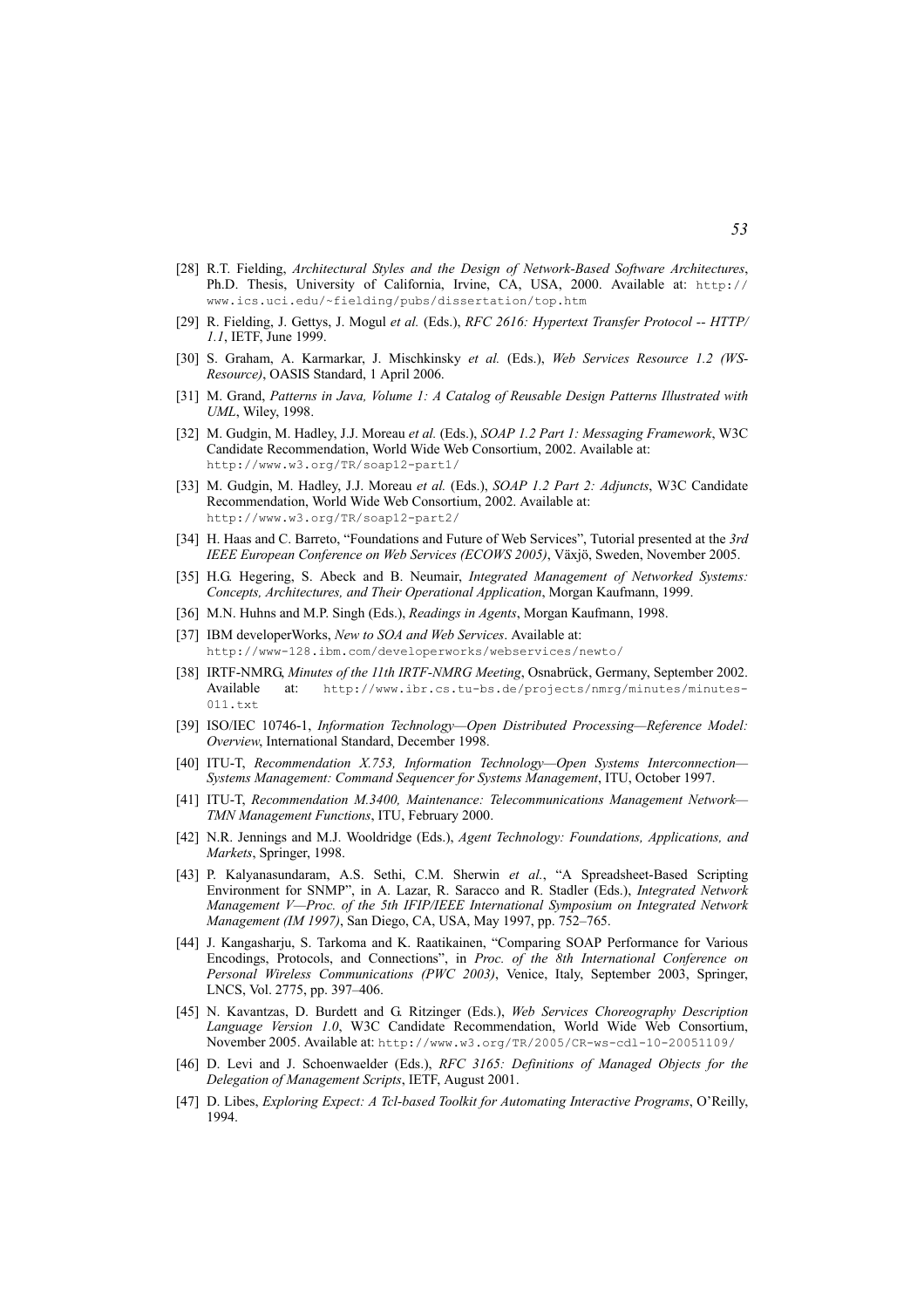[28] R.T. Fielding, *Architectural Styles and the Design of Network-Based Software Architectures*, Ph.D. Thesis, University of California, Irvine, CA, USA, 2000. Available at: http://www.ics.uci.edu/~fielding/pubs/dissertation/top.htm

[29] R. Fielding, J. Gettys, J. Mogul *et al.* (Eds.), *RFC 2616: Hypertext Transfer Protocol -- HTTP/1.1*, IETF, June 1999.

[30] S. Graham, A. Karmarkar, J. Mischkinsky *et al.* (Eds.), *Web Services Resource 1.2 (WS-Resource)*, OASIS Standard, 1 April 2006.

[31] M. Grand, *Patterns in Java, Volume 1: A Catalog of Reusable Design Patterns Illustrated with UML*, Wiley, 1998.

[32] M. Gudgin, M. Hadley, J.J. Moreau *et al.* (Eds.), *SOAP 1.2 Part 1: Messaging Framework*, W3C Candidate Recommendation, World Wide Web Consortium, 2002. Available at: http://www.w3.org/TR/soap12-part1/

[33] M. Gudgin, M. Hadley, J.J. Moreau *et al.* (Eds.), *SOAP 1.2 Part 2: Adjuncts*, W3C Candidate Recommendation, World Wide Web Consortium, 2002. Available at: http://www.w3.org/TR/soap12-part2/

[34] H. Haas and C. Barreto, "Foundations and Future of Web Services", Tutorial presented at the *3rd IEEE European Conference on Web Services (ECOWS 2005)*, Växjö, Sweden, November 2005.

[35] H.G. Hegering, S. Abeck and B. Neumair, *Integrated Management of Networked Systems: Concepts, Architectures, and Their Operational Application*, Morgan Kaufmann, 1999.

[36] M.N. Huhns and M.P. Singh (Eds.), *Readings in Agents*, Morgan Kaufmann, 1998.

[37] IBM developerWorks, *New to SOA and Web Services*. Available at: http://www-128.ibm.com/developerworks/webservices/newto/

[38] IRTF-NMRG, *Minutes of the 11th IRTF-NMRG Meeting*, Osnabrück, Germany, September 2002. Available at: http://www.ibr.cs.tu-bs.de/projects/nmrg/minutes/minutes-011.txt

[39] ISO/IEC 10746-1, *Information Technology—Open Distributed Processing—Reference Model: Overview*, International Standard, December 1998.

[40] ITU-T, *Recommendation X.753, Information Technology—Open Systems Interconnection—Systems Management: Command Sequencer for Systems Management*, ITU, October 1997.

[41] ITU-T, *Recommendation M.3400, Maintenance: Telecommunications Management Network—TMN Management Functions*, ITU, February 2000.

[42] N.R. Jennings and M.J. Wooldridge (Eds.), *Agent Technology: Foundations, Applications, and Markets*, Springer, 1998.

[43] P. Kalyanasundaram, A.S. Sethi, C.M. Sherwin *et al.*, "A Spreadsheet-Based Scripting Environment for SNMP", in A. Lazar, R. Saracco and R. Stadler (Eds.), *Integrated Network Management V—Proc. of the 5th IFIP/IEEE International Symposium on Integrated Network Management (IM 1997)*, San Diego, CA, USA, May 1997, pp. 752–765.

[44] J. Kangasharju, S. Tarkoma and K. Raatikainen, "Comparing SOAP Performance for Various Encodings, Protocols, and Connections", in *Proc. of the 8th International Conference on Personal Wireless Communications (PWC 2003)*, Venice, Italy, September 2003, Springer, LNCS, Vol. 2775, pp. 397–406.

[45] N. Kavantzas, D. Burdett and G. Ritzinger (Eds.), *Web Services Choreography Description Language Version 1.0*, W3C Candidate Recommendation, World Wide Web Consortium, November 2005. Available at: http://www.w3.org/TR/2005/CR-ws-cdl-10-20051109/

[46] D. Levi and J. Schoenwaelder (Eds.), *RFC 3165: Definitions of Managed Objects for the Delegation of Management Scripts*, IETF, August 2001.

[47] D. Libes, *Exploring Expect: A Tcl-based Toolkit for Automating Interactive Programs*, O'Reilly, 1994.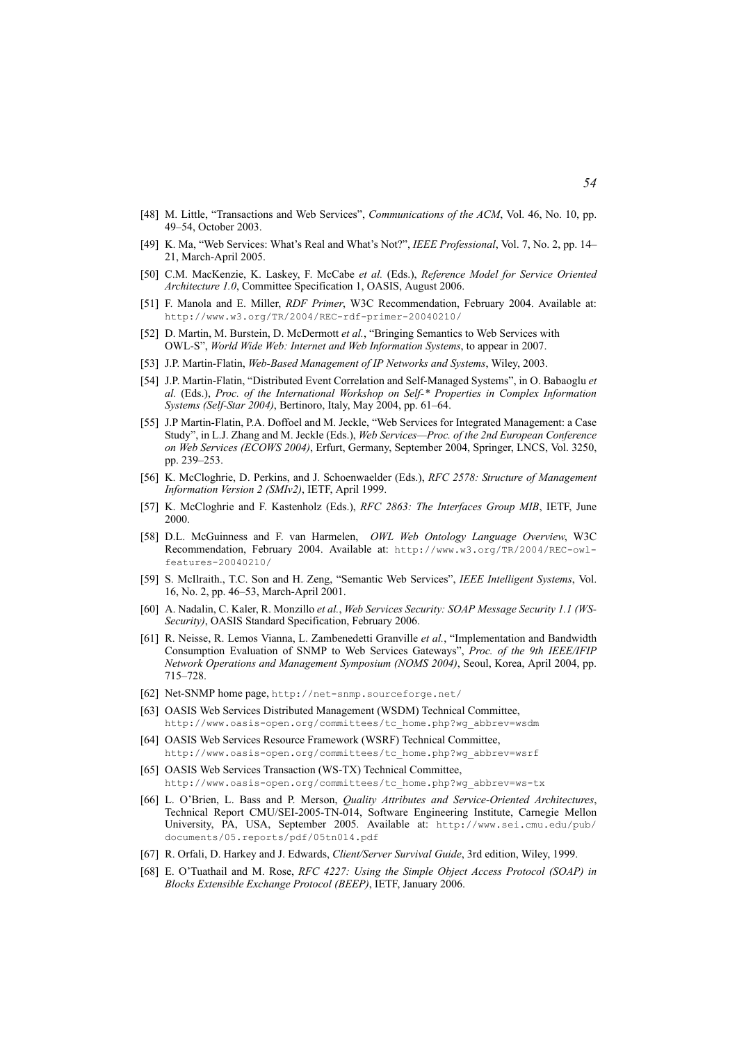[48] M. Little, "Transactions and Web Services", *Communications of the ACM*, Vol. 46, No. 10, pp. 49–54, October 2003.

[49] K. Ma, "Web Services: What's Real and What's Not?", *IEEE Professional*, Vol. 7, No. 2, pp. 14–21, March-April 2005.

[50] C.M. MacKenzie, K. Laskey, F. McCabe *et al.* (Eds.), *Reference Model for Service Oriented Architecture 1.0*, Committee Specification 1, OASIS, August 2006.

[51] F. Manola and E. Miller, *RDF Primer*, W3C Recommendation, February 2004. Available at: `http://www.w3.org/TR/2004/REC-rdf-primer-20040210/`

[52] D. Martin, M. Burstein, D. McDermott *et al.*, "Bringing Semantics to Web Services with OWL-S", *World Wide Web: Internet and Web Information Systems*, to appear in 2007.

[53] J.P. Martin-Flatin, *Web-Based Management of IP Networks and Systems*, Wiley, 2003.

[54] J.P. Martin-Flatin, "Distributed Event Correlation and Self-Managed Systems", in O. Babaoglu *et al.* (Eds.), *Proc. of the International Workshop on Self-* Properties in Complex Information Systems (Self-Star 2004)*, Bertinoro, Italy, May 2004, pp. 61–64.

[55] J.P Martin-Flatin, P.A. Doffoel and M. Jeckle, "Web Services for Integrated Management: a Case Study", in L.J. Zhang and M. Jeckle (Eds.), *Web Services—Proc. of the 2nd European Conference on Web Services (ECOWS 2004)*, Erfurt, Germany, September 2004, Springer, LNCS, Vol. 3250, pp. 239–253.

[56] K. McCloghrie, D. Perkins, and J. Schoenwaelder (Eds.), *RFC 2578: Structure of Management Information Version 2 (SMIv2)*, IETF, April 1999.

[57] K. McCloghrie and F. Kastenholz (Eds.), *RFC 2863: The Interfaces Group MIB*, IETF, June 2000.

[58] D.L. McGuinness and F. van Harmelen, *OWL Web Ontology Language Overview*, W3C Recommendation, February 2004. Available at: `http://www.w3.org/TR/2004/REC-owl-features-20040210/`

[59] S. McIlraith., T.C. Son and H. Zeng, "Semantic Web Services", *IEEE Intelligent Systems*, Vol. 16, No. 2, pp. 46–53, March-April 2001.

[60] A. Nadalin, C. Kaler, R. Monzillo *et al.*, *Web Services Security: SOAP Message Security 1.1 (WS-Security)*, OASIS Standard Specification, February 2006.

[61] R. Neisse, R. Lemos Vianna, L. Zambenedetti Granville *et al.*, "Implementation and Bandwidth Consumption Evaluation of SNMP to Web Services Gateways", *Proc. of the 9th IEEE/IFIP Network Operations and Management Symposium (NOMS 2004)*, Seoul, Korea, April 2004, pp. 715–728.

[62] Net-SNMP home page, `http://net-snmp.sourceforge.net/`

[63] OASIS Web Services Distributed Management (WSDM) Technical Committee, `http://www.oasis-open.org/committees/tc_home.php?wg_abbrev=wsdm`

[64] OASIS Web Services Resource Framework (WSRF) Technical Committee, `http://www.oasis-open.org/committees/tc_home.php?wg_abbrev=wsrf`

[65] OASIS Web Services Transaction (WS-TX) Technical Committee, `http://www.oasis-open.org/committees/tc_home.php?wg_abbrev=ws-tx`

[66] L. O'Brien, L. Bass and P. Merson, *Quality Attributes and Service-Oriented Architectures*, Technical Report CMU/SEI-2005-TN-014, Software Engineering Institute, Carnegie Mellon University, PA, USA, September 2005. Available at: `http://www.sei.cmu.edu/pub/documents/05.reports/pdf/05tn014.pdf`

[67] R. Orfali, D. Harkey and J. Edwards, *Client/Server Survival Guide*, 3rd edition, Wiley, 1999.

[68] E. O'Tuathail and M. Rose, *RFC 4227: Using the Simple Object Access Protocol (SOAP) in Blocks Extensible Exchange Protocol (BEEP)*, IETF, January 2006.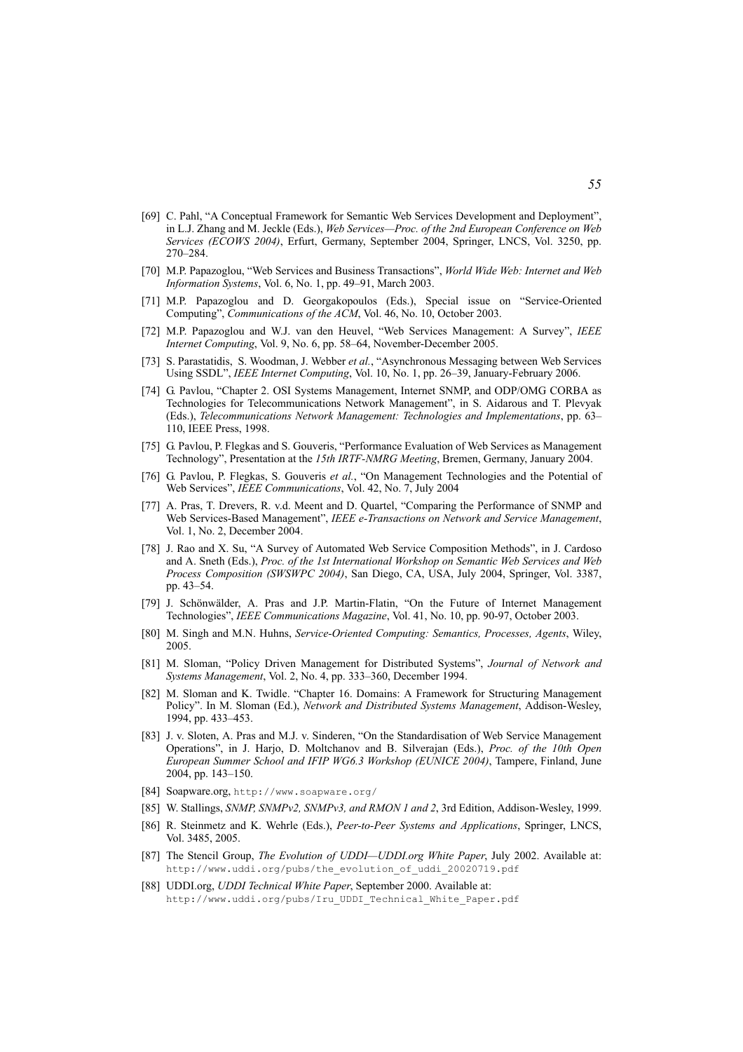[69] C. Pahl, "A Conceptual Framework for Semantic Web Services Development and Deployment", in L.J. Zhang and M. Jeckle (Eds.), *Web Services—Proc. of the 2nd European Conference on Web Services (ECOWS 2004)*, Erfurt, Germany, September 2004, Springer, LNCS, Vol. 3250, pp. 270–284.

[70] M.P. Papazoglou, "Web Services and Business Transactions", *World Wide Web: Internet and Web Information Systems*, Vol. 6, No. 1, pp. 49–91, March 2003.

[71] M.P. Papazoglou and D. Georgakopoulos (Eds.), Special issue on "Service-Oriented Computing", *Communications of the ACM*, Vol. 46, No. 10, October 2003.

[72] M.P. Papazoglou and W.J. van den Heuvel, "Web Services Management: A Survey", *IEEE Internet Computing*, Vol. 9, No. 6, pp. 58–64, November-December 2005.

[73] S. Parastatidis, S. Woodman, J. Webber *et al.*, "Asynchronous Messaging between Web Services Using SSDL", *IEEE Internet Computing*, Vol. 10, No. 1, pp. 26–39, January-February 2006.

[74] G. Pavlou, "Chapter 2. OSI Systems Management, Internet SNMP, and ODP/OMG CORBA as Technologies for Telecommunications Network Management", in S. Aidarous and T. Plevyak (Eds.), *Telecommunications Network Management: Technologies and Implementations*, pp. 63–110, IEEE Press, 1998.

[75] G. Pavlou, P. Flegkas and S. Gouveris, "Performance Evaluation of Web Services as Management Technology", Presentation at the *15th IRTF-NMRG Meeting*, Bremen, Germany, January 2004.

[76] G. Pavlou, P. Flegkas, S. Gouveris *et al.*, "On Management Technologies and the Potential of Web Services", *IEEE Communications*, Vol. 42, No. 7, July 2004

[77] A. Pras, T. Drevers, R. v.d. Meent and D. Quartel, "Comparing the Performance of SNMP and Web Services-Based Management", *IEEE e-Transactions on Network and Service Management*, Vol. 1, No. 2, December 2004.

[78] J. Rao and X. Su, "A Survey of Automated Web Service Composition Methods", in J. Cardoso and A. Sneth (Eds.), *Proc. of the 1st International Workshop on Semantic Web Services and Web Process Composition (SWSWPC 2004)*, San Diego, CA, USA, July 2004, Springer, Vol. 3387, pp. 43–54.

[79] J. Schönwälder, A. Pras and J.P. Martin-Flatin, "On the Future of Internet Management Technologies", *IEEE Communications Magazine*, Vol. 41, No. 10, pp. 90-97, October 2003.

[80] M. Singh and M.N. Huhns, *Service-Oriented Computing: Semantics, Processes, Agents*, Wiley, 2005.

[81] M. Sloman, "Policy Driven Management for Distributed Systems", *Journal of Network and Systems Management*, Vol. 2, No. 4, pp. 333–360, December 1994.

[82] M. Sloman and K. Twidle. "Chapter 16. Domains: A Framework for Structuring Management Policy". In M. Sloman (Ed.), *Network and Distributed Systems Management*, Addison-Wesley, 1994, pp. 433–453.

[83] J. v. Sloten, A. Pras and M.J. v. Sinderen, "On the Standardisation of Web Service Management Operations", in J. Harjo, D. Moltchanov and B. Silverajan (Eds.), *Proc. of the 10th Open European Summer School and IFIP WG6.3 Workshop (EUNICE 2004)*, Tampere, Finland, June 2004, pp. 143–150.

[84] Soapware.org, `http://www.soapware.org/`

[85] W. Stallings, *SNMP, SNMPv2, SNMPv3, and RMON 1 and 2*, 3rd Edition, Addison-Wesley, 1999.

[86] R. Steinmetz and K. Wehrle (Eds.), *Peer-to-Peer Systems and Applications*, Springer, LNCS, Vol. 3485, 2005.

[87] The Stencil Group, *The Evolution of UDDI—UDDI.org White Paper*, July 2002. Available at: `http://www.uddi.org/pubs/the_evolution_of_uddi_20020719.pdf`

[88] UDDI.org, *UDDI Technical White Paper*, September 2000. Available at: `http://www.uddi.org/pubs/Iru_UDDI_Technical_White_Paper.pdf`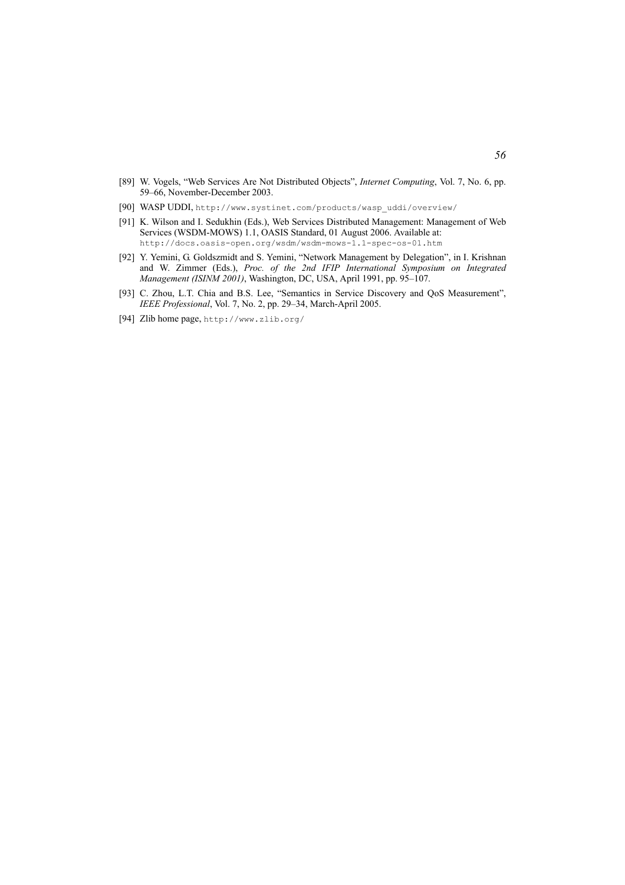[89] W. Vogels, "Web Services Are Not Distributed Objects", *Internet Computing*, Vol. 7, No. 6, pp. 59–66, November-December 2003.

[90] WASP UDDI, `http://www.systinet.com/products/wasp_uddi/overview/`

[91] K. Wilson and I. Sedukhin (Eds.), Web Services Distributed Management: Management of Web Services (WSDM-MOWS) 1.1, OASIS Standard, 01 August 2006. Available at: `http://docs.oasis-open.org/wsdm/wsdm-mows-1.1-spec-os-01.htm`

[92] Y. Yemini, G. Goldszmidt and S. Yemini, "Network Management by Delegation", in I. Krishnan and W. Zimmer (Eds.), *Proc. of the 2nd IFIP International Symposium on Integrated Management (ISINM 2001)*, Washington, DC, USA, April 1991, pp. 95–107.

[93] C. Zhou, L.T. Chia and B.S. Lee, "Semantics in Service Discovery and QoS Measurement", *IEEE Professional*, Vol. 7, No. 2, pp. 29–34, March-April 2005.

[94] Zlib home page, `http://www.zlib.org/`